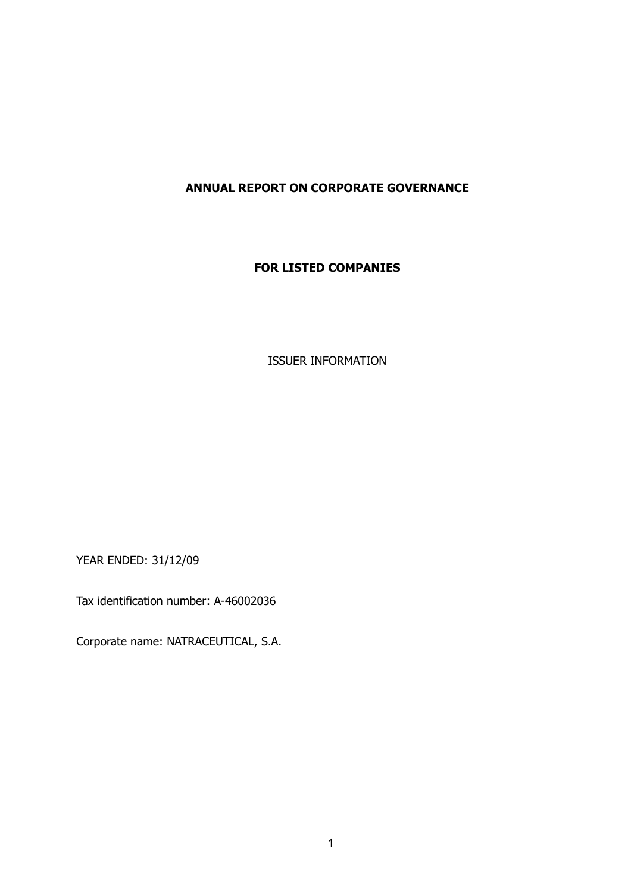# ANNUAL REPORT ON CORPORATE GOVERNANCE

## FOR LISTED COMPANIES

ISSUER INFORMATION

YEAR ENDED: 31/12/09

Tax identification number: A-46002036

Corporate name: NATRACEUTICAL, S.A.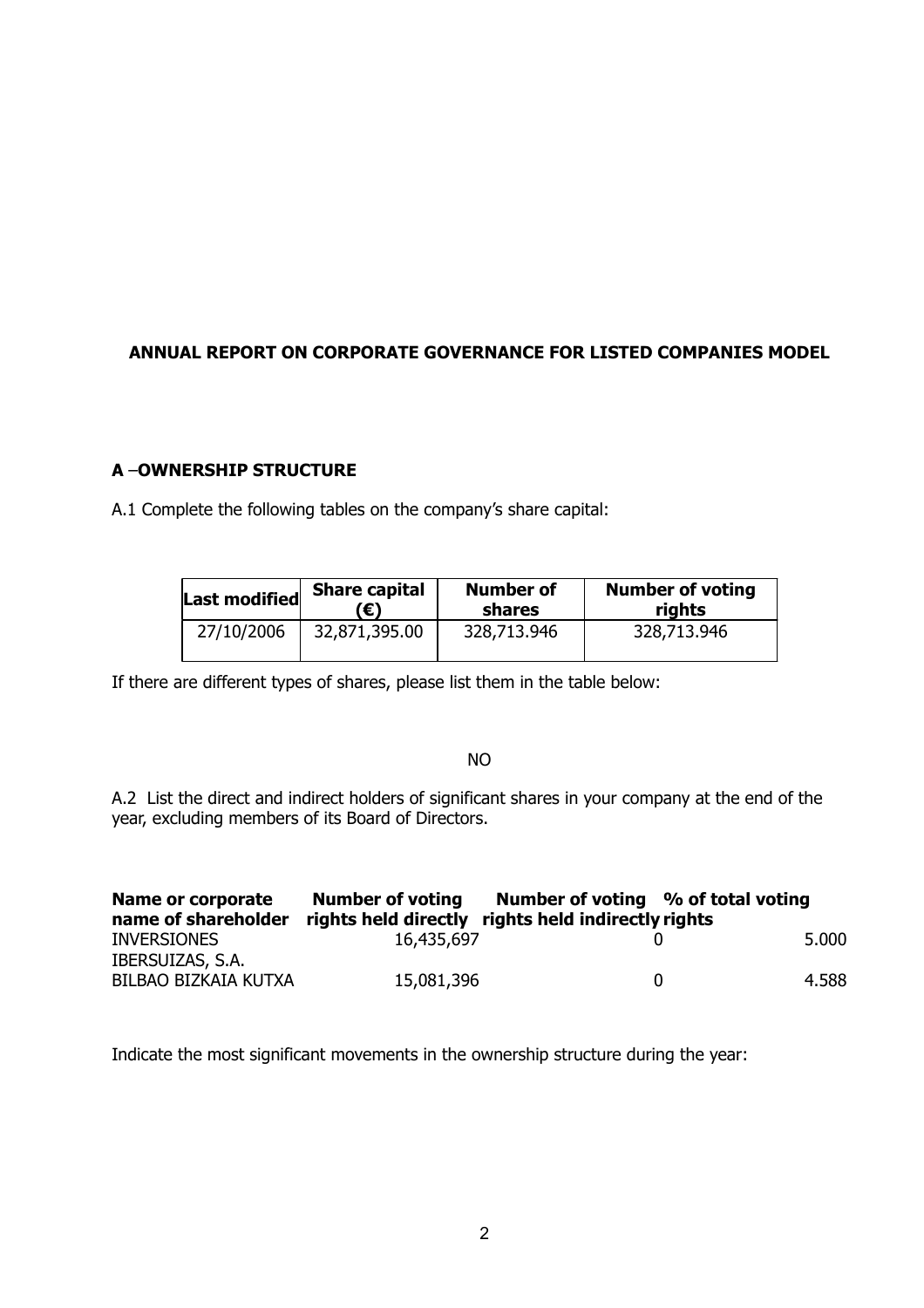**ANNUAL REPORT ON CORPORATE GOVERNANCE FOR LISTED COMPANIES MODEL**

**A –OWNERSHIP STRUCTURE**

A.1 Complete the following tables on the company's share capital:

| Last modified | Share capital (€) | Number of shares | Number of voting rights |
|---|---|---|---|
| 27/10/2006 | 32,871,395.00 | 328,713.946 | 328,713.946 |

If there are different types of shares, please list them in the table below:

NO

A.2 List the direct and indirect holders of significant shares in your company at the end of the year, excluding members of its Board of Directors.

| Name or corporate name of shareholder | Number of voting rights held directly | Number of voting rights held indirectly | % of total voting rights |
|---|---|---|---|
| INVERSIONES IBERSUIZAS, S.A. | 16,435,697 | 0 | 5.000 |
| BILBAO BIZKAIA KUTXA | 15,081,396 | 0 | 4.588 |

Indicate the most significant movements in the ownership structure during the year: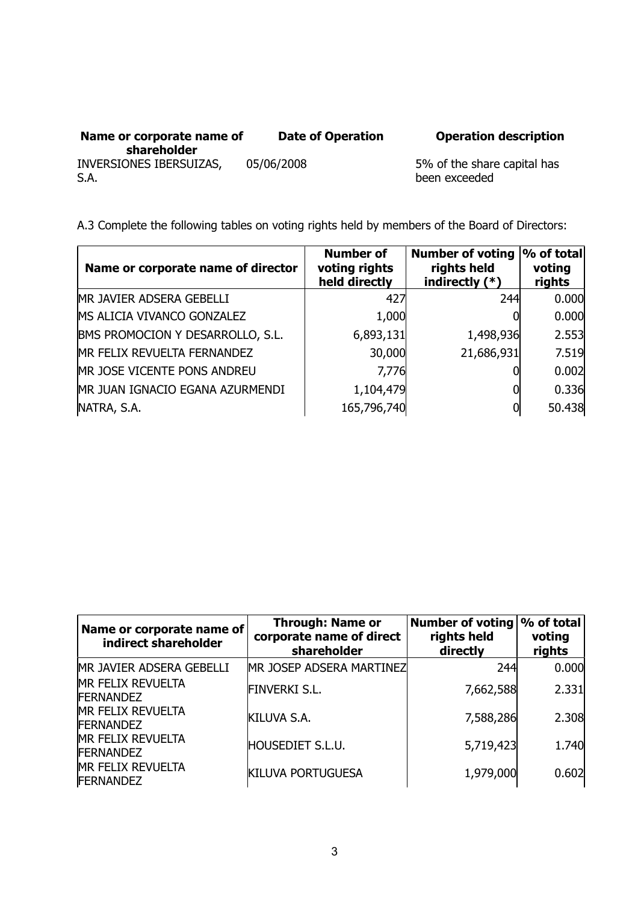| Name or corporate name of shareholder | Date of Operation | Operation description |
|---|---|---|
| INVERSIONES IBERSUIZAS, S.A. | 05/06/2008 | 5% of the share capital has been exceeded |

A.3 Complete the following tables on voting rights held by members of the Board of Directors:

| Name or corporate name of director | Number of voting rights held directly | Number of voting rights held indirectly (*) | % of total voting rights |
|---|---|---|---|
| MR JAVIER ADSERA GEBELLI | 427 | 244 | 0.000 |
| MS ALICIA VIVANCO GONZALEZ | 1,000 | 0 | 0.000 |
| BMS PROMOCION Y DESARROLLO, S.L. | 6,893,131 | 1,498,936 | 2.553 |
| MR FELIX REVUELTA FERNANDEZ | 30,000 | 21,686,931 | 7.519 |
| MR JOSE VICENTE PONS ANDREU | 7,776 | 0 | 0.002 |
| MR JUAN IGNACIO EGANA AZURMENDI | 1,104,479 | 0 | 0.336 |
| NATRA, S.A. | 165,796,740 | 0 | 50.438 |

| Name or corporate name of indirect shareholder | Through: Name or corporate name of direct shareholder | Number of voting rights held directly | % of total voting rights |
|---|---|---|---|
| MR JAVIER ADSERA GEBELLI | MR JOSEP ADSERA MARTINEZ | 244 | 0.000 |
| MR FELIX REVUELTA FERNANDEZ | FINVERKI S.L. | 7,662,588 | 2.331 |
| MR FELIX REVUELTA FERNANDEZ | KILUVA S.A. | 7,588,286 | 2.308 |
| MR FELIX REVUELTA FERNANDEZ | HOUSEDIET S.L.U. | 5,719,423 | 1.740 |
| MR FELIX REVUELTA FERNANDEZ | KILUVA PORTUGUESA | 1,979,000 | 0.602 |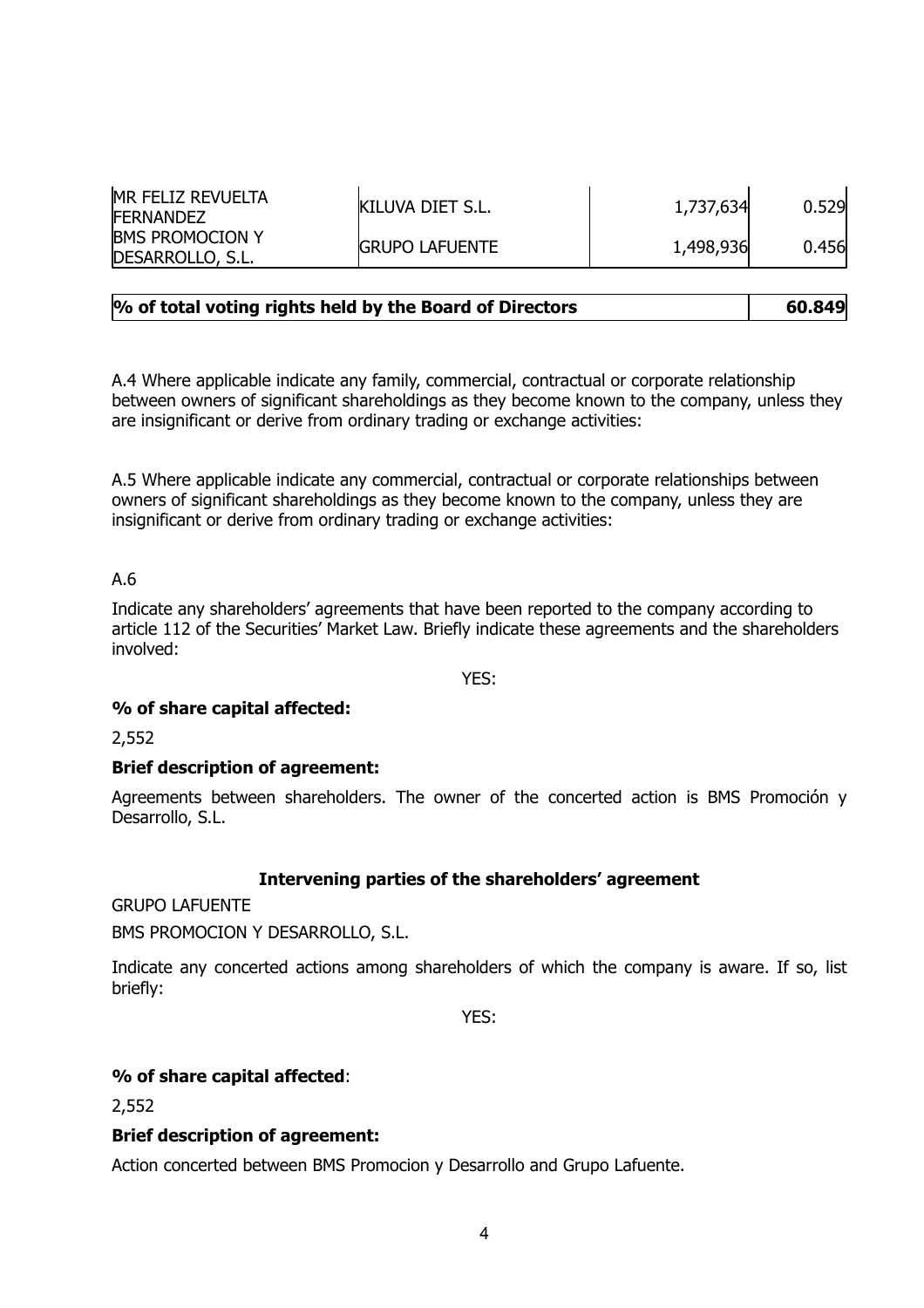| | | | |
|---|---|---|---|
| MR FELIZ REVUELTA FERNANDEZ | KILUVA DIET S.L. | 1,737,634 | 0.529 |
| BMS PROMOCION Y DESARROLLO, S.L. | GRUPO LAFUENTE | 1,498,936 | 0.456 |

| **% of total voting rights held by the Board of Directors** | **60.849** |
|---|---|

A.4 Where applicable indicate any family, commercial, contractual or corporate relationship between owners of significant shareholdings as they become known to the company, unless they are insignificant or derive from ordinary trading or exchange activities:

A.5 Where applicable indicate any commercial, contractual or corporate relationships between owners of significant shareholdings as they become known to the company, unless they are insignificant or derive from ordinary trading or exchange activities:

A.6

Indicate any shareholders' agreements that have been reported to the company according to article 112 of the Securities' Market Law. Briefly indicate these agreements and the shareholders involved:

YES:

**% of share capital affected:**

2,552

**Brief description of agreement:**

Agreements between shareholders. The owner of the concerted action is BMS Promoción y Desarrollo, S.L.

**Intervening parties of the shareholders' agreement**

GRUPO LAFUENTE

BMS PROMOCION Y DESARROLLO, S.L.

Indicate any concerted actions among shareholders of which the company is aware. If so, list briefly:

YES:

**% of share capital affected**:

2,552

**Brief description of agreement:**

Action concerted between BMS Promocion y Desarrollo and Grupo Lafuente.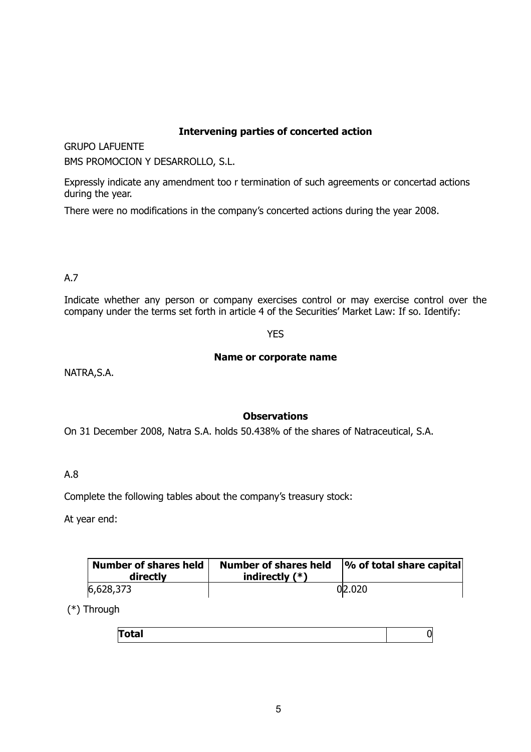**Intervening parties of concerted action**

GRUPO LAFUENTE

BMS PROMOCION Y DESARROLLO, S.L.

Expressly indicate any amendment too r termination of such agreements or concertad actions during the year.

There were no modifications in the company's concerted actions during the year 2008.

A.7

Indicate whether any person or company exercises control or may exercise control over the company under the terms set forth in article 4 of the Securities' Market Law: If so. Identify:

YES

**Name or corporate name**

NATRA,S.A.

**Observations**

On 31 December 2008, Natra S.A. holds 50.438% of the shares of Natraceutical, S.A.

A.8

Complete the following tables about the company's treasury stock:

At year end:

| Number of shares held directly | Number of shares held indirectly (*) | % of total share capital |
|---|---|---|
| 6,628,373 | 0 | 2.020 |

(*) Through

| Total | 0 |
|---|---|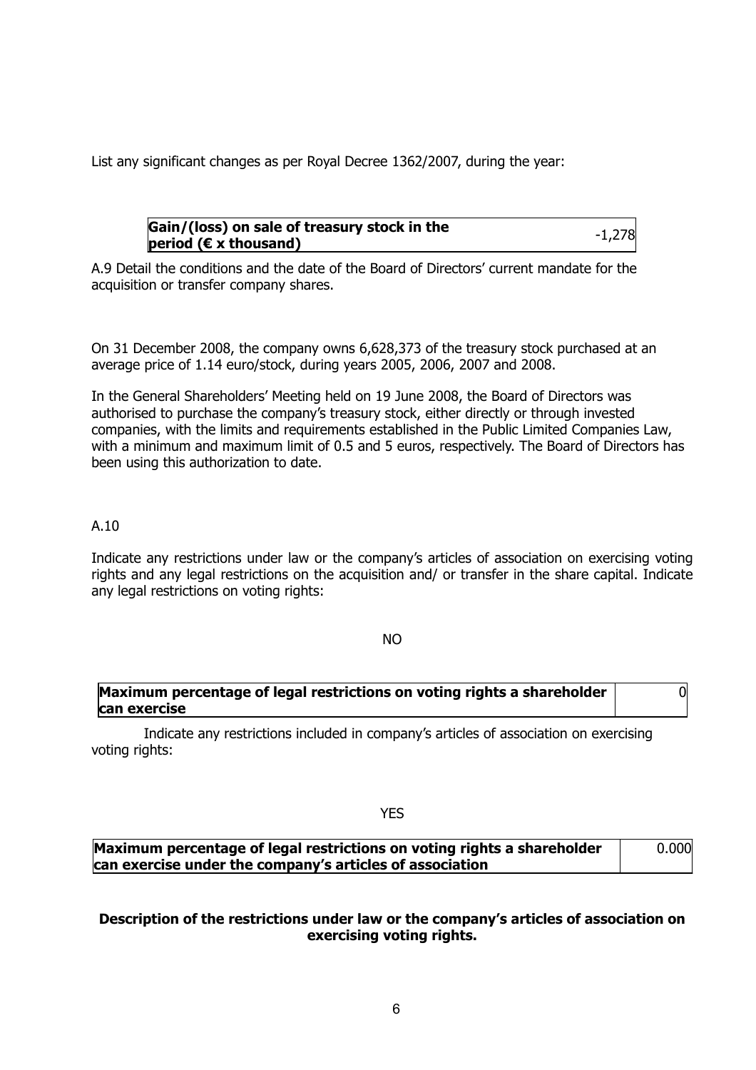List any significant changes as per Royal Decree 1362/2007, during the year:

| **Gain/(loss) on sale of treasury stock in the period (€ x thousand)** | -1,278 |
|---|---|

A.9 Detail the conditions and the date of the Board of Directors' current mandate for the acquisition or transfer company shares.

On 31 December 2008, the company owns 6,628,373 of the treasury stock purchased at an average price of 1.14 euro/stock, during years 2005, 2006, 2007 and 2008.

In the General Shareholders' Meeting held on 19 June 2008, the Board of Directors was authorised to purchase the company's treasury stock, either directly or through invested companies, with the limits and requirements established in the Public Limited Companies Law, with a minimum and maximum limit of 0.5 and 5 euros, respectively. The Board of Directors has been using this authorization to date.

A.10

Indicate any restrictions under law or the company's articles of association on exercising voting rights and any legal restrictions on the acquisition and/ or transfer in the share capital. Indicate any legal restrictions on voting rights:

NO

| **Maximum percentage of legal restrictions on voting rights a shareholder can exercise** | 0 |
|---|---|

Indicate any restrictions included in company's articles of association on exercising voting rights:

YES

| **Maximum percentage of legal restrictions on voting rights a shareholder can exercise under the company's articles of association** | 0.000 |
|---|---|

**Description of the restrictions under law or the company's articles of association on exercising voting rights.**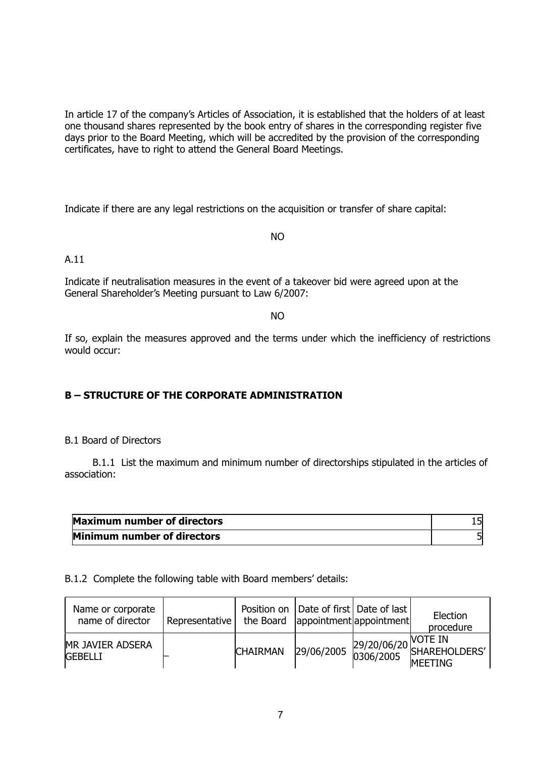In article 17 of the company's Articles of Association, it is established that the holders of at least one thousand shares represented by the book entry of shares in the corresponding register five days prior to the Board Meeting, which will be accredited by the provision of the corresponding certificates, have to right to attend the General Board Meetings.

Indicate if there are any legal restrictions on the acquisition or transfer of share capital:

NO

A.11

Indicate if neutralisation measures in the event of a takeover bid were agreed upon at the General Shareholder's Meeting pursuant to Law 6/2007:

NO

If so, explain the measures approved and the terms under which the inefficiency of restrictions would occur:

## B – STRUCTURE OF THE CORPORATE ADMINISTRATION

B.1 Board of Directors

B.1.1 List the maximum and minimum number of directorships stipulated in the articles of association:

| **Maximum number of directors** | 15 |
|---|---|
| **Minimum number of directors** | 5 |

B.1.2 Complete the following table with Board members' details:

| Name or corporate name of director | Representative | Position on the Board | Date of first appointment | Date of last appointment | Election procedure |
|---|---|---|---|---|---|
| MR JAVIER ADSERA GEBELLI | – | CHAIRMAN | 29/06/2005 | 29/20/06/20 0306/2005 | VOTE IN SHAREHOLDERS' MEETING |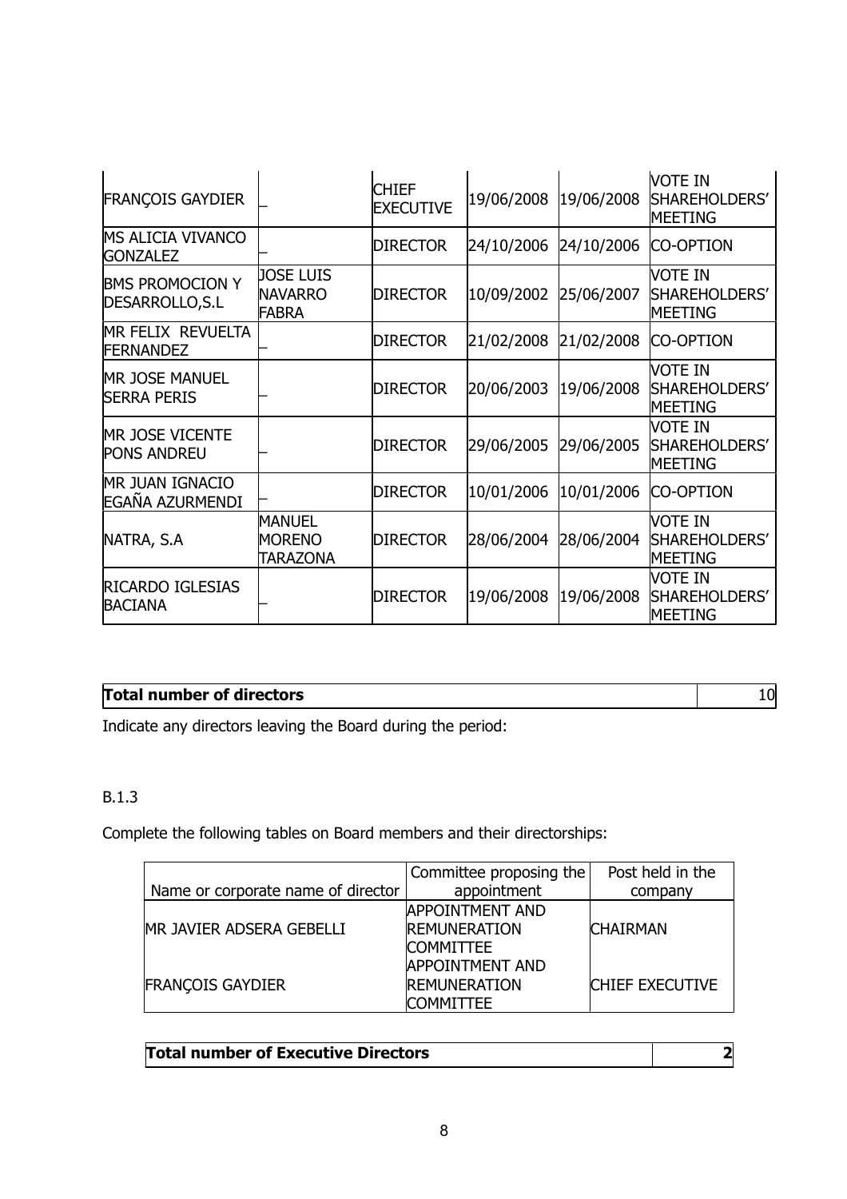| | | | | | |
|---|---|---|---|---|---|
| FRANÇOIS GAYDIER | _ | CHIEF EXECUTIVE | 19/06/2008 | 19/06/2008 | VOTE IN SHAREHOLDERS' MEETING |
| MS ALICIA VIVANCO GONZALEZ | _ | DIRECTOR | 24/10/2006 | 24/10/2006 | CO-OPTION |
| BMS PROMOCION Y DESARROLLO,S.L | JOSE LUIS NAVARRO FABRA | DIRECTOR | 10/09/2002 | 25/06/2007 | VOTE IN SHAREHOLDERS' MEETING |
| MR FELIX REVUELTA FERNANDEZ | _ | DIRECTOR | 21/02/2008 | 21/02/2008 | CO-OPTION |
| MR JOSE MANUEL SERRA PERIS | _ | DIRECTOR | 20/06/2003 | 19/06/2008 | VOTE IN SHAREHOLDERS' MEETING |
| MR JOSE VICENTE PONS ANDREU | _ | DIRECTOR | 29/06/2005 | 29/06/2005 | VOTE IN SHAREHOLDERS' MEETING |
| MR JUAN IGNACIO EGAÑA AZURMENDI | _ | DIRECTOR | 10/01/2006 | 10/01/2006 | CO-OPTION |
| NATRA, S.A | MANUEL MORENO TARAZONA | DIRECTOR | 28/06/2004 | 28/06/2004 | VOTE IN SHAREHOLDERS' MEETING |
| RICARDO IGLESIAS BACIANA | _ | DIRECTOR | 19/06/2008 | 19/06/2008 | VOTE IN SHAREHOLDERS' MEETING |

| **Total number of directors** | 10 |
|---|---|

Indicate any directors leaving the Board during the period:

B.1.3

Complete the following tables on Board members and their directorships:

| Name or corporate name of director | Committee proposing the appointment | Post held in the company |
|---|---|---|
| MR JAVIER ADSERA GEBELLI | APPOINTMENT AND REMUNERATION COMMITTEE | CHAIRMAN |
| FRANÇOIS GAYDIER | APPOINTMENT AND REMUNERATION COMMITTEE | CHIEF EXECUTIVE |

| **Total number of Executive Directors** | **2** |
|---|---|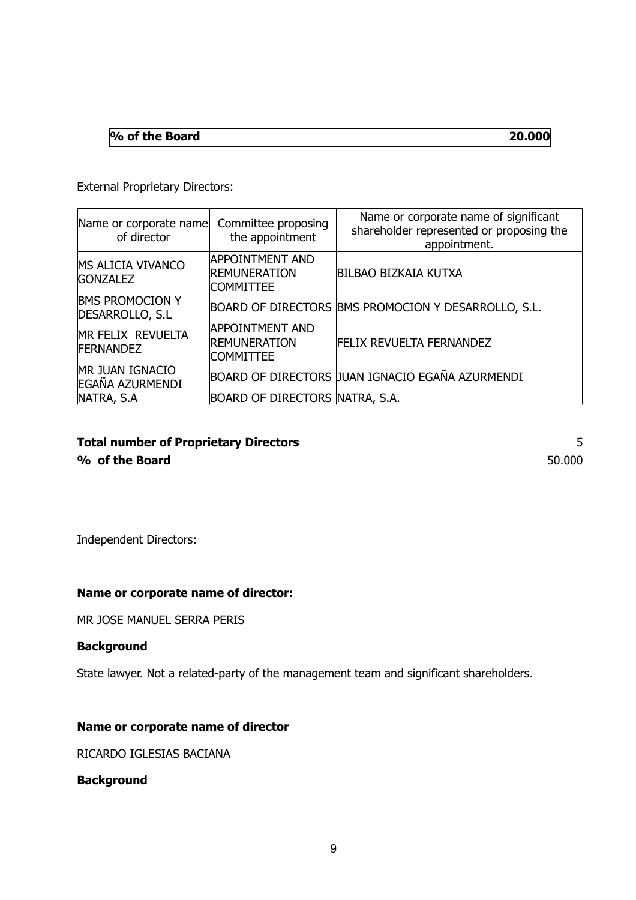| % of the Board | 20.000 |
|---|---|

External Proprietary Directors:

| Name or corporate name of director | Committee proposing the appointment | Name or corporate name of significant shareholder represented or proposing the appointment. |
|---|---|---|
| MS ALICIA VIVANCO GONZALEZ | APPOINTMENT AND REMUNERATION COMMITTEE | BILBAO BIZKAIA KUTXA |
| BMS PROMOCION Y DESARROLLO, S.L | BOARD OF DIRECTORS | BMS PROMOCION Y DESARROLLO, S.L. |
| MR FELIX REVUELTA FERNANDEZ | APPOINTMENT AND REMUNERATION COMMITTEE | FELIX REVUELTA FERNANDEZ |
| MR JUAN IGNACIO EGAÑA AZURMENDI | BOARD OF DIRECTORS | JUAN IGNACIO EGAÑA AZURMENDI |
| NATRA, S.A | BOARD OF DIRECTORS | NATRA, S.A. |

| | |
|---|---|
| **Total number of Proprietary Directors** | 5 |
| **% of the Board** | 50.000 |

Independent Directors:

**Name or corporate name of director:**

MR JOSE MANUEL SERRA PERIS

**Background**

State lawyer. Not a related-party of the management team and significant shareholders.

**Name or corporate name of director**

RICARDO IGLESIAS BACIANA

**Background**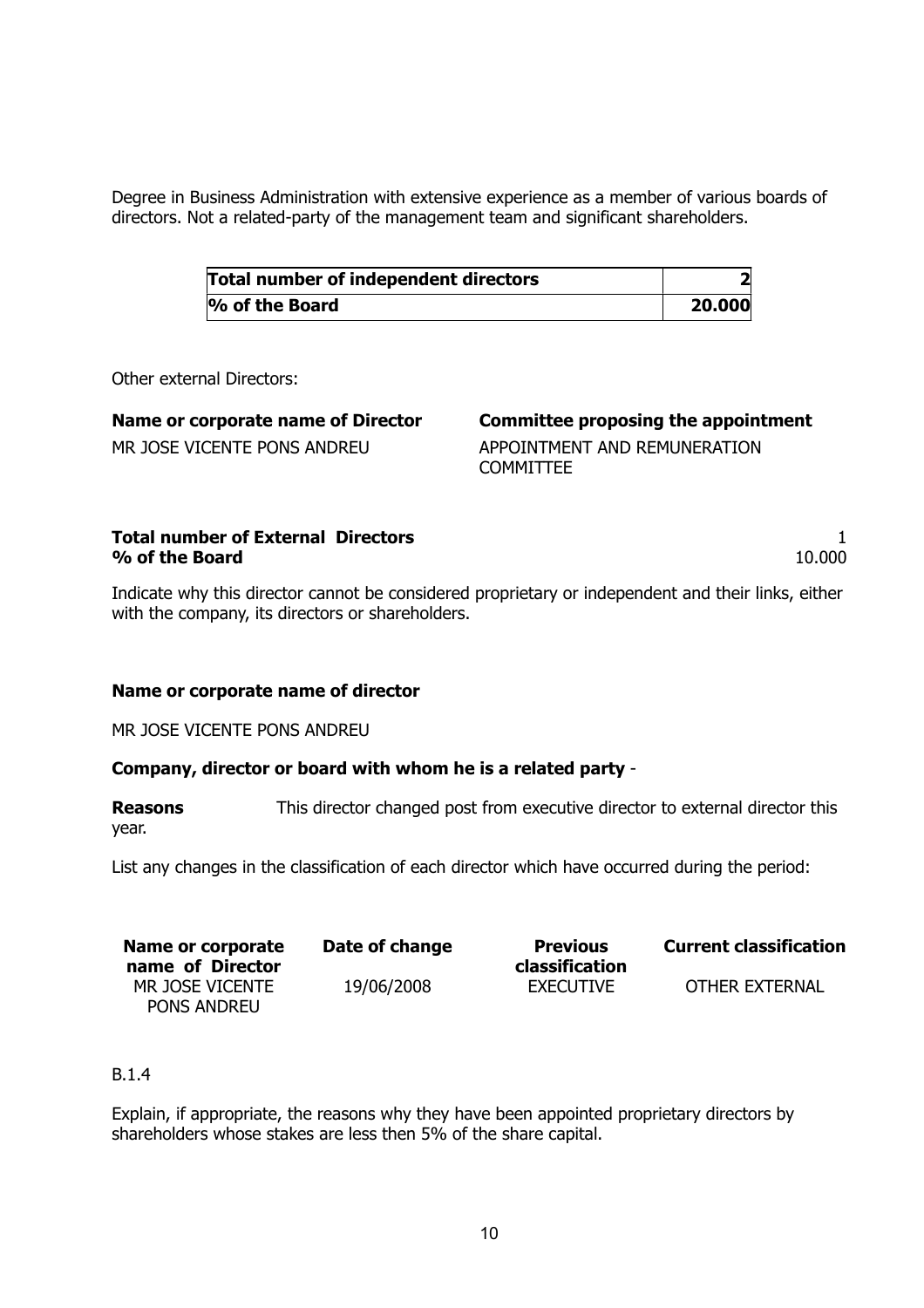Degree in Business Administration with extensive experience as a member of various boards of directors. Not a related-party of the management team and significant shareholders.

| **Total number of independent directors** | **2** |
|---|---|
| **% of the Board** | **20.000** |

Other external Directors:

| **Name or corporate name of Director** | **Committee proposing the appointment** |
|---|---|
| MR JOSE VICENTE PONS ANDREU | APPOINTMENT AND REMUNERATION COMMITTEE |

| **Total number of External Directors** | 1 |
|---|---|
| **% of the Board** | 10.000 |

Indicate why this director cannot be considered proprietary or independent and their links, either with the company, its directors or shareholders.

**Name or corporate name of director**

MR JOSE VICENTE PONS ANDREU

**Company, director or board with whom he is a related party** -

**Reasons** This director changed post from executive director to external director this year.

List any changes in the classification of each director which have occurred during the period:

| **Name or corporate name of Director** | **Date of change** | **Previous classification** | **Current classification** |
|---|---|---|---|
| MR JOSE VICENTE PONS ANDREU | 19/06/2008 | EXECUTIVE | OTHER EXTERNAL |

B.1.4

Explain, if appropriate, the reasons why they have been appointed proprietary directors by shareholders whose stakes are less then 5% of the share capital.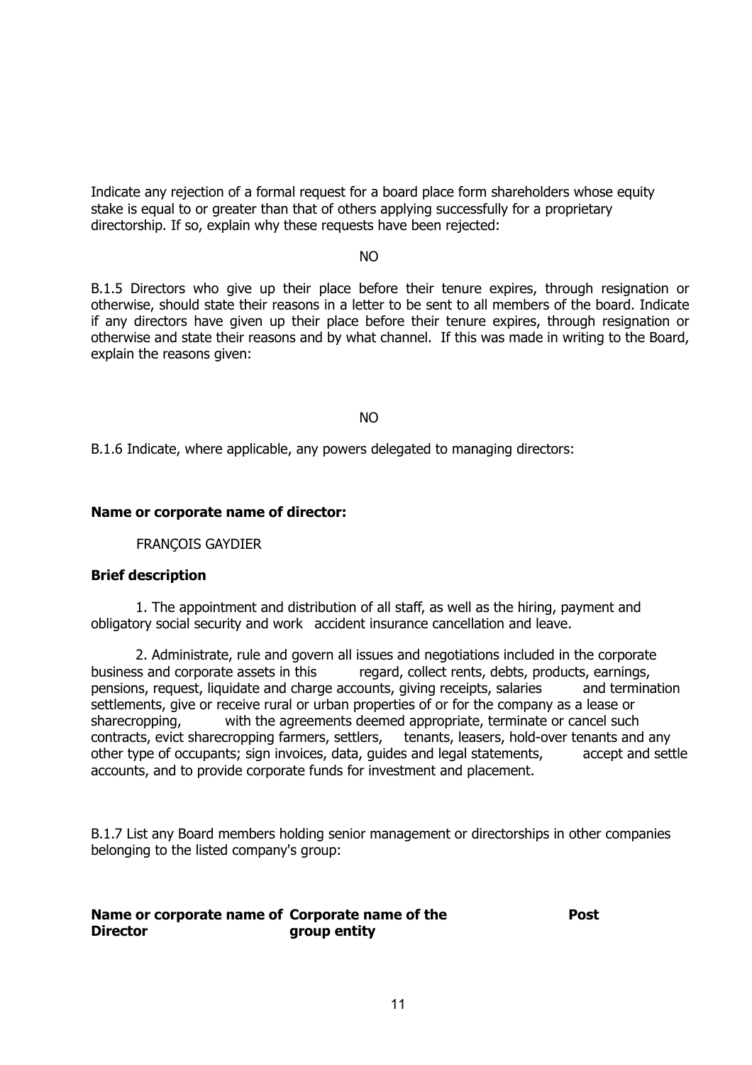Indicate any rejection of a formal request for a board place form shareholders whose equity stake is equal to or greater than that of others applying successfully for a proprietary directorship. If so, explain why these requests have been rejected:

NO

B.1.5 Directors who give up their place before their tenure expires, through resignation or otherwise, should state their reasons in a letter to be sent to all members of the board. Indicate if any directors have given up their place before their tenure expires, through resignation or otherwise and state their reasons and by what channel. If this was made in writing to the Board, explain the reasons given:

NO

B.1.6 Indicate, where applicable, any powers delegated to managing directors:

**Name or corporate name of director:**

FRANÇOIS GAYDIER

**Brief description**

1. The appointment and distribution of all staff, as well as the hiring, payment and obligatory social security and work accident insurance cancellation and leave.

2. Administrate, rule and govern all issues and negotiations included in the corporate business and corporate assets in this regard, collect rents, debts, products, earnings, pensions, request, liquidate and charge accounts, giving receipts, salaries and termination settlements, give or receive rural or urban properties of or for the company as a lease or sharecropping, with the agreements deemed appropriate, terminate or cancel such contracts, evict sharecropping farmers, settlers, tenants, leasers, hold-over tenants and any other type of occupants; sign invoices, data, guides and legal statements, accept and settle accounts, and to provide corporate funds for investment and placement.

B.1.7 List any Board members holding senior management or directorships in other companies belonging to the listed company's group:

| Name or corporate name of Director | Corporate name of the group entity | Post |
| --- | --- | --- |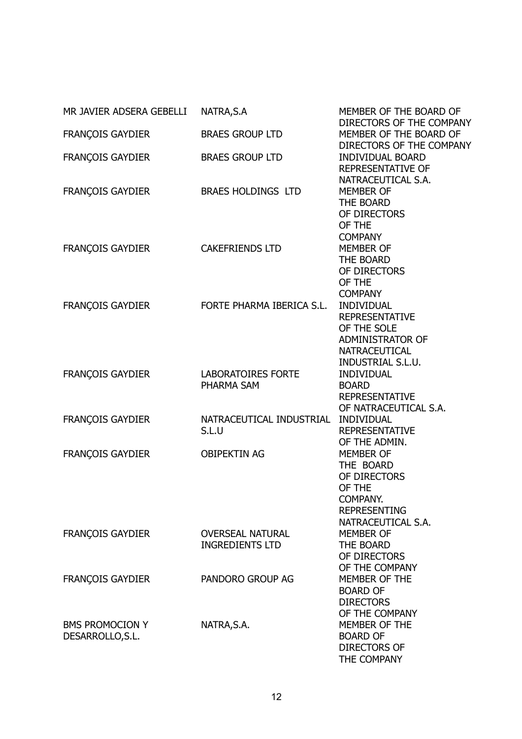| | | |
|---|---|---|
| MR JAVIER ADSERA GEBELLI | NATRA,S.A | MEMBER OF THE BOARD OF DIRECTORS OF THE COMPANY |
| FRANÇOIS GAYDIER | BRAES GROUP LTD | MEMBER OF THE BOARD OF DIRECTORS OF THE COMPANY |
| FRANÇOIS GAYDIER | BRAES GROUP LTD | INDIVIDUAL BOARD REPRESENTATIVE OF NATRACEUTICAL S.A. |
| FRANÇOIS GAYDIER | BRAES HOLDINGS LTD | MEMBER OF THE BOARD OF DIRECTORS OF THE COMPANY |
| FRANÇOIS GAYDIER | CAKEFRIENDS LTD | MEMBER OF THE BOARD OF DIRECTORS OF THE COMPANY |
| FRANÇOIS GAYDIER | FORTE PHARMA IBERICA S.L. | INDIVIDUAL REPRESENTATIVE OF THE SOLE ADMINISTRATOR OF NATRACEUTICAL INDUSTRIAL S.L.U. |
| FRANÇOIS GAYDIER | LABORATOIRES FORTE PHARMA SAM | INDIVIDUAL BOARD REPRESENTATIVE OF NATRACEUTICAL S.A. |
| FRANÇOIS GAYDIER | NATRACEUTICAL INDUSTRIAL S.L.U | INDIVIDUAL REPRESENTATIVE OF THE ADMIN. |
| FRANÇOIS GAYDIER | OBIPEKTIN AG | MEMBER OF THE BOARD OF DIRECTORS OF THE COMPANY. REPRESENTING NATRACEUTICAL S.A. |
| FRANÇOIS GAYDIER | OVERSEAL NATURAL INGREDIENTS LTD | MEMBER OF THE BOARD OF DIRECTORS OF THE COMPANY |
| FRANÇOIS GAYDIER | PANDORO GROUP AG | MEMBER OF THE BOARD OF DIRECTORS OF THE COMPANY |
| BMS PROMOCION Y DESARROLLO,S.L. | NATRA,S.A. | MEMBER OF THE BOARD OF DIRECTORS OF THE COMPANY |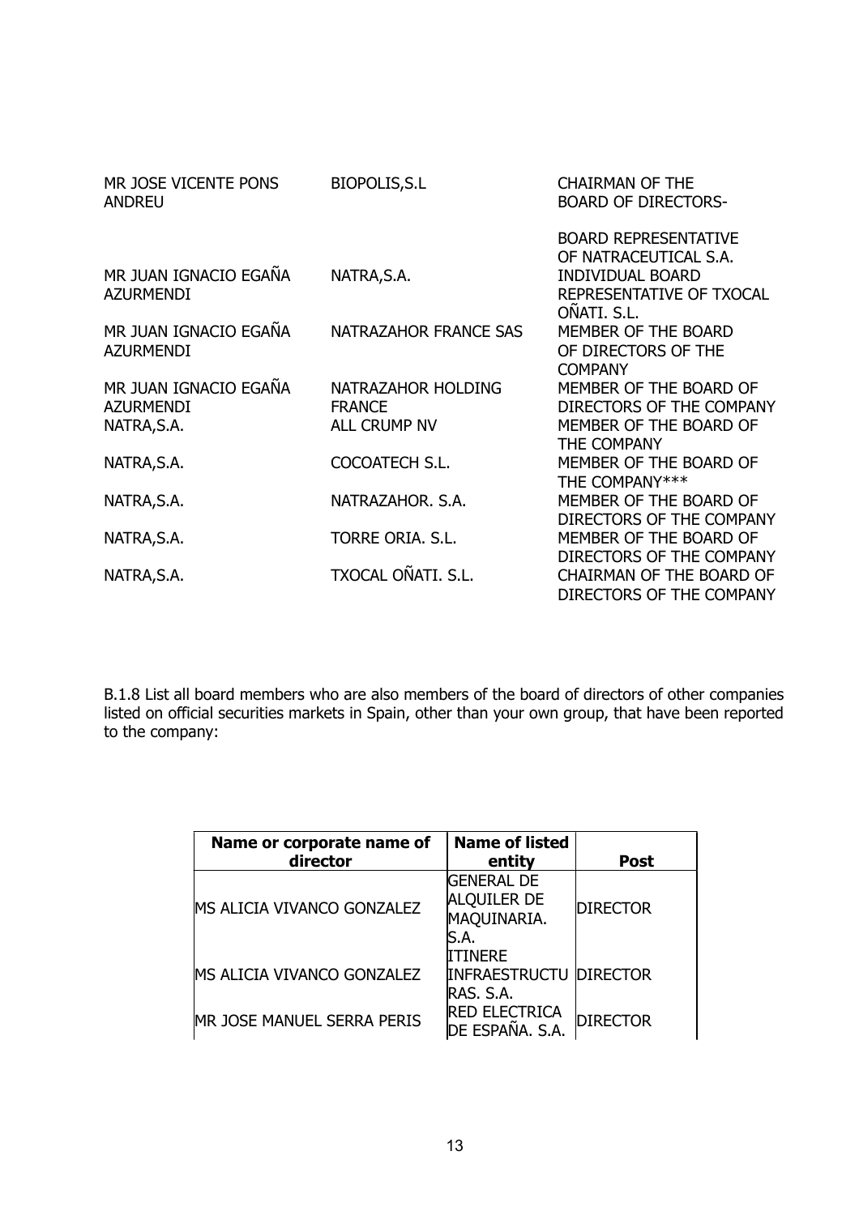| | | |
|---|---|---|
| MR JOSE VICENTE PONS ANDREU | BIOPOLIS,S.L | CHAIRMAN OF THE BOARD OF DIRECTORS- |
| MR JUAN IGNACIO EGAÑA AZURMENDI | NATRA,S.A. | BOARD REPRESENTATIVE OF NATRACEUTICAL S.A. INDIVIDUAL BOARD REPRESENTATIVE OF TXOCAL OÑATI. S.L. |
| MR JUAN IGNACIO EGAÑA AZURMENDI | NATRAZAHOR FRANCE SAS | MEMBER OF THE BOARD OF DIRECTORS OF THE COMPANY |
| MR JUAN IGNACIO EGAÑA AZURMENDI | NATRAZAHOR HOLDING FRANCE | MEMBER OF THE BOARD OF DIRECTORS OF THE COMPANY |
| NATRA,S.A. | ALL CRUMP NV | MEMBER OF THE BOARD OF THE COMPANY |
| NATRA,S.A. | COCOATECH S.L. | MEMBER OF THE BOARD OF THE COMPANY*** |
| NATRA,S.A. | NATRAZAHOR. S.A. | MEMBER OF THE BOARD OF DIRECTORS OF THE COMPANY |
| NATRA,S.A. | TORRE ORIA. S.L. | MEMBER OF THE BOARD OF DIRECTORS OF THE COMPANY |
| NATRA,S.A. | TXOCAL OÑATI. S.L. | CHAIRMAN OF THE BOARD OF DIRECTORS OF THE COMPANY |

B.1.8 List all board members who are also members of the board of directors of other companies listed on official securities markets in Spain, other than your own group, that have been reported to the company:

| Name or corporate name of director | Name of listed entity | Post |
|---|---|---|
| MS ALICIA VIVANCO GONZALEZ | GENERAL DE ALQUILER DE MAQUINARIA. S.A. | DIRECTOR |
| MS ALICIA VIVANCO GONZALEZ | ITINERE INFRAESTRUCTURAS. S.A. | DIRECTOR |
| MR JOSE MANUEL SERRA PERIS | RED ELECTRICA DE ESPAÑA. S.A. | DIRECTOR |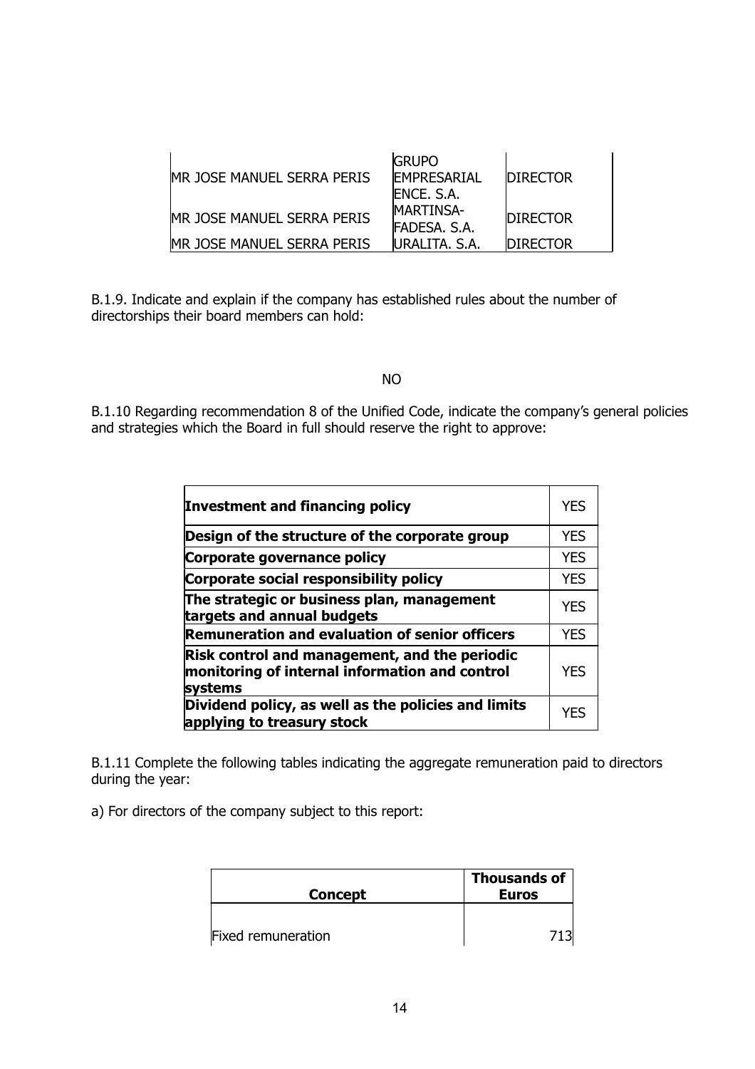| | | |
|---|---|---|
| MR JOSE MANUEL SERRA PERIS | GRUPO EMPRESARIAL ENCE. S.A. | DIRECTOR |
| MR JOSE MANUEL SERRA PERIS | MARTINSA-FADESA. S.A. | DIRECTOR |
| MR JOSE MANUEL SERRA PERIS | URALITA. S.A. | DIRECTOR |

B.1.9. Indicate and explain if the company has established rules about the number of directorships their board members can hold:

NO

B.1.10 Regarding recommendation 8 of the Unified Code, indicate the company's general policies and strategies which the Board in full should reserve the right to approve:

| | |
|---|---|
| **Investment and financing policy** | YES |
| **Design of the structure of the corporate group** | YES |
| **Corporate governance policy** | YES |
| **Corporate social responsibility policy** | YES |
| **The strategic or business plan, management targets and annual budgets** | YES |
| **Remuneration and evaluation of senior officers** | YES |
| **Risk control and management, and the periodic monitoring of internal information and control systems** | YES |
| **Dividend policy, as well as the policies and limits applying to treasury stock** | YES |

B.1.11 Complete the following tables indicating the aggregate remuneration paid to directors during the year:

a) For directors of the company subject to this report:

| Concept | Thousands of Euros |
|---|---|
| Fixed remuneration | 713 |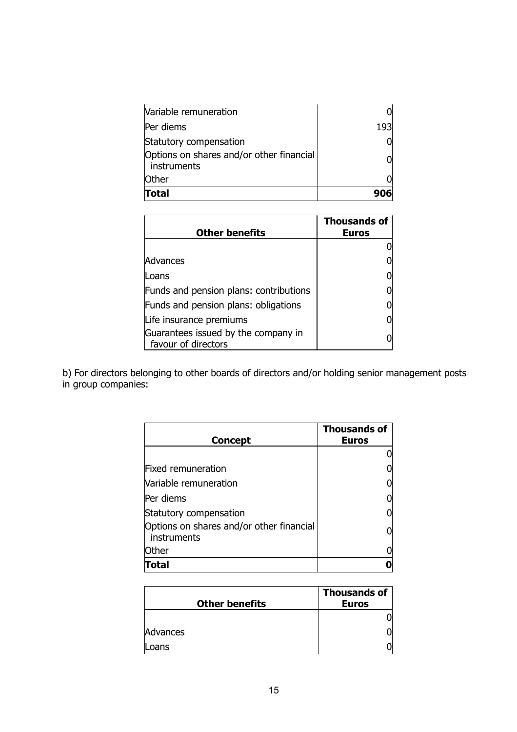| | |
|---|---|
| Variable remuneration | 0 |
| Per diems | 193 |
| Statutory compensation | 0 |
| Options on shares and/or other financial instruments | 0 |
| Other | 0 |
| **Total** | **906** |

| **Other benefits** | **Thousands of Euros** |
|---|---|
| | 0 |
| Advances | 0 |
| Loans | 0 |
| Funds and pension plans: contributions | 0 |
| Funds and pension plans: obligations | 0 |
| Life insurance premiums | 0 |
| Guarantees issued by the company in favour of directors | 0 |

b) For directors belonging to other boards of directors and/or holding senior management posts in group companies:

| **Concept** | **Thousands of Euros** |
|---|---|
| | 0 |
| Fixed remuneration | 0 |
| Variable remuneration | 0 |
| Per diems | 0 |
| Statutory compensation | 0 |
| Options on shares and/or other financial instruments | 0 |
| Other | 0 |
| **Total** | **0** |

| **Other benefits** | **Thousands of Euros** |
|---|---|
| | 0 |
| Advances | 0 |
| Loans | 0 |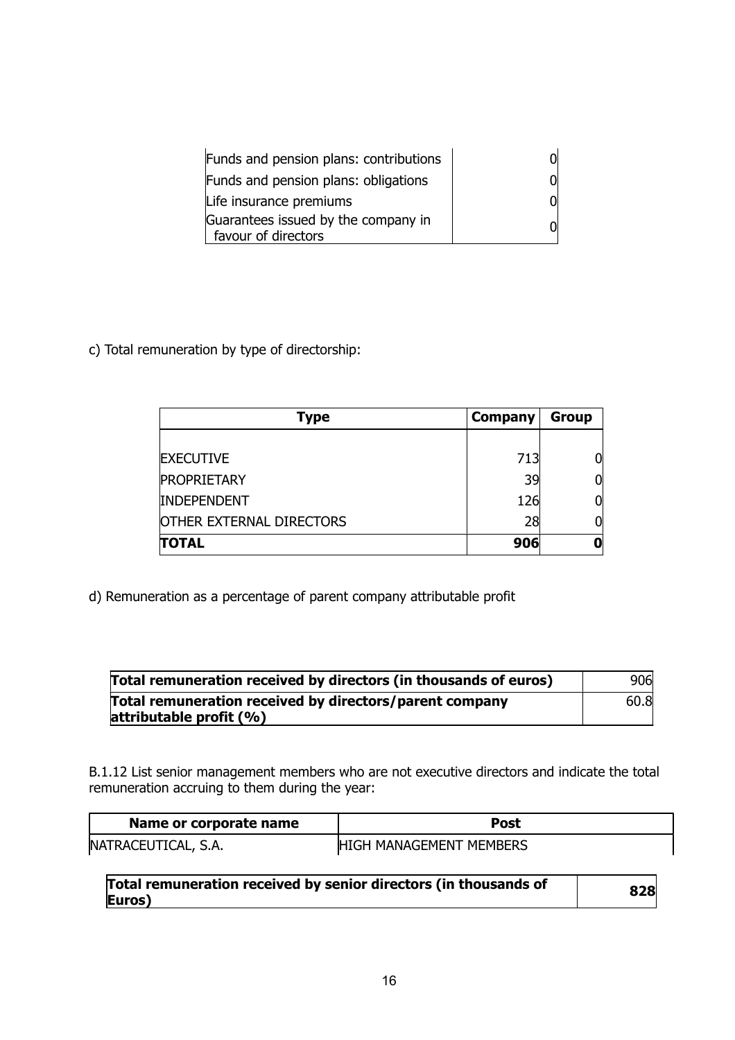| | |
|---|---|
| Funds and pension plans: contributions | 0 |
| Funds and pension plans: obligations | 0 |
| Life insurance premiums | 0 |
| Guarantees issued by the company in favour of directors | 0 |

c) Total remuneration by type of directorship:

| Type | Company | Group |
|---|---|---|
| EXECUTIVE | 713 | 0 |
| PROPRIETARY | 39 | 0 |
| INDEPENDENT | 126 | 0 |
| OTHER EXTERNAL DIRECTORS | 28 | 0 |
| **TOTAL** | **906** | **0** |

d) Remuneration as a percentage of parent company attributable profit

| | |
|---|---|
| **Total remuneration received by directors (in thousands of euros)** | 906 |
| **Total remuneration received by directors/parent company attributable profit (%)** | 60.8 |

B.1.12 List senior management members who are not executive directors and indicate the total remuneration accruing to them during the year:

| Name or corporate name | Post |
|---|---|
| NATRACEUTICAL, S.A. | HIGH MANAGEMENT MEMBERS |

| | |
|---|---|
| **Total remuneration received by senior directors (in thousands of Euros)** | **828** |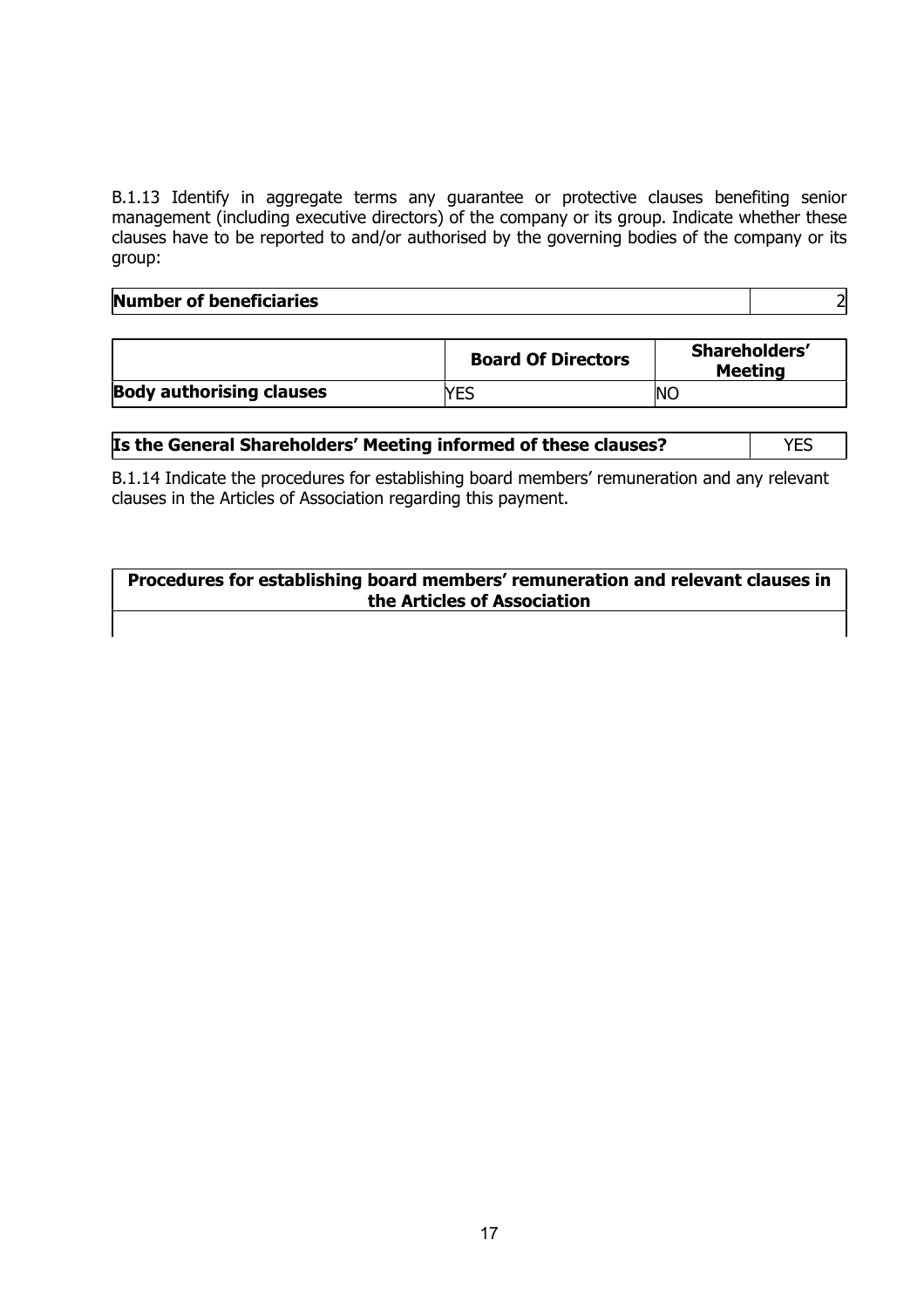B.1.13 Identify in aggregate terms any guarantee or protective clauses benefiting senior management (including executive directors) of the company or its group. Indicate whether these clauses have to be reported to and/or authorised by the governing bodies of the company or its group:

| **Number of beneficiaries** | 2 |
|---|---|

| | **Board Of Directors** | **Shareholders' Meeting** |
|---|---|---|
| **Body authorising clauses** | YES | NO |

| **Is the General Shareholders' Meeting informed of these clauses?** | YES |
|---|---|

B.1.14 Indicate the procedures for establishing board members' remuneration and any relevant clauses in the Articles of Association regarding this payment.

| **Procedures for establishing board members' remuneration and relevant clauses in the Articles of Association** |
|---|
| |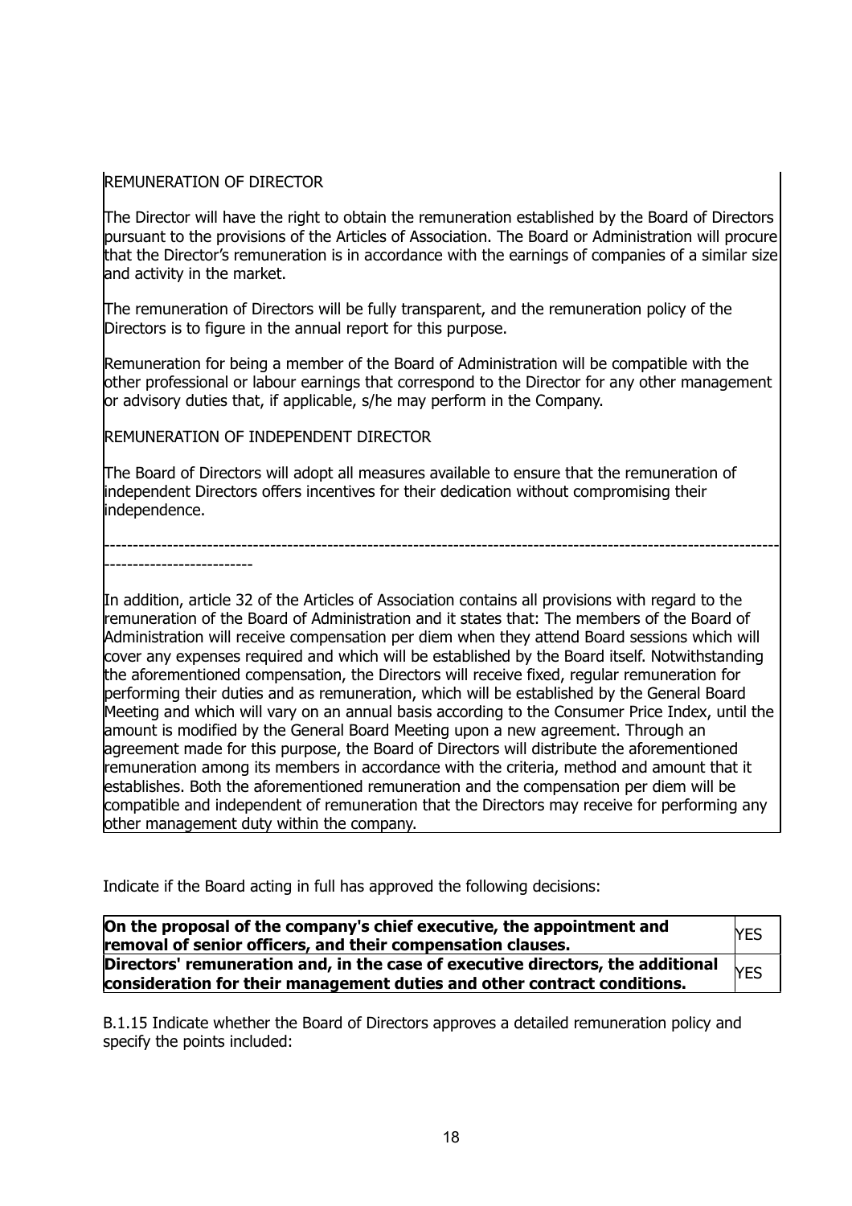REMUNERATION OF DIRECTOR

The Director will have the right to obtain the remuneration established by the Board of Directors pursuant to the provisions of the Articles of Association. The Board or Administration will procure that the Director's remuneration is in accordance with the earnings of companies of a similar size and activity in the market.

The remuneration of Directors will be fully transparent, and the remuneration policy of the Directors is to figure in the annual report for this purpose.

Remuneration for being a member of the Board of Administration will be compatible with the other professional or labour earnings that correspond to the Director for any other management or advisory duties that, if applicable, s/he may perform in the Company.

REMUNERATION OF INDEPENDENT DIRECTOR

The Board of Directors will adopt all measures available to ensure that the remuneration of independent Directors offers incentives for their dedication without compromising their independence.

----------------------------------------------------------------------------------------------------------------------------------------

In addition, article 32 of the Articles of Association contains all provisions with regard to the remuneration of the Board of Administration and it states that: The members of the Board of Administration will receive compensation per diem when they attend Board sessions which will cover any expenses required and which will be established by the Board itself. Notwithstanding the aforementioned compensation, the Directors will receive fixed, regular remuneration for performing their duties and as remuneration, which will be established by the General Board Meeting and which will vary on an annual basis according to the Consumer Price Index, until the amount is modified by the General Board Meeting upon a new agreement. Through an agreement made for this purpose, the Board of Directors will distribute the aforementioned remuneration among its members in accordance with the criteria, method and amount that it establishes. Both the aforementioned remuneration and the compensation per diem will be compatible and independent of remuneration that the Directors may receive for performing any other management duty within the company.

Indicate if the Board acting in full has approved the following decisions:

| **On the proposal of the company's chief executive, the appointment and removal of senior officers, and their compensation clauses.** | YES |
|---|---|
| **Directors' remuneration and, in the case of executive directors, the additional consideration for their management duties and other contract conditions.** | YES |

B.1.15 Indicate whether the Board of Directors approves a detailed remuneration policy and specify the points included: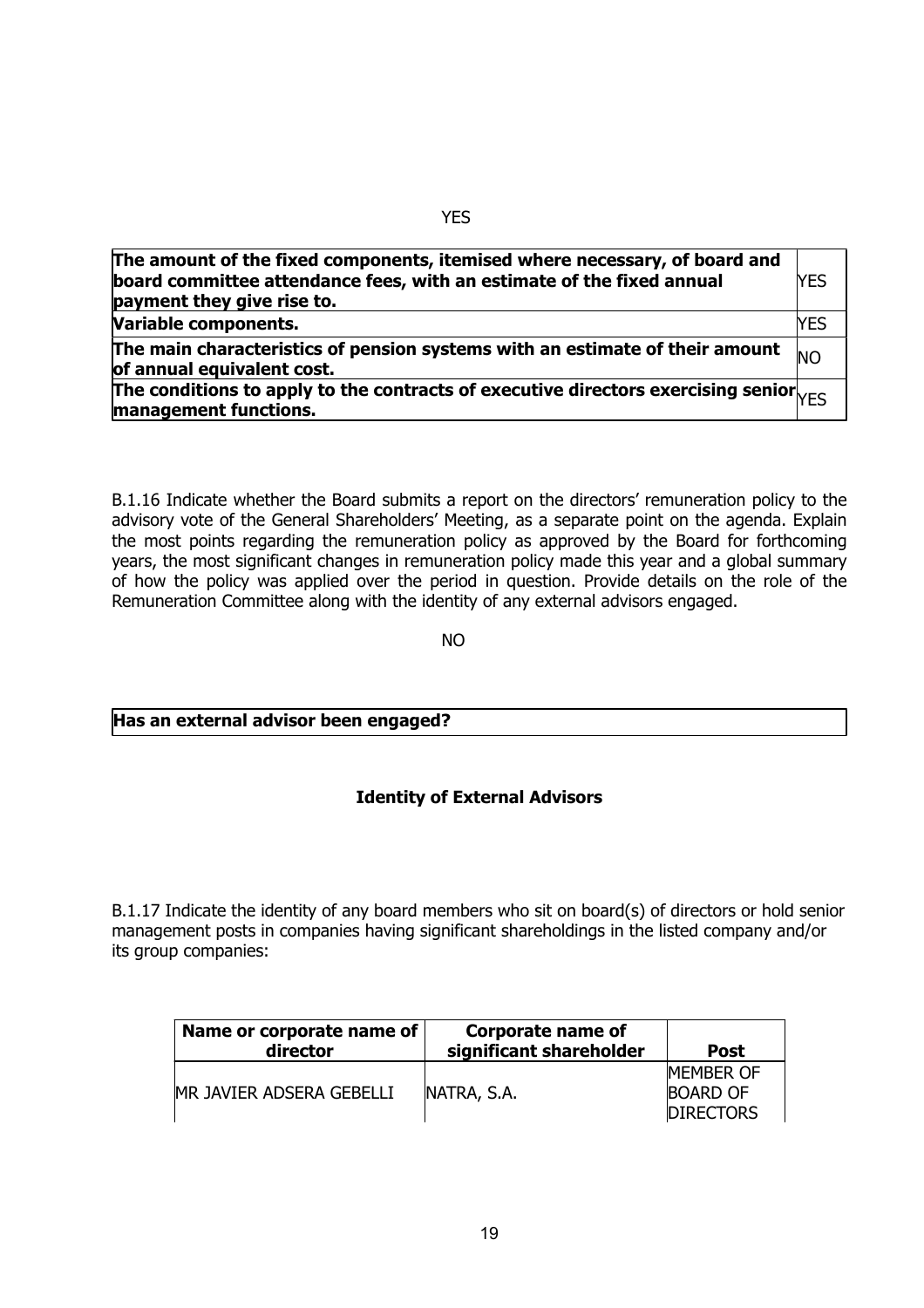YES

| | |
|---|---|
| **The amount of the fixed components, itemised where necessary, of board and board committee attendance fees, with an estimate of the fixed annual payment they give rise to.** | YES |
| **Variable components.** | YES |
| **The main characteristics of pension systems with an estimate of their amount of annual equivalent cost.** | NO |
| **The conditions to apply to the contracts of executive directors exercising senior management functions.** | YES |

B.1.16 Indicate whether the Board submits a report on the directors' remuneration policy to the advisory vote of the General Shareholders' Meeting, as a separate point on the agenda. Explain the most points regarding the remuneration policy as approved by the Board for forthcoming years, the most significant changes in remuneration policy made this year and a global summary of how the policy was applied over the period in question. Provide details on the role of the Remuneration Committee along with the identity of any external advisors engaged.

NO

| **Has an external advisor been engaged?** |
|---|

**Identity of External Advisors**

B.1.17 Indicate the identity of any board members who sit on board(s) of directors or hold senior management posts in companies having significant shareholdings in the listed company and/or its group companies:

| Name or corporate name of director | Corporate name of significant shareholder | Post |
|---|---|---|
| MR JAVIER ADSERA GEBELLI | NATRA, S.A. | MEMBER OF BOARD OF DIRECTORS |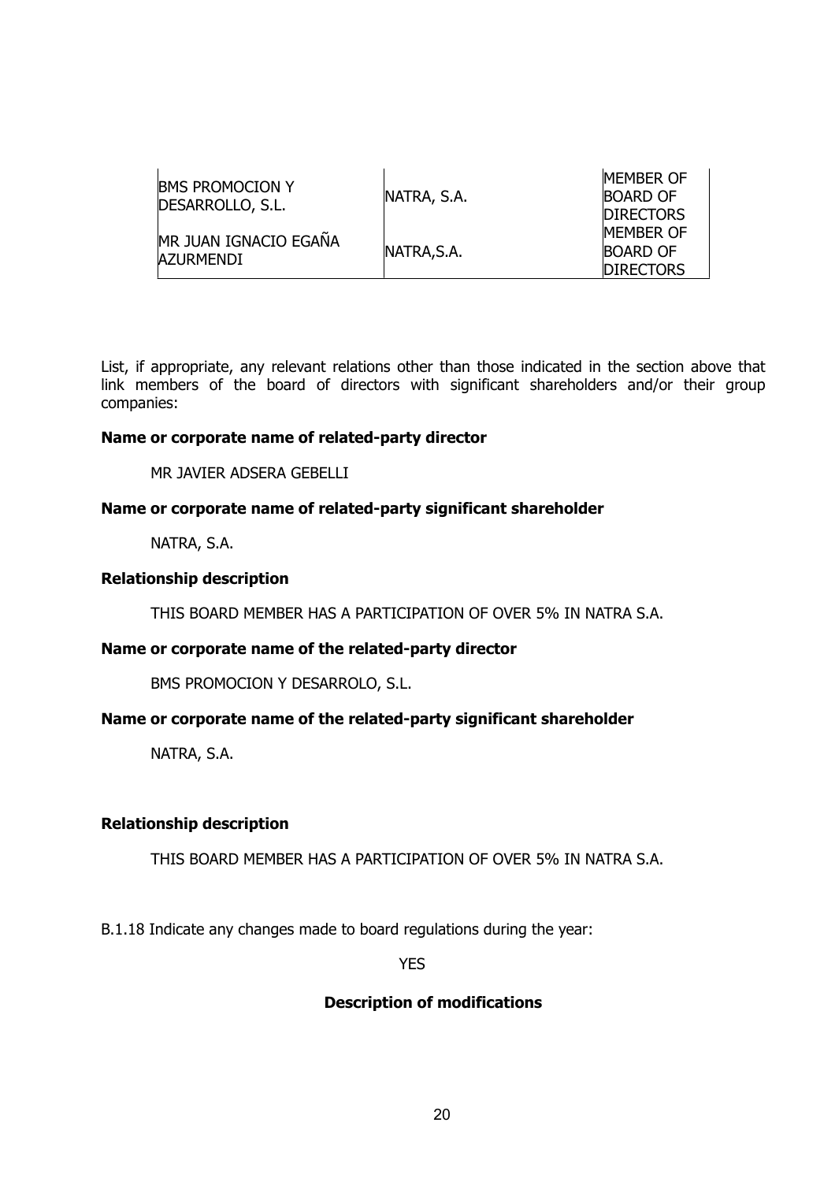| | | |
|---|---|---|
| BMS PROMOCION Y DESARROLLO, S.L. | NATRA, S.A. | MEMBER OF BOARD OF DIRECTORS |
| MR JUAN IGNACIO EGAÑA AZURMENDI | NATRA,S.A. | MEMBER OF BOARD OF DIRECTORS |

List, if appropriate, any relevant relations other than those indicated in the section above that link members of the board of directors with significant shareholders and/or their group companies:

**Name or corporate name of related-party director**

MR JAVIER ADSERA GEBELLI

**Name or corporate name of related-party significant shareholder**

NATRA, S.A.

**Relationship description**

THIS BOARD MEMBER HAS A PARTICIPATION OF OVER 5% IN NATRA S.A.

**Name or corporate name of the related-party director**

BMS PROMOCION Y DESARROLO, S.L.

**Name or corporate name of the related-party significant shareholder**

NATRA, S.A.

**Relationship description**

THIS BOARD MEMBER HAS A PARTICIPATION OF OVER 5% IN NATRA S.A.

B.1.18 Indicate any changes made to board regulations during the year:

YES

**Description of modifications**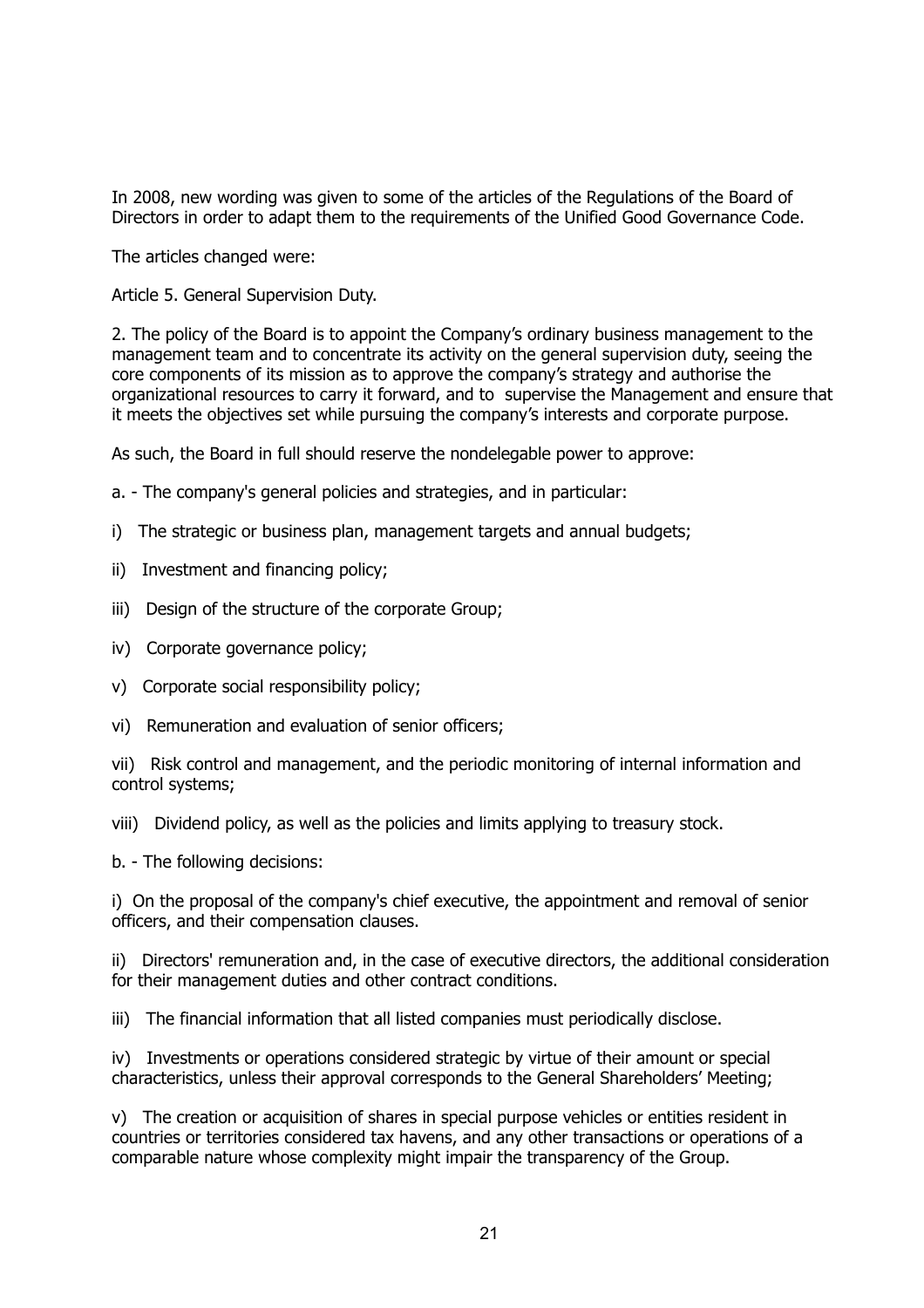In 2008, new wording was given to some of the articles of the Regulations of the Board of Directors in order to adapt them to the requirements of the Unified Good Governance Code.

The articles changed were:

Article 5. General Supervision Duty.

2. The policy of the Board is to appoint the Company's ordinary business management to the management team and to concentrate its activity on the general supervision duty, seeing the core components of its mission as to approve the company's strategy and authorise the organizational resources to carry it forward, and to supervise the Management and ensure that it meets the objectives set while pursuing the company's interests and corporate purpose.

As such, the Board in full should reserve the nondelegable power to approve:

a. - The company's general policies and strategies, and in particular:

i) The strategic or business plan, management targets and annual budgets;

ii) Investment and financing policy;

iii) Design of the structure of the corporate Group;

iv) Corporate governance policy;

v) Corporate social responsibility policy;

vi) Remuneration and evaluation of senior officers;

vii) Risk control and management, and the periodic monitoring of internal information and control systems;

viii) Dividend policy, as well as the policies and limits applying to treasury stock.

b. - The following decisions:

i) On the proposal of the company's chief executive, the appointment and removal of senior officers, and their compensation clauses.

ii) Directors' remuneration and, in the case of executive directors, the additional consideration for their management duties and other contract conditions.

iii) The financial information that all listed companies must periodically disclose.

iv) Investments or operations considered strategic by virtue of their amount or special characteristics, unless their approval corresponds to the General Shareholders' Meeting;

v) The creation or acquisition of shares in special purpose vehicles or entities resident in countries or territories considered tax havens, and any other transactions or operations of a comparable nature whose complexity might impair the transparency of the Group.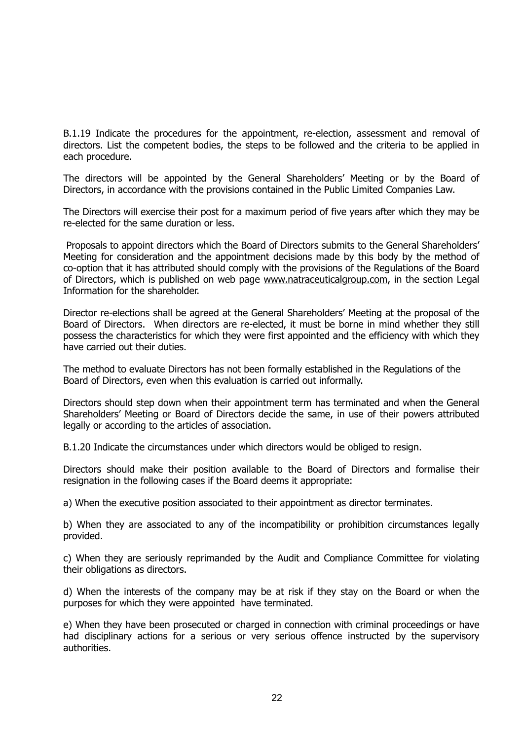B.1.19 Indicate the procedures for the appointment, re-election, assessment and removal of directors. List the competent bodies, the steps to be followed and the criteria to be applied in each procedure.

The directors will be appointed by the General Shareholders' Meeting or by the Board of Directors, in accordance with the provisions contained in the Public Limited Companies Law.

The Directors will exercise their post for a maximum period of five years after which they may be re-elected for the same duration or less.

Proposals to appoint directors which the Board of Directors submits to the General Shareholders' Meeting for consideration and the appointment decisions made by this body by the method of co-option that it has attributed should comply with the provisions of the Regulations of the Board of Directors, which is published on web page www.natraceuticalgroup.com, in the section Legal Information for the shareholder.

Director re-elections shall be agreed at the General Shareholders' Meeting at the proposal of the Board of Directors. When directors are re-elected, it must be borne in mind whether they still possess the characteristics for which they were first appointed and the efficiency with which they have carried out their duties.

The method to evaluate Directors has not been formally established in the Regulations of the Board of Directors, even when this evaluation is carried out informally.

Directors should step down when their appointment term has terminated and when the General Shareholders' Meeting or Board of Directors decide the same, in use of their powers attributed legally or according to the articles of association.

B.1.20 Indicate the circumstances under which directors would be obliged to resign.

Directors should make their position available to the Board of Directors and formalise their resignation in the following cases if the Board deems it appropriate:

a) When the executive position associated to their appointment as director terminates.

b) When they are associated to any of the incompatibility or prohibition circumstances legally provided.

c) When they are seriously reprimanded by the Audit and Compliance Committee for violating their obligations as directors.

d) When the interests of the company may be at risk if they stay on the Board or when the purposes for which they were appointed have terminated.

e) When they have been prosecuted or charged in connection with criminal proceedings or have had disciplinary actions for a serious or very serious offence instructed by the supervisory authorities.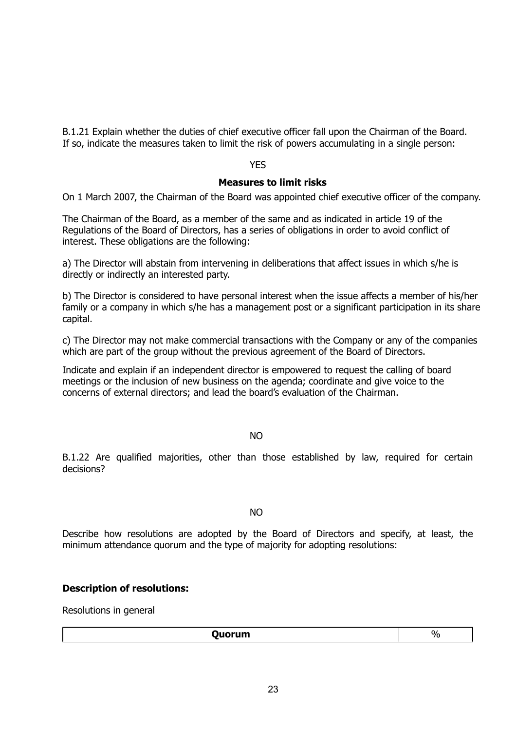B.1.21 Explain whether the duties of chief executive officer fall upon the Chairman of the Board. If so, indicate the measures taken to limit the risk of powers accumulating in a single person:

YES

**Measures to limit risks**

On 1 March 2007, the Chairman of the Board was appointed chief executive officer of the company.

The Chairman of the Board, as a member of the same and as indicated in article 19 of the Regulations of the Board of Directors, has a series of obligations in order to avoid conflict of interest. These obligations are the following:

a) The Director will abstain from intervening in deliberations that affect issues in which s/he is directly or indirectly an interested party.

b) The Director is considered to have personal interest when the issue affects a member of his/her family or a company in which s/he has a management post or a significant participation in its share capital.

c) The Director may not make commercial transactions with the Company or any of the companies which are part of the group without the previous agreement of the Board of Directors.

Indicate and explain if an independent director is empowered to request the calling of board meetings or the inclusion of new business on the agenda; coordinate and give voice to the concerns of external directors; and lead the board's evaluation of the Chairman.

NO

B.1.22 Are qualified majorities, other than those established by law, required for certain decisions?

NO

Describe how resolutions are adopted by the Board of Directors and specify, at least, the minimum attendance quorum and the type of majority for adopting resolutions:

**Description of resolutions:**

Resolutions in general

| Quorum | % |
|---|---|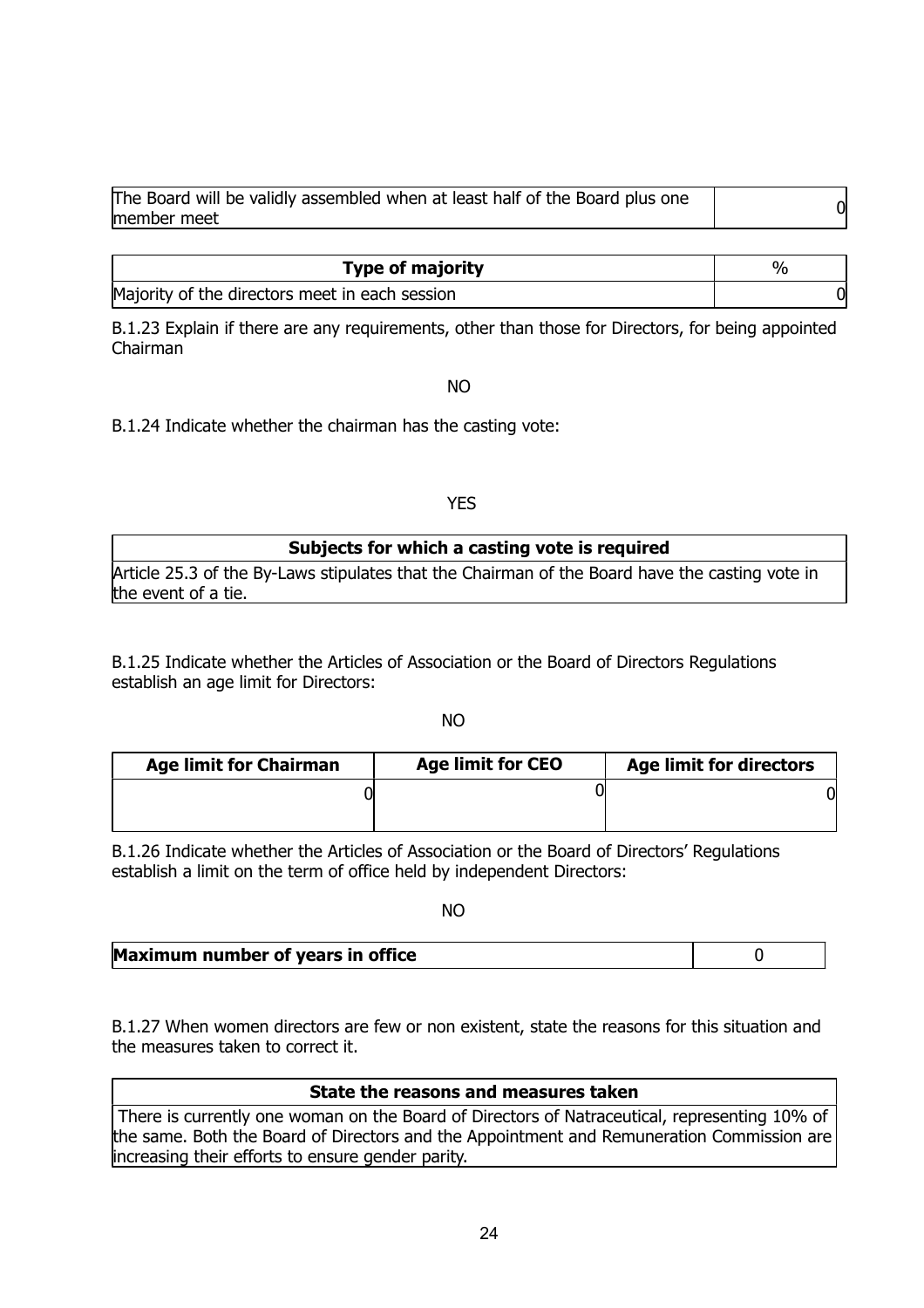| The Board will be validly assembled when at least half of the Board plus one member meet | 0 |
|---|---|

| Type of majority | % |
|---|---|
| Majority of the directors meet in each session | 0 |

B.1.23 Explain if there are any requirements, other than those for Directors, for being appointed Chairman

NO

B.1.24 Indicate whether the chairman has the casting vote:

YES

| Subjects for which a casting vote is required |
|---|
| Article 25.3 of the By-Laws stipulates that the Chairman of the Board have the casting vote in the event of a tie. |

B.1.25 Indicate whether the Articles of Association or the Board of Directors Regulations establish an age limit for Directors:

NO

| Age limit for Chairman | Age limit for CEO | Age limit for directors |
|---|---|---|
| 0 | 0 | 0 |

B.1.26 Indicate whether the Articles of Association or the Board of Directors' Regulations establish a limit on the term of office held by independent Directors:

NO

| Maximum number of years in office | 0 |
|---|---|

B.1.27 When women directors are few or non existent, state the reasons for this situation and the measures taken to correct it.

| State the reasons and measures taken |
|---|
| There is currently one woman on the Board of Directors of Natraceutical, representing 10% of the same. Both the Board of Directors and the Appointment and Remuneration Commission are increasing their efforts to ensure gender parity. |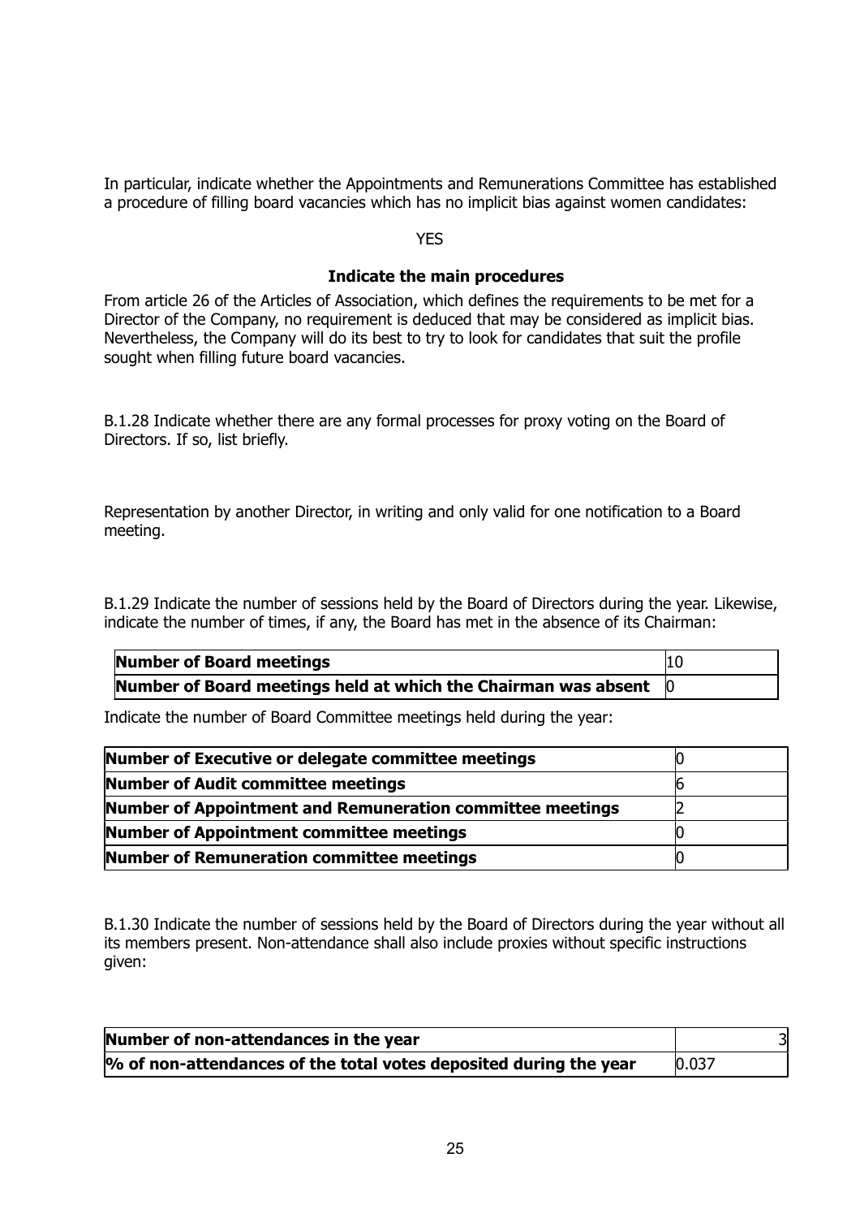In particular, indicate whether the Appointments and Remunerations Committee has established a procedure of filling board vacancies which has no implicit bias against women candidates:

YES

**Indicate the main procedures**

From article 26 of the Articles of Association, which defines the requirements to be met for a Director of the Company, no requirement is deduced that may be considered as implicit bias. Nevertheless, the Company will do its best to try to look for candidates that suit the profile sought when filling future board vacancies.

B.1.28 Indicate whether there are any formal processes for proxy voting on the Board of Directors. If so, list briefly.

Representation by another Director, in writing and only valid for one notification to a Board meeting.

B.1.29 Indicate the number of sessions held by the Board of Directors during the year. Likewise, indicate the number of times, if any, the Board has met in the absence of its Chairman:

| **Number of Board meetings** | 10 |
|---|---|
| **Number of Board meetings held at which the Chairman was absent** | 0 |

Indicate the number of Board Committee meetings held during the year:

| **Number of Executive or delegate committee meetings** | 0 |
|---|---|
| **Number of Audit committee meetings** | 6 |
| **Number of Appointment and Remuneration committee meetings** | 2 |
| **Number of Appointment committee meetings** | 0 |
| **Number of Remuneration committee meetings** | 0 |

B.1.30 Indicate the number of sessions held by the Board of Directors during the year without all its members present. Non-attendance shall also include proxies without specific instructions given:

| **Number of non-attendances in the year** | 3 |
|---|---|
| **% of non-attendances of the total votes deposited during the year** | 0.037 |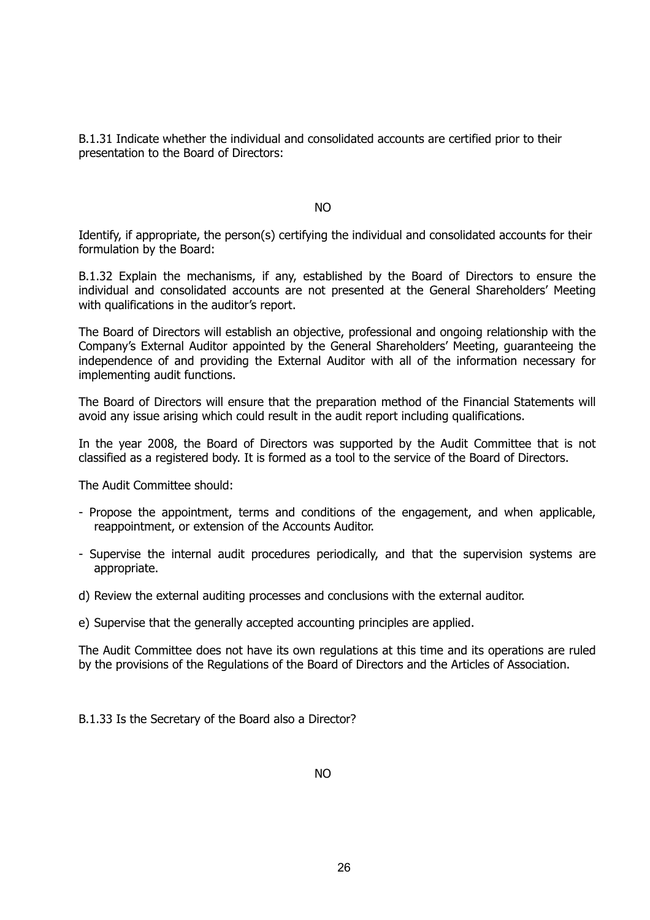B.1.31 Indicate whether the individual and consolidated accounts are certified prior to their presentation to the Board of Directors:

NO

Identify, if appropriate, the person(s) certifying the individual and consolidated accounts for their formulation by the Board:

B.1.32 Explain the mechanisms, if any, established by the Board of Directors to ensure the individual and consolidated accounts are not presented at the General Shareholders' Meeting with qualifications in the auditor's report.

The Board of Directors will establish an objective, professional and ongoing relationship with the Company's External Auditor appointed by the General Shareholders' Meeting, guaranteeing the independence of and providing the External Auditor with all of the information necessary for implementing audit functions.

The Board of Directors will ensure that the preparation method of the Financial Statements will avoid any issue arising which could result in the audit report including qualifications.

In the year 2008, the Board of Directors was supported by the Audit Committee that is not classified as a registered body. It is formed as a tool to the service of the Board of Directors.

The Audit Committee should:

- Propose the appointment, terms and conditions of the engagement, and when applicable, reappointment, or extension of the Accounts Auditor.
- Supervise the internal audit procedures periodically, and that the supervision systems are appropriate.

d) Review the external auditing processes and conclusions with the external auditor.

e) Supervise that the generally accepted accounting principles are applied.

The Audit Committee does not have its own regulations at this time and its operations are ruled by the provisions of the Regulations of the Board of Directors and the Articles of Association.

B.1.33 Is the Secretary of the Board also a Director?

NO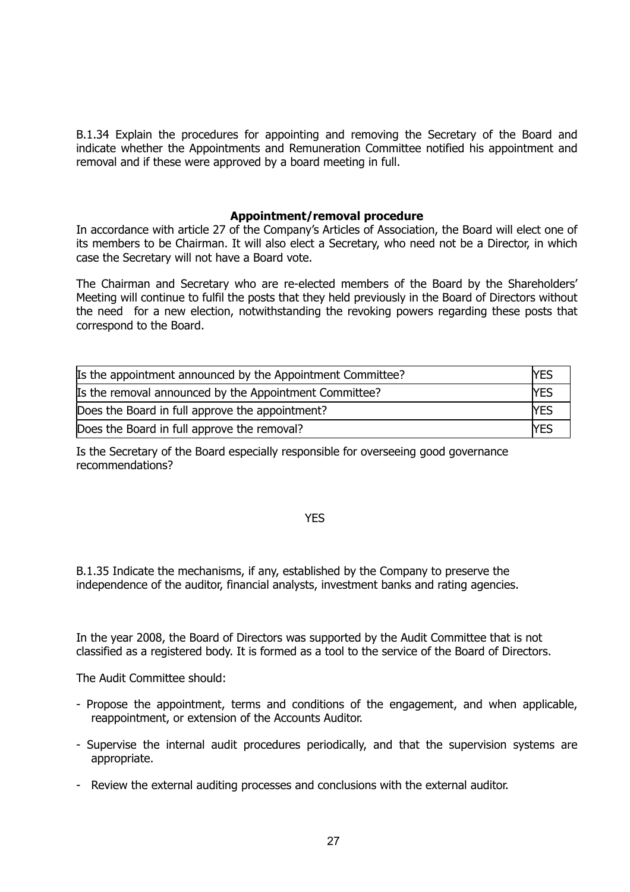B.1.34 Explain the procedures for appointing and removing the Secretary of the Board and indicate whether the Appointments and Remuneration Committee notified his appointment and removal and if these were approved by a board meeting in full.

**Appointment/removal procedure**

In accordance with article 27 of the Company's Articles of Association, the Board will elect one of its members to be Chairman. It will also elect a Secretary, who need not be a Director, in which case the Secretary will not have a Board vote.

The Chairman and Secretary who are re-elected members of the Board by the Shareholders' Meeting will continue to fulfil the posts that they held previously in the Board of Directors without the need for a new election, notwithstanding the revoking powers regarding these posts that correspond to the Board.

| | |
|---|---|
| Is the appointment announced by the Appointment Committee? | YES |
| Is the removal announced by the Appointment Committee? | YES |
| Does the Board in full approve the appointment? | YES |
| Does the Board in full approve the removal? | YES |

Is the Secretary of the Board especially responsible for overseeing good governance recommendations?

YES

B.1.35 Indicate the mechanisms, if any, established by the Company to preserve the independence of the auditor, financial analysts, investment banks and rating agencies.

In the year 2008, the Board of Directors was supported by the Audit Committee that is not classified as a registered body. It is formed as a tool to the service of the Board of Directors.

The Audit Committee should:

- Propose the appointment, terms and conditions of the engagement, and when applicable, reappointment, or extension of the Accounts Auditor.
- Supervise the internal audit procedures periodically, and that the supervision systems are appropriate.
- Review the external auditing processes and conclusions with the external auditor.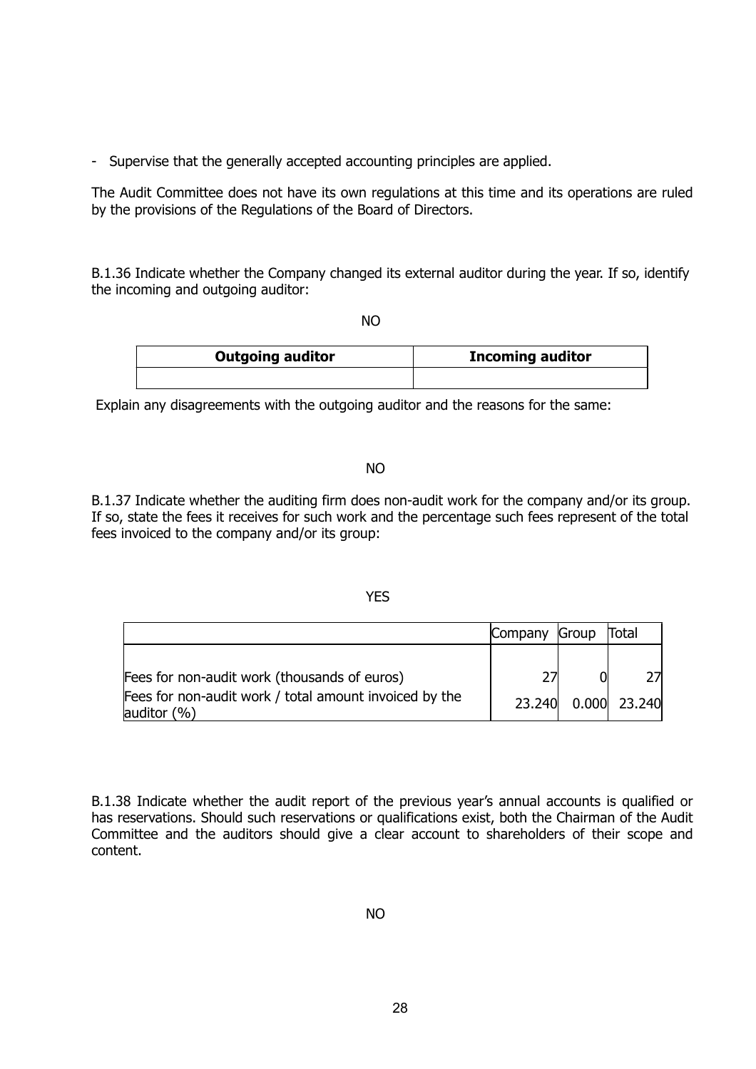- Supervise that the generally accepted accounting principles are applied.

The Audit Committee does not have its own regulations at this time and its operations are ruled by the provisions of the Regulations of the Board of Directors.

B.1.36 Indicate whether the Company changed its external auditor during the year. If so, identify the incoming and outgoing auditor:

NO

| **Outgoing auditor** | **Incoming auditor** |
|---|---|
| | |

Explain any disagreements with the outgoing auditor and the reasons for the same:

NO

B.1.37 Indicate whether the auditing firm does non-audit work for the company and/or its group. If so, state the fees it receives for such work and the percentage such fees represent of the total fees invoiced to the company and/or its group:

YES

| | Company | Group | Total |
|---|---|---|---|
| Fees for non-audit work (thousands of euros) | 27 | 0 | 27 |
| Fees for non-audit work / total amount invoiced by the auditor (%) | 23.240 | 0.000 | 23.240 |

B.1.38 Indicate whether the audit report of the previous year's annual accounts is qualified or has reservations. Should such reservations or qualifications exist, both the Chairman of the Audit Committee and the auditors should give a clear account to shareholders of their scope and content.

NO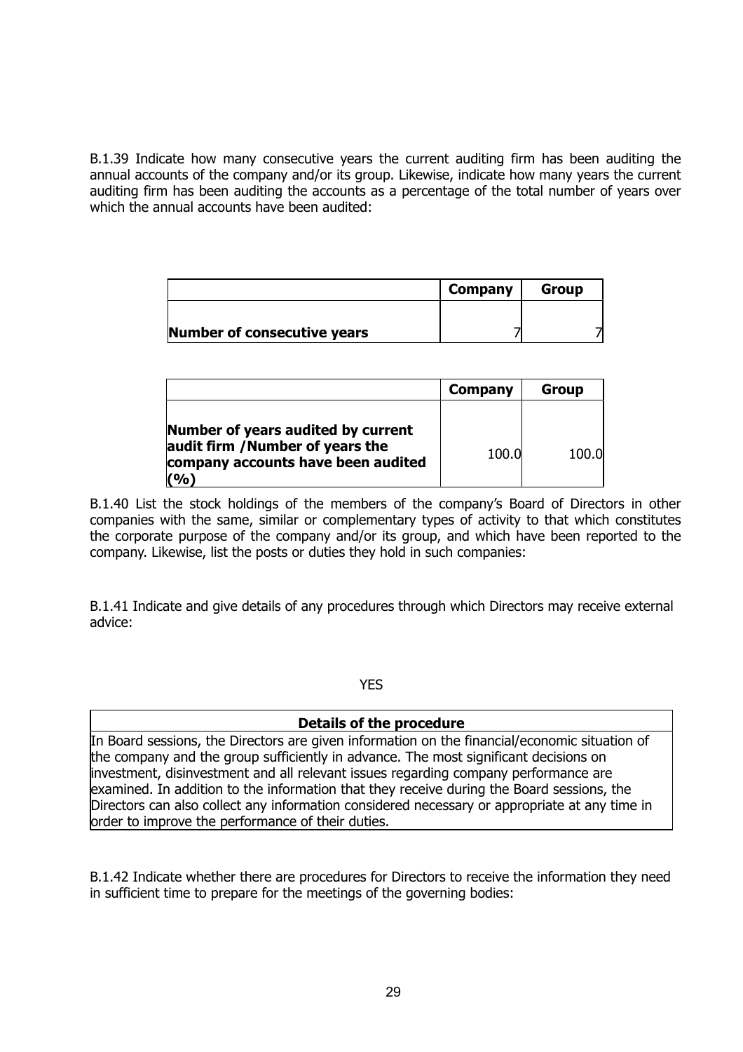B.1.39 Indicate how many consecutive years the current auditing firm has been auditing the annual accounts of the company and/or its group. Likewise, indicate how many years the current auditing firm has been auditing the accounts as a percentage of the total number of years over which the annual accounts have been audited:

| | Company | Group |
|---|---|---|
| **Number of consecutive years** | 7 | 7 |

| | Company | Group |
|---|---|---|
| **Number of years audited by current audit firm /Number of years the company accounts have been audited (%)** | 100.0 | 100.0 |

B.1.40 List the stock holdings of the members of the company's Board of Directors in other companies with the same, similar or complementary types of activity to that which constitutes the corporate purpose of the company and/or its group, and which have been reported to the company. Likewise, list the posts or duties they hold in such companies:

B.1.41 Indicate and give details of any procedures through which Directors may receive external advice:

YES

| Details of the procedure |
|---|
| In Board sessions, the Directors are given information on the financial/economic situation of the company and the group sufficiently in advance. The most significant decisions on investment, disinvestment and all relevant issues regarding company performance are examined. In addition to the information that they receive during the Board sessions, the Directors can also collect any information considered necessary or appropriate at any time in order to improve the performance of their duties. |

B.1.42 Indicate whether there are procedures for Directors to receive the information they need in sufficient time to prepare for the meetings of the governing bodies: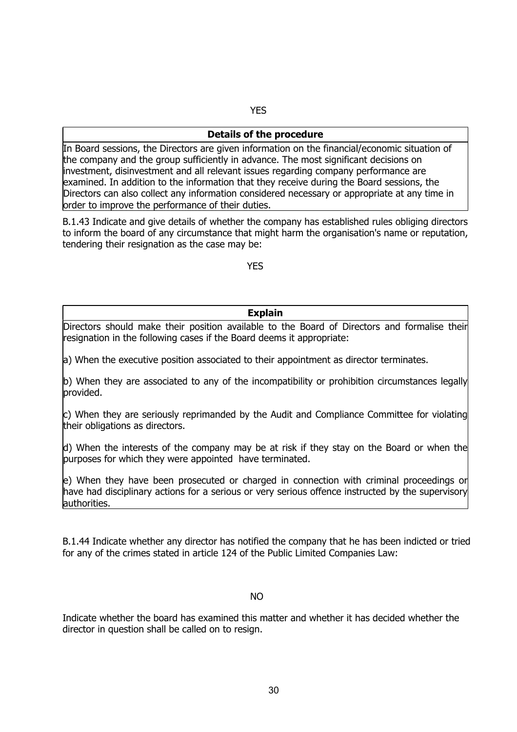YES

| Details of the procedure |
|---|
| In Board sessions, the Directors are given information on the financial/economic situation of the company and the group sufficiently in advance. The most significant decisions on investment, disinvestment and all relevant issues regarding company performance are examined. In addition to the information that they receive during the Board sessions, the Directors can also collect any information considered necessary or appropriate at any time in order to improve the performance of their duties. |

B.1.43 Indicate and give details of whether the company has established rules obliging directors to inform the board of any circumstance that might harm the organisation's name or reputation, tendering their resignation as the case may be:

YES

| Explain |
|---|
| Directors should make their position available to the Board of Directors and formalise their resignation in the following cases if the Board deems it appropriate:<br><br>a) When the executive position associated to their appointment as director terminates.<br><br>b) When they are associated to any of the incompatibility or prohibition circumstances legally provided.<br><br>c) When they are seriously reprimanded by the Audit and Compliance Committee for violating their obligations as directors.<br><br>d) When the interests of the company may be at risk if they stay on the Board or when the purposes for which they were appointed have terminated.<br><br>e) When they have been prosecuted or charged in connection with criminal proceedings or have had disciplinary actions for a serious or very serious offence instructed by the supervisory authorities. |

B.1.44 Indicate whether any director has notified the company that he has been indicted or tried for any of the crimes stated in article 124 of the Public Limited Companies Law:

NO

Indicate whether the board has examined this matter and whether it has decided whether the director in question shall be called on to resign.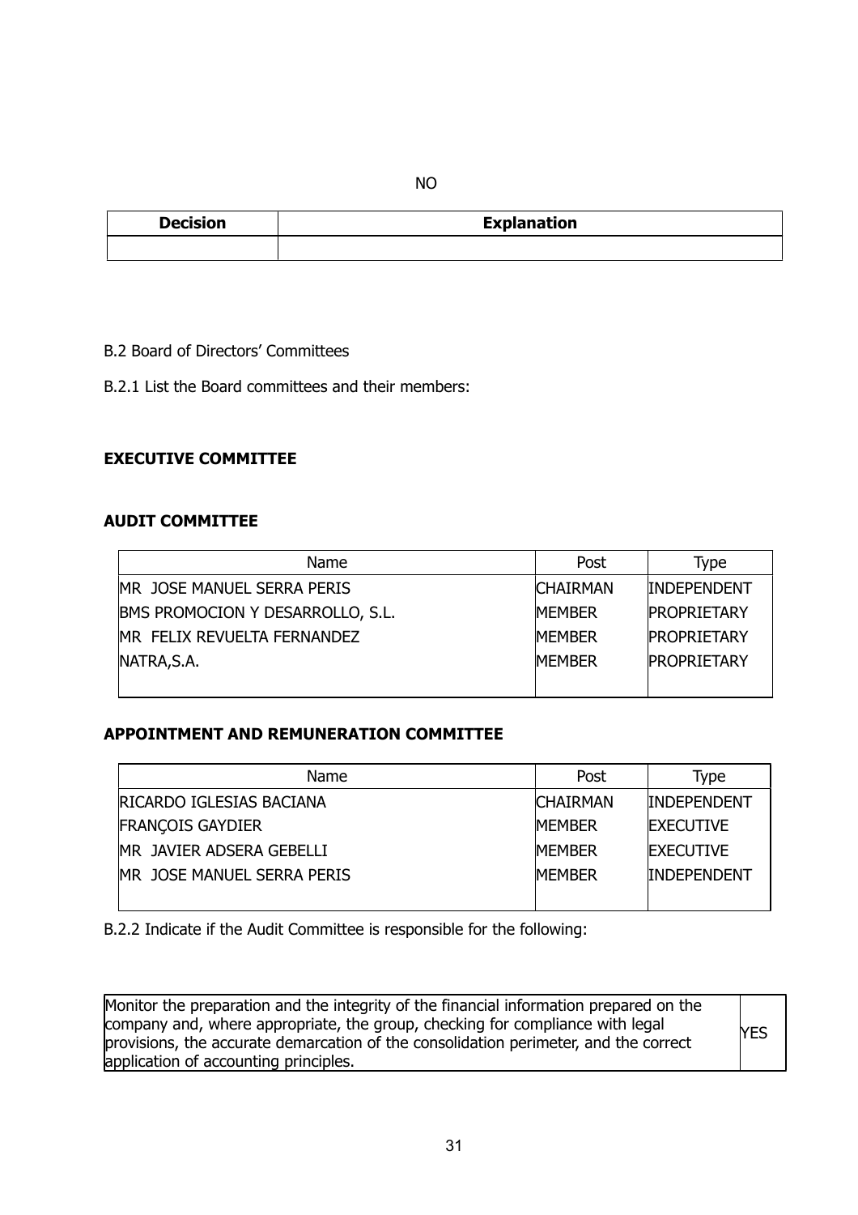NO

| Decision | Explanation |
|---|---|
| | |

B.2 Board of Directors' Committees

B.2.1 List the Board committees and their members:

**EXECUTIVE COMMITTEE**

**AUDIT COMMITTEE**

| Name | Post | Type |
|---|---|---|
| MR JOSE MANUEL SERRA PERIS | CHAIRMAN | INDEPENDENT |
| BMS PROMOCION Y DESARROLLO, S.L. | MEMBER | PROPRIETARY |
| MR FELIX REVUELTA FERNANDEZ | MEMBER | PROPRIETARY |
| NATRA,S.A. | MEMBER | PROPRIETARY |

**APPOINTMENT AND REMUNERATION COMMITTEE**

| Name | Post | Type |
|---|---|---|
| RICARDO IGLESIAS BACIANA | CHAIRMAN | INDEPENDENT |
| FRANÇOIS GAYDIER | MEMBER | EXECUTIVE |
| MR JAVIER ADSERA GEBELLI | MEMBER | EXECUTIVE |
| MR JOSE MANUEL SERRA PERIS | MEMBER | INDEPENDENT |

B.2.2 Indicate if the Audit Committee is responsible for the following:

| | |
|---|---|
| Monitor the preparation and the integrity of the financial information prepared on the company and, where appropriate, the group, checking for compliance with legal provisions, the accurate demarcation of the consolidation perimeter, and the correct application of accounting principles. | YES |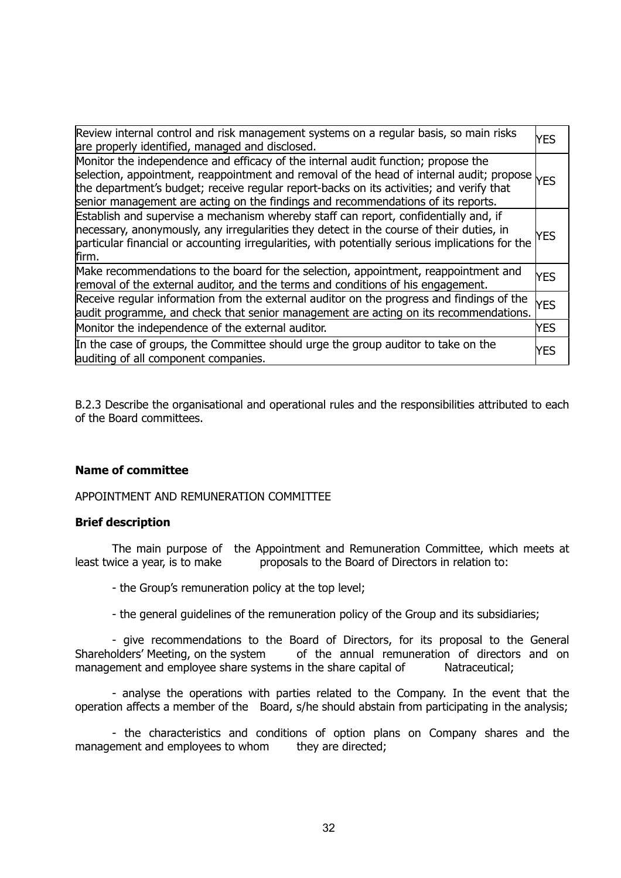| | |
|---|---|
| Review internal control and risk management systems on a regular basis, so main risks are properly identified, managed and disclosed. | YES |
| Monitor the independence and efficacy of the internal audit function; propose the selection, appointment, reappointment and removal of the head of internal audit; propose the department's budget; receive regular report-backs on its activities; and verify that senior management are acting on the findings and recommendations of its reports. | YES |
| Establish and supervise a mechanism whereby staff can report, confidentially and, if necessary, anonymously, any irregularities they detect in the course of their duties, in particular financial or accounting irregularities, with potentially serious implications for the firm. | YES |
| Make recommendations to the board for the selection, appointment, reappointment and removal of the external auditor, and the terms and conditions of his engagement. | YES |
| Receive regular information from the external auditor on the progress and findings of the audit programme, and check that senior management are acting on its recommendations. | YES |
| Monitor the independence of the external auditor. | YES |
| In the case of groups, the Committee should urge the group auditor to take on the auditing of all component companies. | YES |

B.2.3 Describe the organisational and operational rules and the responsibilities attributed to each of the Board committees.

**Name of committee**

APPOINTMENT AND REMUNERATION COMMITTEE

**Brief description**

The main purpose of the Appointment and Remuneration Committee, which meets at least twice a year, is to make proposals to the Board of Directors in relation to:

- the Group's remuneration policy at the top level;

- the general guidelines of the remuneration policy of the Group and its subsidiaries;

- give recommendations to the Board of Directors, for its proposal to the General Shareholders' Meeting, on the system of the annual remuneration of directors and on management and employee share systems in the share capital of Natraceutical;

- analyse the operations with parties related to the Company. In the event that the operation affects a member of the Board, s/he should abstain from participating in the analysis;

- the characteristics and conditions of option plans on Company shares and the management and employees to whom they are directed;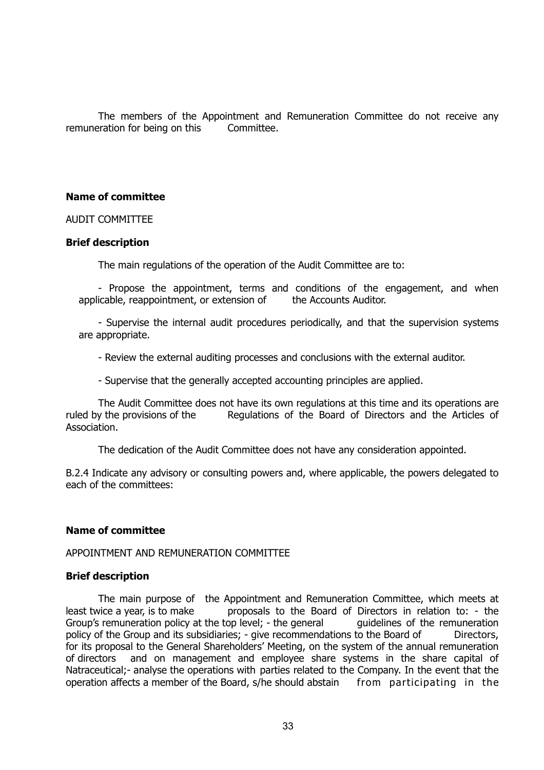The members of the Appointment and Remuneration Committee do not receive any remuneration for being on this Committee.

**Name of committee**

AUDIT COMMITTEE

**Brief description**

The main regulations of the operation of the Audit Committee are to:

- Propose the appointment, terms and conditions of the engagement, and when applicable, reappointment, or extension of the Accounts Auditor.

- Supervise the internal audit procedures periodically, and that the supervision systems are appropriate.

- Review the external auditing processes and conclusions with the external auditor.

- Supervise that the generally accepted accounting principles are applied.

The Audit Committee does not have its own regulations at this time and its operations are ruled by the provisions of the Regulations of the Board of Directors and the Articles of Association.

The dedication of the Audit Committee does not have any consideration appointed.

B.2.4 Indicate any advisory or consulting powers and, where applicable, the powers delegated to each of the committees:

**Name of committee**

APPOINTMENT AND REMUNERATION COMMITTEE

**Brief description**

The main purpose of the Appointment and Remuneration Committee, which meets at least twice a year, is to make proposals to the Board of Directors in relation to: - the Group's remuneration policy at the top level; - the general guidelines of the remuneration policy of the Group and its subsidiaries; - give recommendations to the Board of Directors, for its proposal to the General Shareholders' Meeting, on the system of the annual remuneration of directors and on management and employee share systems in the share capital of Natraceutical;- analyse the operations with parties related to the Company. In the event that the operation affects a member of the Board, s/he should abstain from participating in the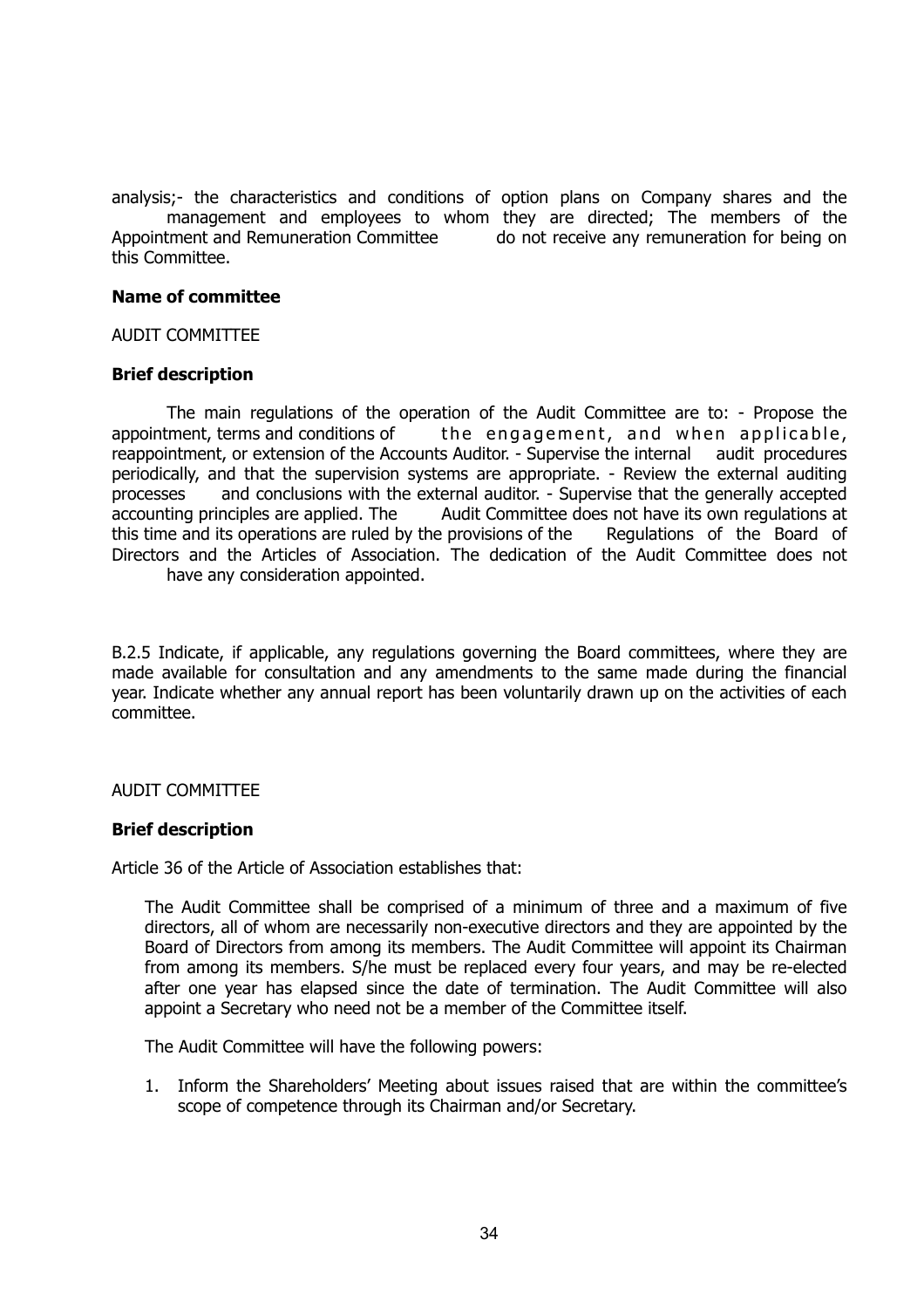analysis;- the characteristics and conditions of option plans on Company shares and the management and employees to whom they are directed; The members of the Appointment and Remuneration Committee do not receive any remuneration for being on this Committee.

**Name of committee**

AUDIT COMMITTEE

**Brief description**

The main regulations of the operation of the Audit Committee are to: - Propose the appointment, terms and conditions of the engagement, and when applicable, reappointment, or extension of the Accounts Auditor. - Supervise the internal audit procedures periodically, and that the supervision systems are appropriate. - Review the external auditing processes and conclusions with the external auditor. - Supervise that the generally accepted accounting principles are applied. The Audit Committee does not have its own regulations at this time and its operations are ruled by the provisions of the Regulations of the Board of Directors and the Articles of Association. The dedication of the Audit Committee does not have any consideration appointed.

B.2.5 Indicate, if applicable, any regulations governing the Board committees, where they are made available for consultation and any amendments to the same made during the financial year. Indicate whether any annual report has been voluntarily drawn up on the activities of each committee.

AUDIT COMMITTEE

**Brief description**

Article 36 of the Article of Association establishes that:

The Audit Committee shall be comprised of a minimum of three and a maximum of five directors, all of whom are necessarily non-executive directors and they are appointed by the Board of Directors from among its members. The Audit Committee will appoint its Chairman from among its members. S/he must be replaced every four years, and may be re-elected after one year has elapsed since the date of termination. The Audit Committee will also appoint a Secretary who need not be a member of the Committee itself.

The Audit Committee will have the following powers:

1. Inform the Shareholders' Meeting about issues raised that are within the committee's scope of competence through its Chairman and/or Secretary.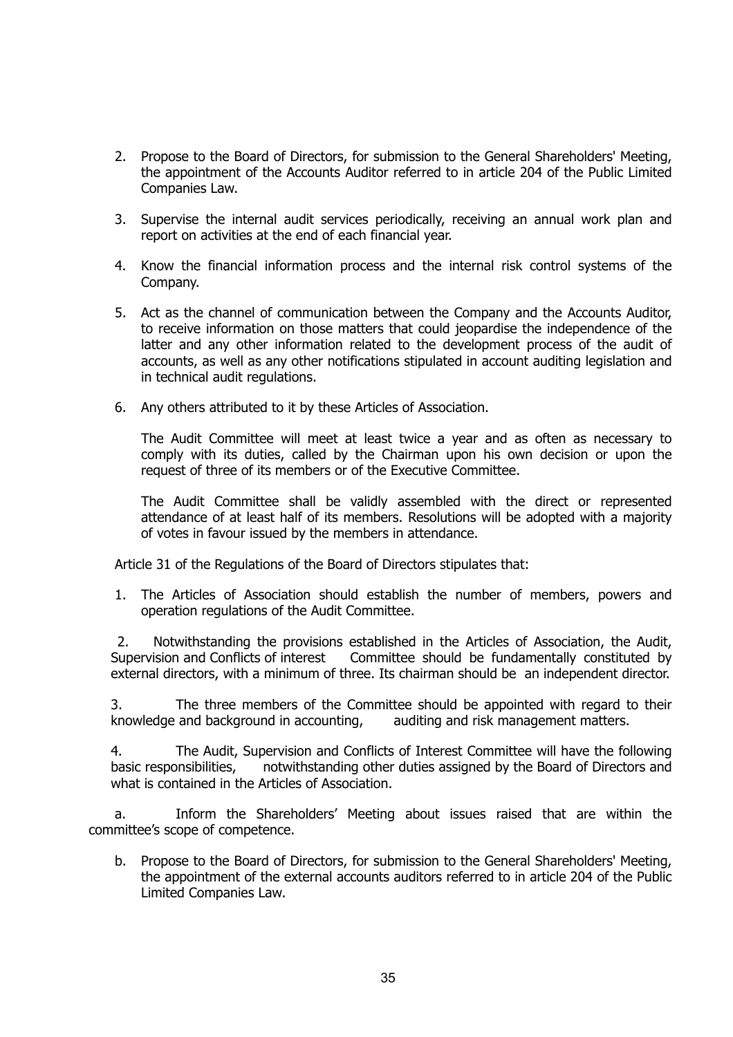2. Propose to the Board of Directors, for submission to the General Shareholders' Meeting, the appointment of the Accounts Auditor referred to in article 204 of the Public Limited Companies Law.

3. Supervise the internal audit services periodically, receiving an annual work plan and report on activities at the end of each financial year.

4. Know the financial information process and the internal risk control systems of the Company.

5. Act as the channel of communication between the Company and the Accounts Auditor, to receive information on those matters that could jeopardise the independence of the latter and any other information related to the development process of the audit of accounts, as well as any other notifications stipulated in account auditing legislation and in technical audit regulations.

6. Any others attributed to it by these Articles of Association.

   The Audit Committee will meet at least twice a year and as often as necessary to comply with its duties, called by the Chairman upon his own decision or upon the request of three of its members or of the Executive Committee.

   The Audit Committee shall be validly assembled with the direct or represented attendance of at least half of its members. Resolutions will be adopted with a majority of votes in favour issued by the members in attendance.

Article 31 of the Regulations of the Board of Directors stipulates that:

1. The Articles of Association should establish the number of members, powers and operation regulations of the Audit Committee.

2. Notwithstanding the provisions established in the Articles of Association, the Audit, Supervision and Conflicts of interest Committee should be fundamentally constituted by external directors, with a minimum of three. Its chairman should be an independent director.

3. The three members of the Committee should be appointed with regard to their knowledge and background in accounting, auditing and risk management matters.

4. The Audit, Supervision and Conflicts of Interest Committee will have the following basic responsibilities, notwithstanding other duties assigned by the Board of Directors and what is contained in the Articles of Association.

a. Inform the Shareholders' Meeting about issues raised that are within the committee's scope of competence.

b. Propose to the Board of Directors, for submission to the General Shareholders' Meeting, the appointment of the external accounts auditors referred to in article 204 of the Public Limited Companies Law.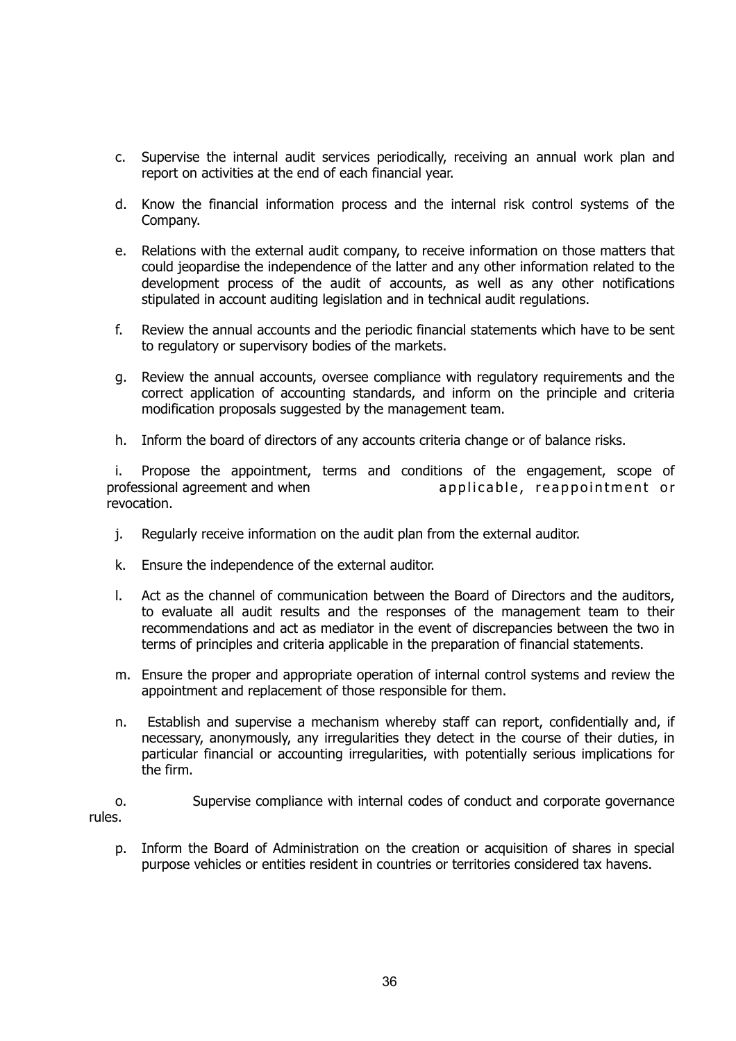c. Supervise the internal audit services periodically, receiving an annual work plan and report on activities at the end of each financial year.

d. Know the financial information process and the internal risk control systems of the Company.

e. Relations with the external audit company, to receive information on those matters that could jeopardise the independence of the latter and any other information related to the development process of the audit of accounts, as well as any other notifications stipulated in account auditing legislation and in technical audit regulations.

f. Review the annual accounts and the periodic financial statements which have to be sent to regulatory or supervisory bodies of the markets.

g. Review the annual accounts, oversee compliance with regulatory requirements and the correct application of accounting standards, and inform on the principle and criteria modification proposals suggested by the management team.

h. Inform the board of directors of any accounts criteria change or of balance risks.

i. Propose the appointment, terms and conditions of the engagement, scope of professional agreement and when applicable, reappointment or revocation.

j. Regularly receive information on the audit plan from the external auditor.

k. Ensure the independence of the external auditor.

l. Act as the channel of communication between the Board of Directors and the auditors, to evaluate all audit results and the responses of the management team to their recommendations and act as mediator in the event of discrepancies between the two in terms of principles and criteria applicable in the preparation of financial statements.

m. Ensure the proper and appropriate operation of internal control systems and review the appointment and replacement of those responsible for them.

n. Establish and supervise a mechanism whereby staff can report, confidentially and, if necessary, anonymously, any irregularities they detect in the course of their duties, in particular financial or accounting irregularities, with potentially serious implications for the firm.

o. Supervise compliance with internal codes of conduct and corporate governance rules.

p. Inform the Board of Administration on the creation or acquisition of shares in special purpose vehicles or entities resident in countries or territories considered tax havens.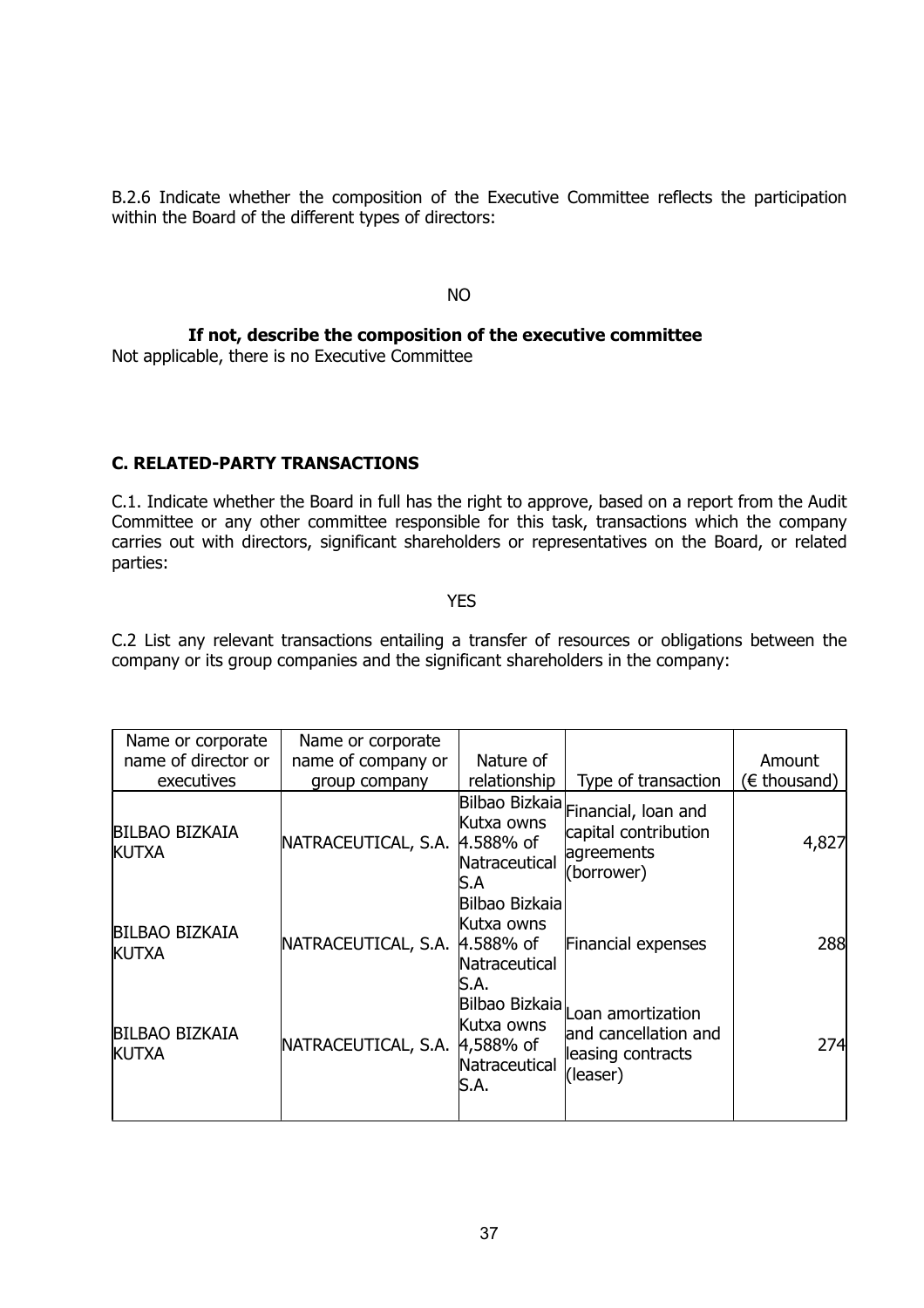B.2.6 Indicate whether the composition of the Executive Committee reflects the participation within the Board of the different types of directors:

NO

**If not, describe the composition of the executive committee**

Not applicable, there is no Executive Committee

## C. RELATED-PARTY TRANSACTIONS

C.1. Indicate whether the Board in full has the right to approve, based on a report from the Audit Committee or any other committee responsible for this task, transactions which the company carries out with directors, significant shareholders or representatives on the Board, or related parties:

YES

C.2 List any relevant transactions entailing a transfer of resources or obligations between the company or its group companies and the significant shareholders in the company:

| Name or corporate name of director or executives | Name or corporate name of company or group company | Nature of relationship | Type of transaction | Amount (€ thousand) |
|---|---|---|---|---|
| BILBAO BIZKAIA KUTXA | NATRACEUTICAL, S.A. | Bilbao Bizkaia Kutxa owns 4.588% of Natraceutical S.A | Financial, loan and capital contribution agreements (borrower) | 4,827 |
| BILBAO BIZKAIA KUTXA | NATRACEUTICAL, S.A. | Bilbao Bizkaia Kutxa owns 4.588% of Natraceutical S.A. | Financial expenses | 288 |
| BILBAO BIZKAIA KUTXA | NATRACEUTICAL, S.A. | Bilbao Bizkaia Kutxa owns 4,588% of Natraceutical S.A. | Loan amortization and cancellation and leasing contracts (leaser) | 274 |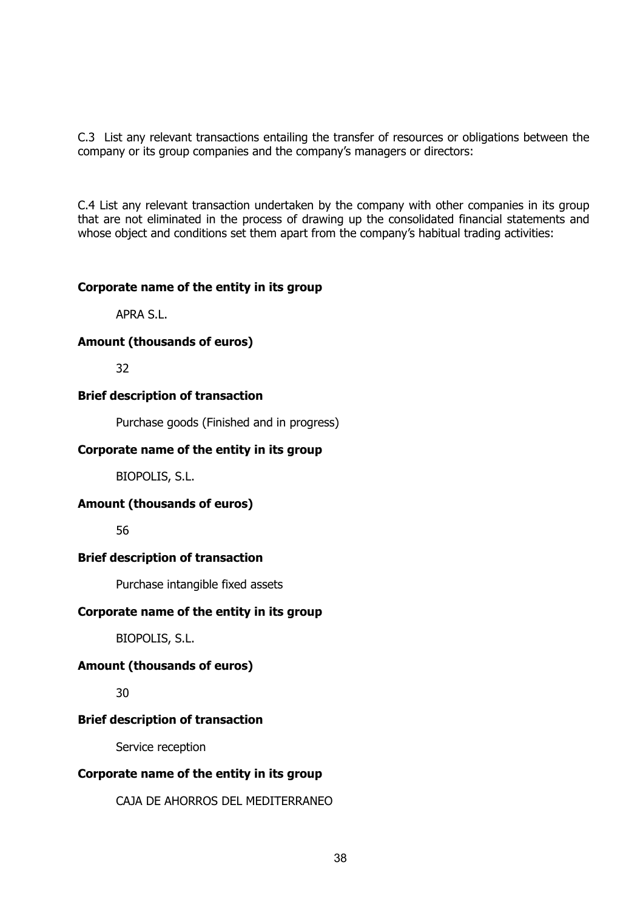C.3 List any relevant transactions entailing the transfer of resources or obligations between the company or its group companies and the company's managers or directors:

C.4 List any relevant transaction undertaken by the company with other companies in its group that are not eliminated in the process of drawing up the consolidated financial statements and whose object and conditions set them apart from the company's habitual trading activities:

**Corporate name of the entity in its group**

APRA S.L.

**Amount (thousands of euros)**

32

**Brief description of transaction**

Purchase goods (Finished and in progress)

**Corporate name of the entity in its group**

BIOPOLIS, S.L.

**Amount (thousands of euros)**

56

**Brief description of transaction**

Purchase intangible fixed assets

**Corporate name of the entity in its group**

BIOPOLIS, S.L.

**Amount (thousands of euros)**

30

**Brief description of transaction**

Service reception

**Corporate name of the entity in its group**

CAJA DE AHORROS DEL MEDITERRANEO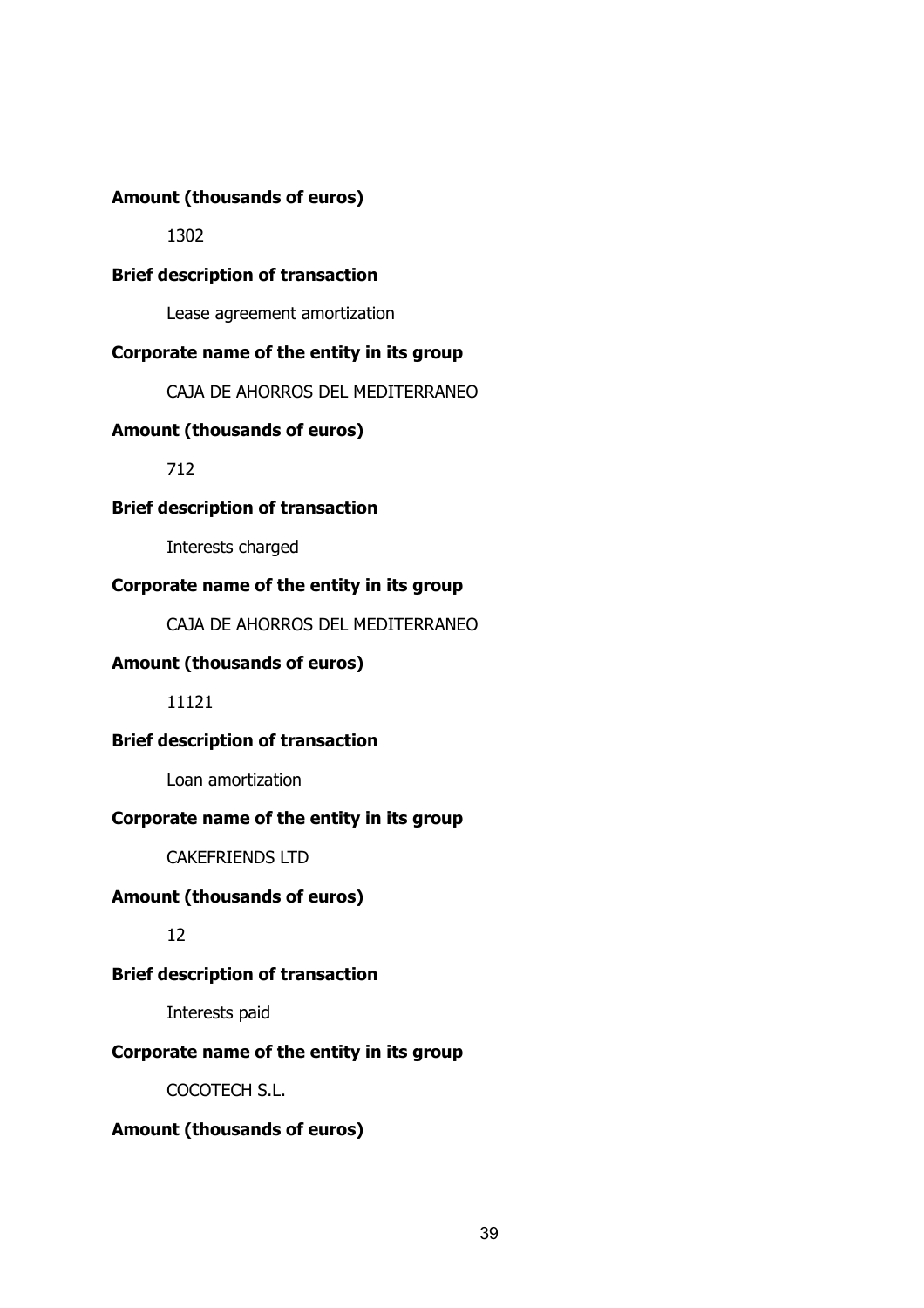**Amount (thousands of euros)**

1302

**Brief description of transaction**

Lease agreement amortization

**Corporate name of the entity in its group**

CAJA DE AHORROS DEL MEDITERRANEO

**Amount (thousands of euros)**

712

**Brief description of transaction**

Interests charged

**Corporate name of the entity in its group**

CAJA DE AHORROS DEL MEDITERRANEO

**Amount (thousands of euros)**

11121

**Brief description of transaction**

Loan amortization

**Corporate name of the entity in its group**

CAKEFRIENDS LTD

**Amount (thousands of euros)**

12

**Brief description of transaction**

Interests paid

**Corporate name of the entity in its group**

COCOTECH S.L.

**Amount (thousands of euros)**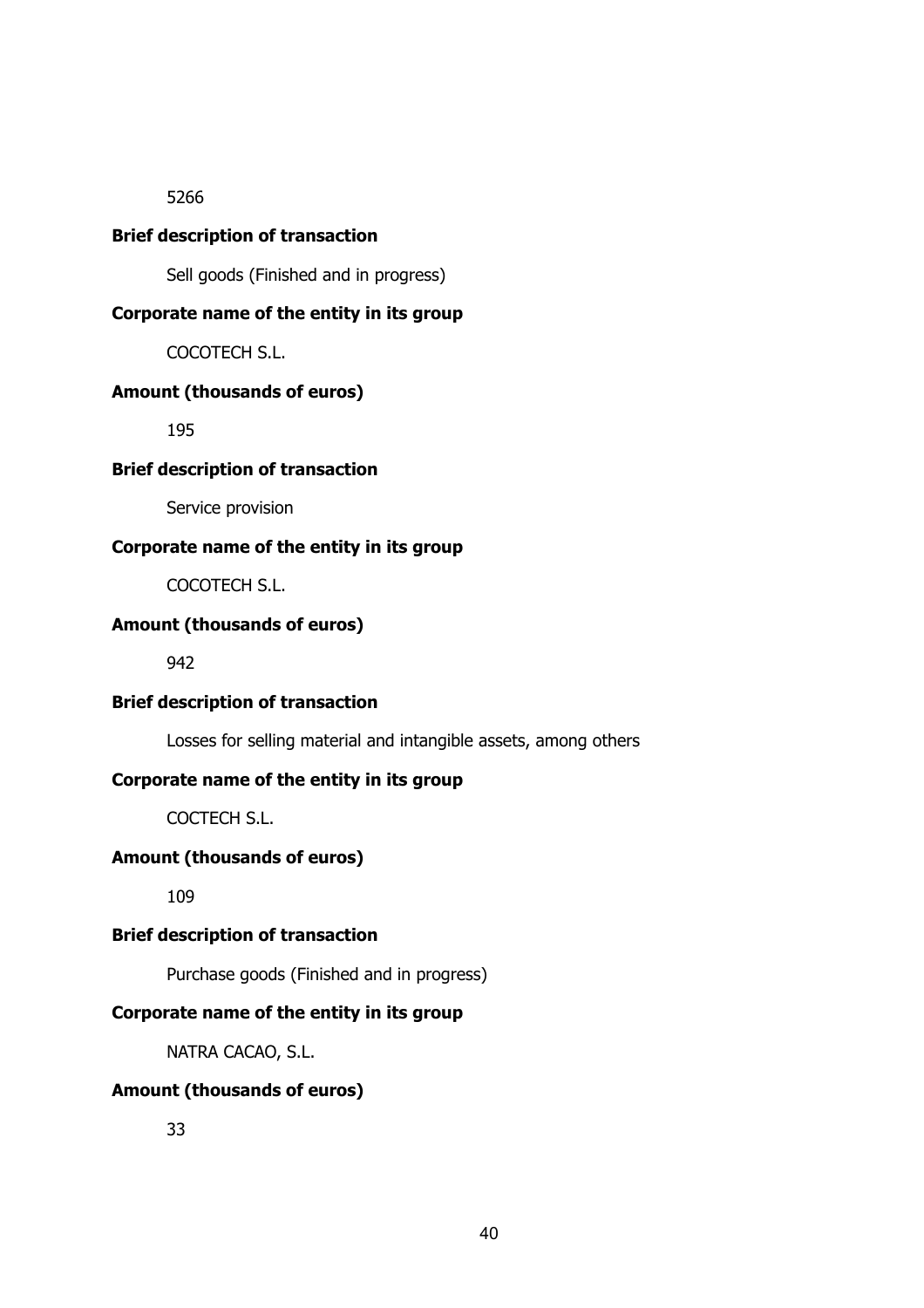5266

**Brief description of transaction**

Sell goods (Finished and in progress)

**Corporate name of the entity in its group**

COCOTECH S.L.

**Amount (thousands of euros)**

195

**Brief description of transaction**

Service provision

**Corporate name of the entity in its group**

COCOTECH S.L.

**Amount (thousands of euros)**

942

**Brief description of transaction**

Losses for selling material and intangible assets, among others

**Corporate name of the entity in its group**

COCTECH S.L.

**Amount (thousands of euros)**

109

**Brief description of transaction**

Purchase goods (Finished and in progress)

**Corporate name of the entity in its group**

NATRA CACAO, S.L.

**Amount (thousands of euros)**

33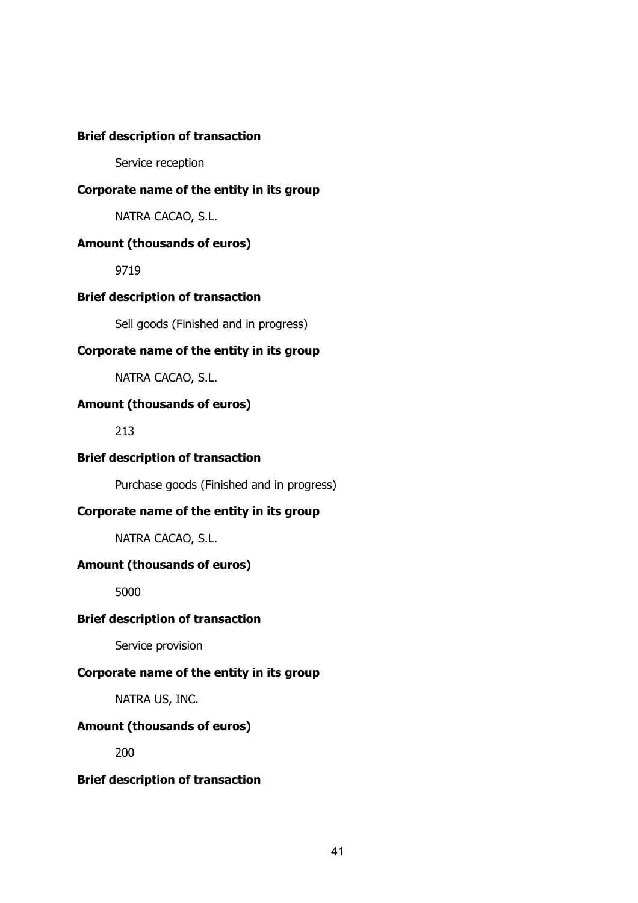**Brief description of transaction**

Service reception

**Corporate name of the entity in its group**

NATRA CACAO, S.L.

**Amount (thousands of euros)**

9719

**Brief description of transaction**

Sell goods (Finished and in progress)

**Corporate name of the entity in its group**

NATRA CACAO, S.L.

**Amount (thousands of euros)**

213

**Brief description of transaction**

Purchase goods (Finished and in progress)

**Corporate name of the entity in its group**

NATRA CACAO, S.L.

**Amount (thousands of euros)**

5000

**Brief description of transaction**

Service provision

**Corporate name of the entity in its group**

NATRA US, INC.

**Amount (thousands of euros)**

200

**Brief description of transaction**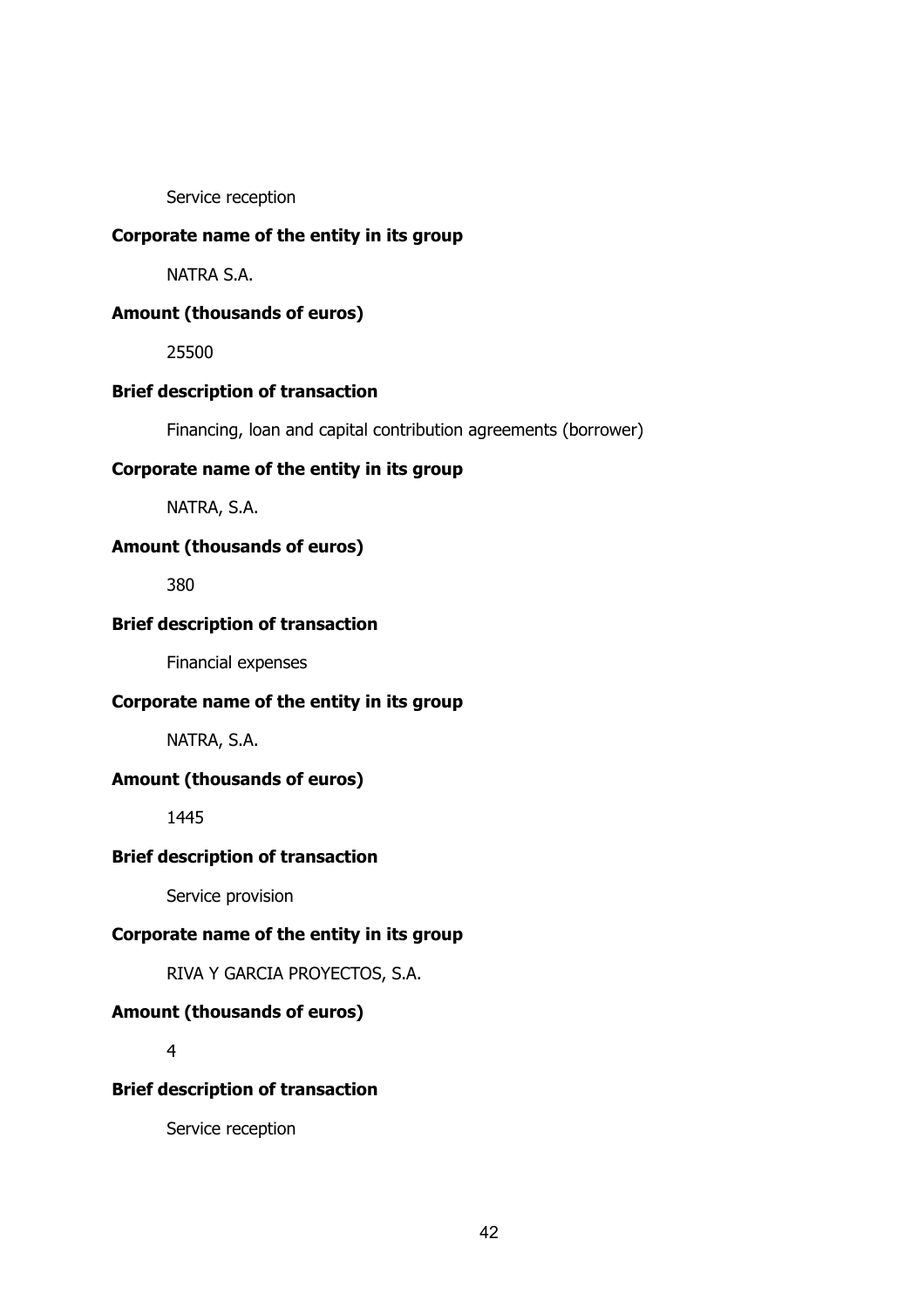Service reception

**Corporate name of the entity in its group**

NATRA S.A.

**Amount (thousands of euros)**

25500

**Brief description of transaction**

Financing, loan and capital contribution agreements (borrower)

**Corporate name of the entity in its group**

NATRA, S.A.

**Amount (thousands of euros)**

380

**Brief description of transaction**

Financial expenses

**Corporate name of the entity in its group**

NATRA, S.A.

**Amount (thousands of euros)**

1445

**Brief description of transaction**

Service provision

**Corporate name of the entity in its group**

RIVA Y GARCIA PROYECTOS, S.A.

**Amount (thousands of euros)**

4

**Brief description of transaction**

Service reception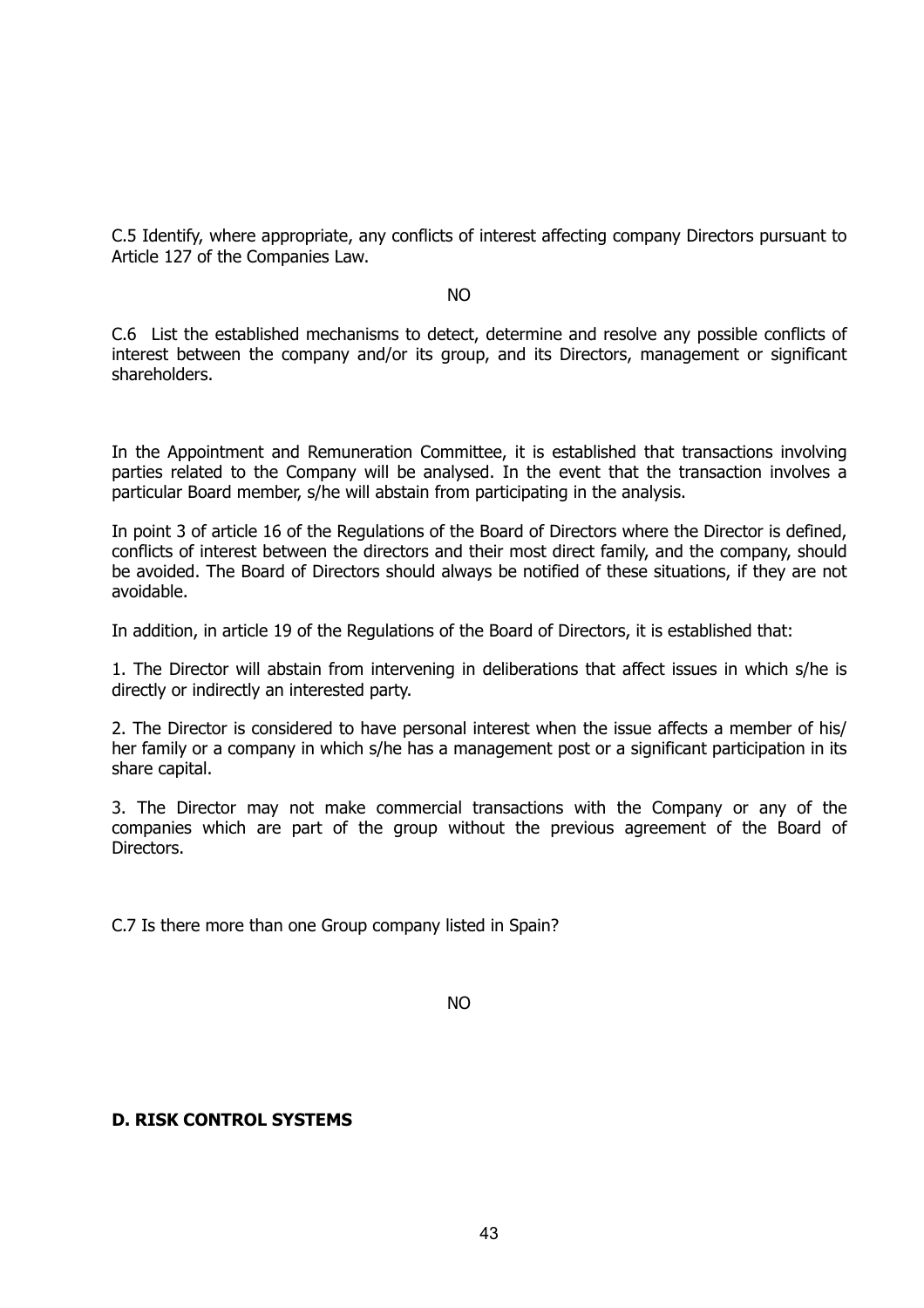C.5 Identify, where appropriate, any conflicts of interest affecting company Directors pursuant to Article 127 of the Companies Law.

NO

C.6 List the established mechanisms to detect, determine and resolve any possible conflicts of interest between the company and/or its group, and its Directors, management or significant shareholders.

In the Appointment and Remuneration Committee, it is established that transactions involving parties related to the Company will be analysed. In the event that the transaction involves a particular Board member, s/he will abstain from participating in the analysis.

In point 3 of article 16 of the Regulations of the Board of Directors where the Director is defined, conflicts of interest between the directors and their most direct family, and the company, should be avoided. The Board of Directors should always be notified of these situations, if they are not avoidable.

In addition, in article 19 of the Regulations of the Board of Directors, it is established that:

1. The Director will abstain from intervening in deliberations that affect issues in which s/he is directly or indirectly an interested party.

2. The Director is considered to have personal interest when the issue affects a member of his/her family or a company in which s/he has a management post or a significant participation in its share capital.

3. The Director may not make commercial transactions with the Company or any of the companies which are part of the group without the previous agreement of the Board of Directors.

C.7 Is there more than one Group company listed in Spain?

NO

**D. RISK CONTROL SYSTEMS**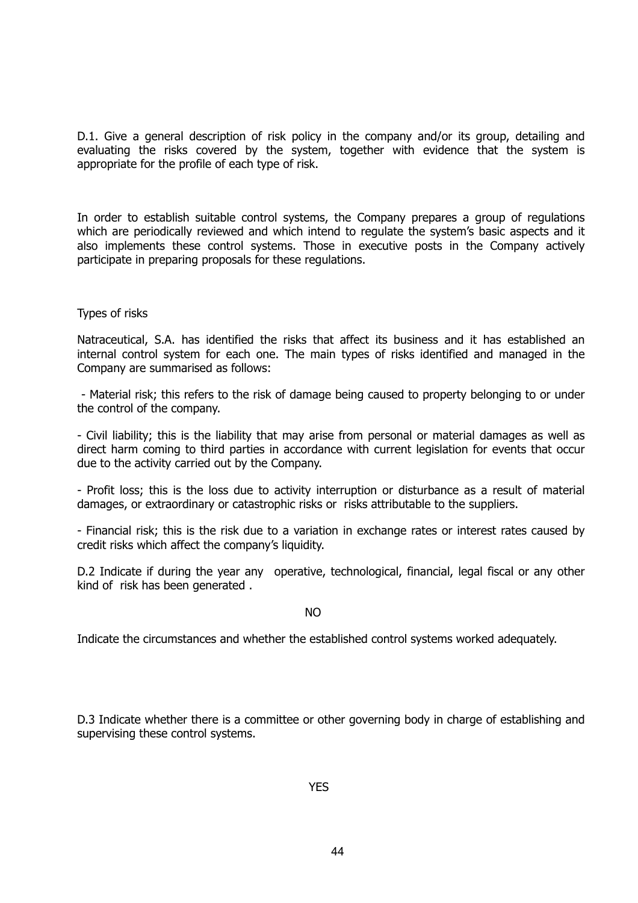D.1. Give a general description of risk policy in the company and/or its group, detailing and evaluating the risks covered by the system, together with evidence that the system is appropriate for the profile of each type of risk.

In order to establish suitable control systems, the Company prepares a group of regulations which are periodically reviewed and which intend to regulate the system's basic aspects and it also implements these control systems. Those in executive posts in the Company actively participate in preparing proposals for these regulations.

Types of risks

Natraceutical, S.A. has identified the risks that affect its business and it has established an internal control system for each one. The main types of risks identified and managed in the Company are summarised as follows:

- Material risk; this refers to the risk of damage being caused to property belonging to or under the control of the company.

- Civil liability; this is the liability that may arise from personal or material damages as well as direct harm coming to third parties in accordance with current legislation for events that occur due to the activity carried out by the Company.

- Profit loss; this is the loss due to activity interruption or disturbance as a result of material damages, or extraordinary or catastrophic risks or risks attributable to the suppliers.

- Financial risk; this is the risk due to a variation in exchange rates or interest rates caused by credit risks which affect the company's liquidity.

D.2 Indicate if during the year any operative, technological, financial, legal fiscal or any other kind of risk has been generated .

NO

Indicate the circumstances and whether the established control systems worked adequately.

D.3 Indicate whether there is a committee or other governing body in charge of establishing and supervising these control systems.

YES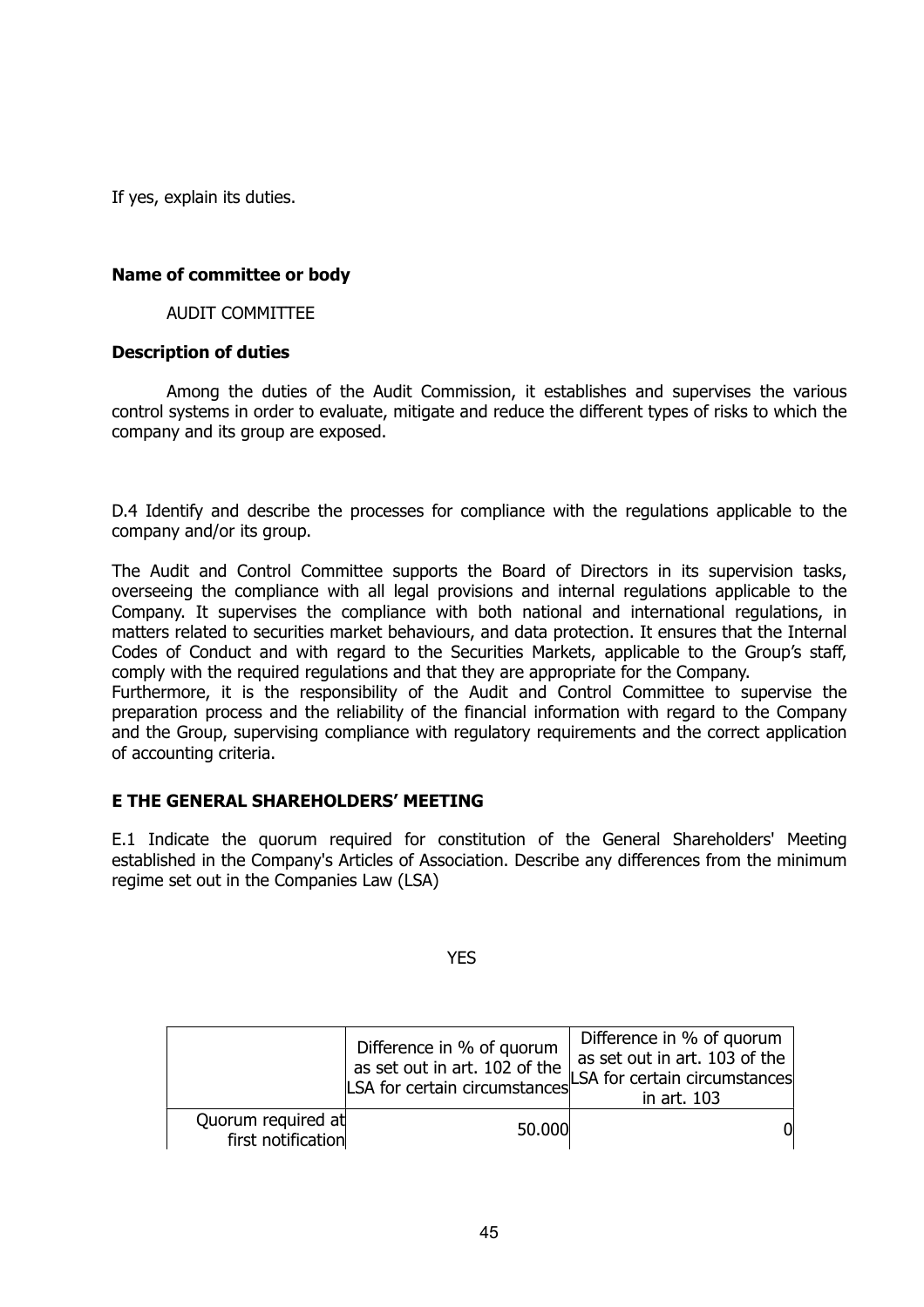If yes, explain its duties.

**Name of committee or body**

AUDIT COMMITTEE

**Description of duties**

Among the duties of the Audit Commission, it establishes and supervises the various control systems in order to evaluate, mitigate and reduce the different types of risks to which the company and its group are exposed.

D.4 Identify and describe the processes for compliance with the regulations applicable to the company and/or its group.

The Audit and Control Committee supports the Board of Directors in its supervision tasks, overseeing the compliance with all legal provisions and internal regulations applicable to the Company. It supervises the compliance with both national and international regulations, in matters related to securities market behaviours, and data protection. It ensures that the Internal Codes of Conduct and with regard to the Securities Markets, applicable to the Group's staff, comply with the required regulations and that they are appropriate for the Company.
Furthermore, it is the responsibility of the Audit and Control Committee to supervise the preparation process and the reliability of the financial information with regard to the Company and the Group, supervising compliance with regulatory requirements and the correct application of accounting criteria.

## E THE GENERAL SHAREHOLDERS' MEETING

E.1 Indicate the quorum required for constitution of the General Shareholders' Meeting established in the Company's Articles of Association. Describe any differences from the minimum regime set out in the Companies Law (LSA)

YES

| | Difference in % of quorum as set out in art. 102 of the LSA for certain circumstances | Difference in % of quorum as set out in art. 103 of the LSA for certain circumstances in art. 103 |
|---|---|---|
| Quorum required at first notification | 50.000 | 0 |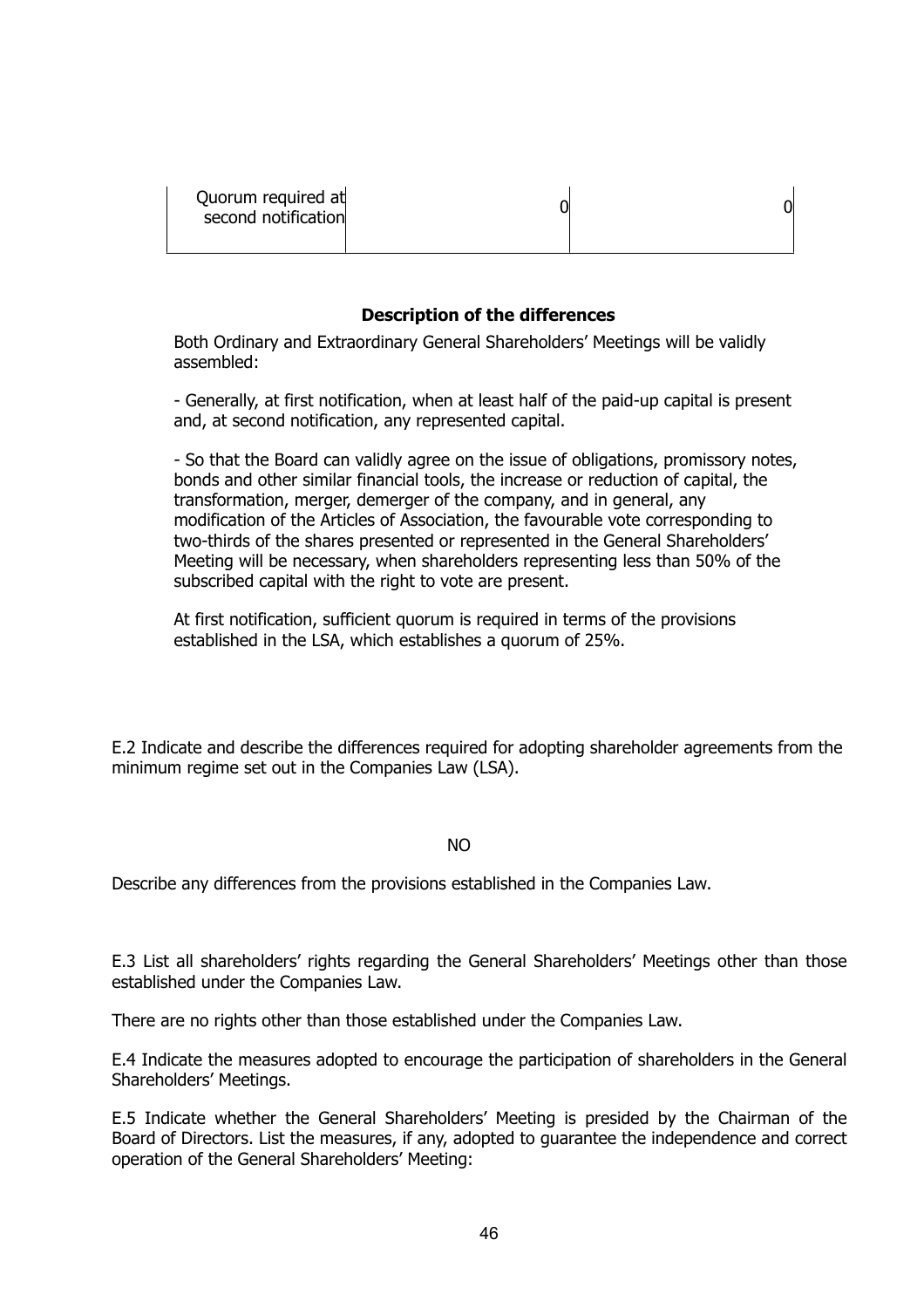| Quorum required at second notification | 0 | 0 |
|---|---|---|

**Description of the differences**

Both Ordinary and Extraordinary General Shareholders' Meetings will be validly assembled:

- Generally, at first notification, when at least half of the paid-up capital is present and, at second notification, any represented capital.

- So that the Board can validly agree on the issue of obligations, promissory notes, bonds and other similar financial tools, the increase or reduction of capital, the transformation, merger, demerger of the company, and in general, any modification of the Articles of Association, the favourable vote corresponding to two-thirds of the shares presented or represented in the General Shareholders' Meeting will be necessary, when shareholders representing less than 50% of the subscribed capital with the right to vote are present.

At first notification, sufficient quorum is required in terms of the provisions established in the LSA, which establishes a quorum of 25%.

E.2 Indicate and describe the differences required for adopting shareholder agreements from the minimum regime set out in the Companies Law (LSA).

NO

Describe any differences from the provisions established in the Companies Law.

E.3 List all shareholders' rights regarding the General Shareholders' Meetings other than those established under the Companies Law.

There are no rights other than those established under the Companies Law.

E.4 Indicate the measures adopted to encourage the participation of shareholders in the General Shareholders' Meetings.

E.5 Indicate whether the General Shareholders' Meeting is presided by the Chairman of the Board of Directors. List the measures, if any, adopted to guarantee the independence and correct operation of the General Shareholders' Meeting: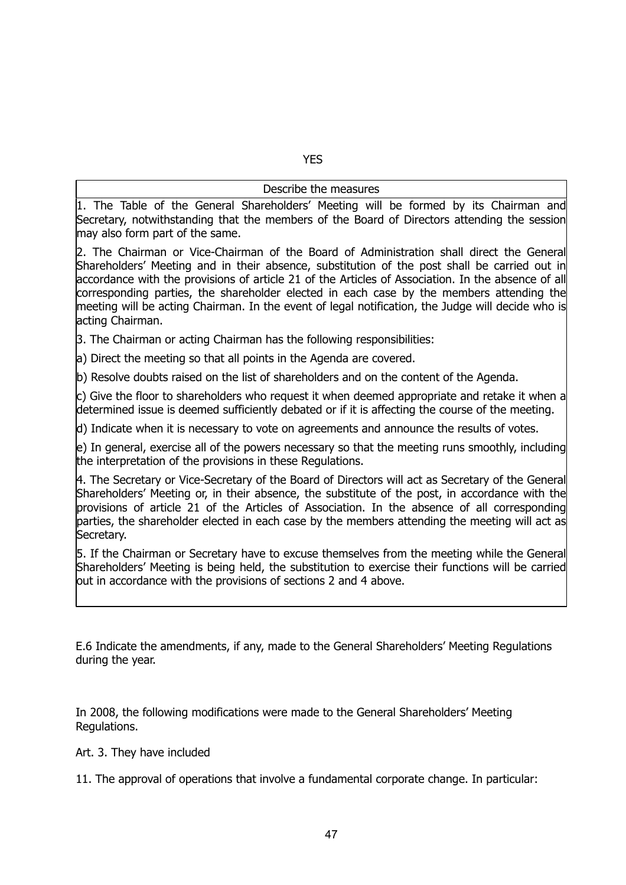YES

| Describe the measures |
|---|
| 1. The Table of the General Shareholders' Meeting will be formed by its Chairman and Secretary, notwithstanding that the members of the Board of Directors attending the session may also form part of the same.<br><br>2. The Chairman or Vice-Chairman of the Board of Administration shall direct the General Shareholders' Meeting and in their absence, substitution of the post shall be carried out in accordance with the provisions of article 21 of the Articles of Association. In the absence of all corresponding parties, the shareholder elected in each case by the members attending the meeting will be acting Chairman. In the event of legal notification, the Judge will decide who is acting Chairman.<br><br>3. The Chairman or acting Chairman has the following responsibilities:<br><br>a) Direct the meeting so that all points in the Agenda are covered.<br><br>b) Resolve doubts raised on the list of shareholders and on the content of the Agenda.<br><br>c) Give the floor to shareholders who request it when deemed appropriate and retake it when a determined issue is deemed sufficiently debated or if it is affecting the course of the meeting.<br><br>d) Indicate when it is necessary to vote on agreements and announce the results of votes.<br><br>e) In general, exercise all of the powers necessary so that the meeting runs smoothly, including the interpretation of the provisions in these Regulations.<br><br>4. The Secretary or Vice-Secretary of the Board of Directors will act as Secretary of the General Shareholders' Meeting or, in their absence, the substitute of the post, in accordance with the provisions of article 21 of the Articles of Association. In the absence of all corresponding parties, the shareholder elected in each case by the members attending the meeting will act as Secretary.<br><br>5. If the Chairman or Secretary have to excuse themselves from the meeting while the General Shareholders' Meeting is being held, the substitution to exercise their functions will be carried out in accordance with the provisions of sections 2 and 4 above. |

E.6 Indicate the amendments, if any, made to the General Shareholders' Meeting Regulations during the year.

In 2008, the following modifications were made to the General Shareholders' Meeting Regulations.

Art. 3. They have included

11. The approval of operations that involve a fundamental corporate change. In particular: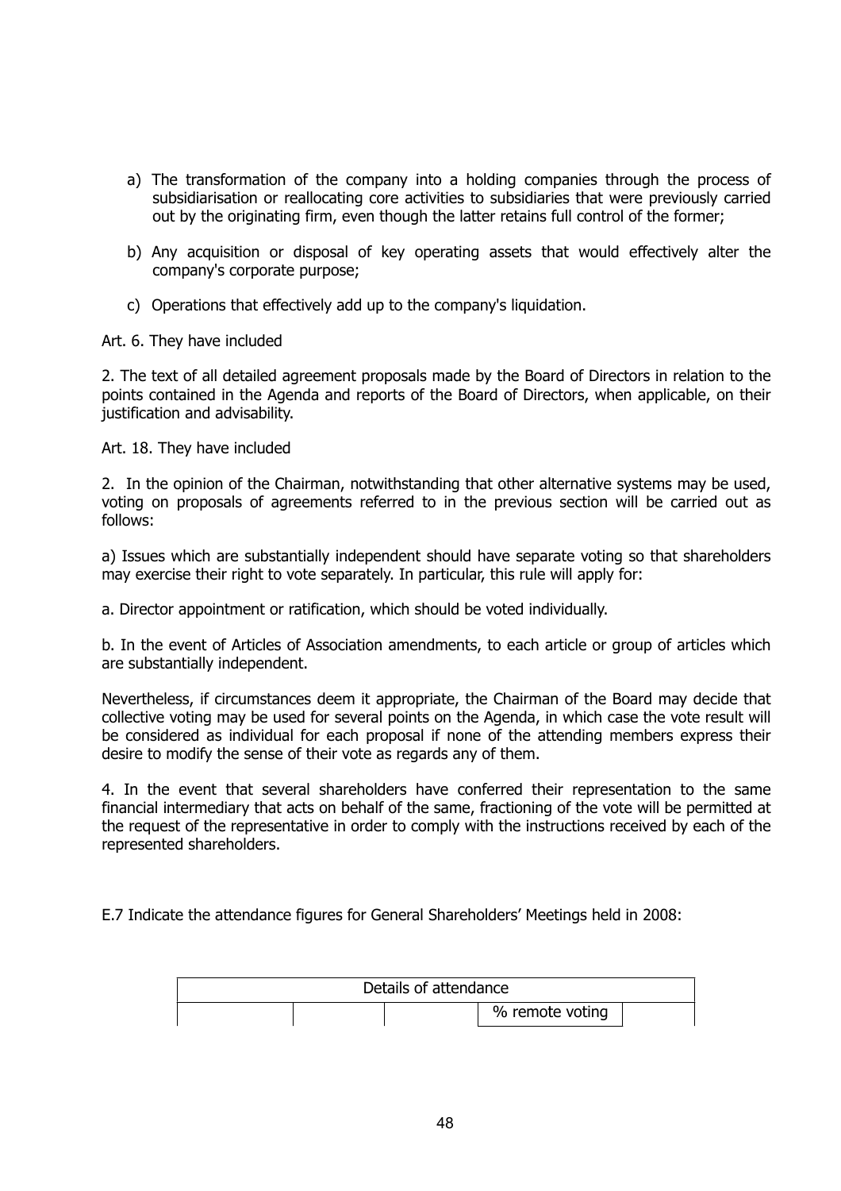a) The transformation of the company into a holding companies through the process of subsidiarisation or reallocating core activities to subsidiaries that were previously carried out by the originating firm, even though the latter retains full control of the former;

b) Any acquisition or disposal of key operating assets that would effectively alter the company's corporate purpose;

c) Operations that effectively add up to the company's liquidation.

Art. 6. They have included

2. The text of all detailed agreement proposals made by the Board of Directors in relation to the points contained in the Agenda and reports of the Board of Directors, when applicable, on their justification and advisability.

Art. 18. They have included

2. In the opinion of the Chairman, notwithstanding that other alternative systems may be used, voting on proposals of agreements referred to in the previous section will be carried out as follows:

a) Issues which are substantially independent should have separate voting so that shareholders may exercise their right to vote separately. In particular, this rule will apply for:

a. Director appointment or ratification, which should be voted individually.

b. In the event of Articles of Association amendments, to each article or group of articles which are substantially independent.

Nevertheless, if circumstances deem it appropriate, the Chairman of the Board may decide that collective voting may be used for several points on the Agenda, in which case the vote result will be considered as individual for each proposal if none of the attending members express their desire to modify the sense of their vote as regards any of them.

4. In the event that several shareholders have conferred their representation to the same financial intermediary that acts on behalf of the same, fractioning of the vote will be permitted at the request of the representative in order to comply with the instructions received by each of the represented shareholders.

E.7 Indicate the attendance figures for General Shareholders' Meetings held in 2008:

| Details of attendance | | | | |
|---|---|---|---|---|
| | | | % remote voting | |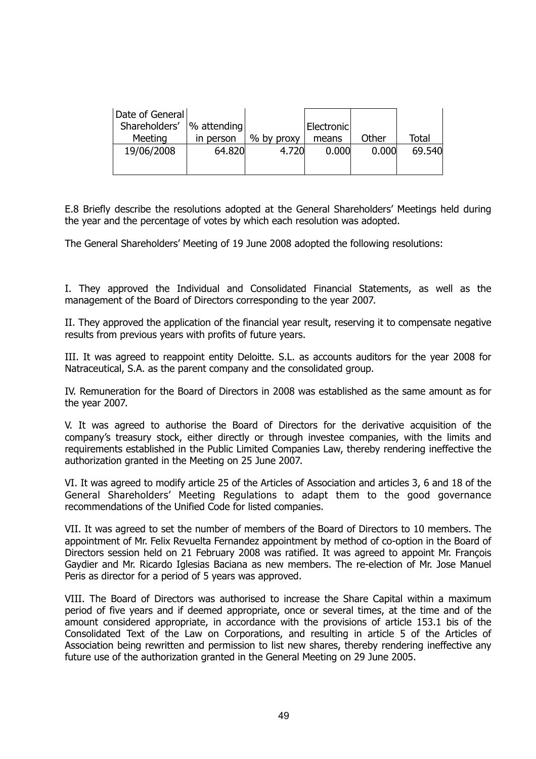| Date of General Shareholders' Meeting | % attending in person | % by proxy | Electronic means | Other | Total |
|---|---|---|---|---|---|
| 19/06/2008 | 64.820 | 4.720 | 0.000 | 0.000 | 69.540 |

E.8 Briefly describe the resolutions adopted at the General Shareholders' Meetings held during the year and the percentage of votes by which each resolution was adopted.

The General Shareholders' Meeting of 19 June 2008 adopted the following resolutions:

I. They approved the Individual and Consolidated Financial Statements, as well as the management of the Board of Directors corresponding to the year 2007.

II. They approved the application of the financial year result, reserving it to compensate negative results from previous years with profits of future years.

III. It was agreed to reappoint entity Deloitte. S.L. as accounts auditors for the year 2008 for Natraceutical, S.A. as the parent company and the consolidated group.

IV. Remuneration for the Board of Directors in 2008 was established as the same amount as for the year 2007.

V. It was agreed to authorise the Board of Directors for the derivative acquisition of the company's treasury stock, either directly or through investee companies, with the limits and requirements established in the Public Limited Companies Law, thereby rendering ineffective the authorization granted in the Meeting on 25 June 2007.

VI. It was agreed to modify article 25 of the Articles of Association and articles 3, 6 and 18 of the General Shareholders' Meeting Regulations to adapt them to the good governance recommendations of the Unified Code for listed companies.

VII. It was agreed to set the number of members of the Board of Directors to 10 members. The appointment of Mr. Felix Revuelta Fernandez appointment by method of co-option in the Board of Directors session held on 21 February 2008 was ratified. It was agreed to appoint Mr. François Gaydier and Mr. Ricardo Iglesias Baciana as new members. The re-election of Mr. Jose Manuel Peris as director for a period of 5 years was approved.

VIII. The Board of Directors was authorised to increase the Share Capital within a maximum period of five years and if deemed appropriate, once or several times, at the time and of the amount considered appropriate, in accordance with the provisions of article 153.1 bis of the Consolidated Text of the Law on Corporations, and resulting in article 5 of the Articles of Association being rewritten and permission to list new shares, thereby rendering ineffective any future use of the authorization granted in the General Meeting on 29 June 2005.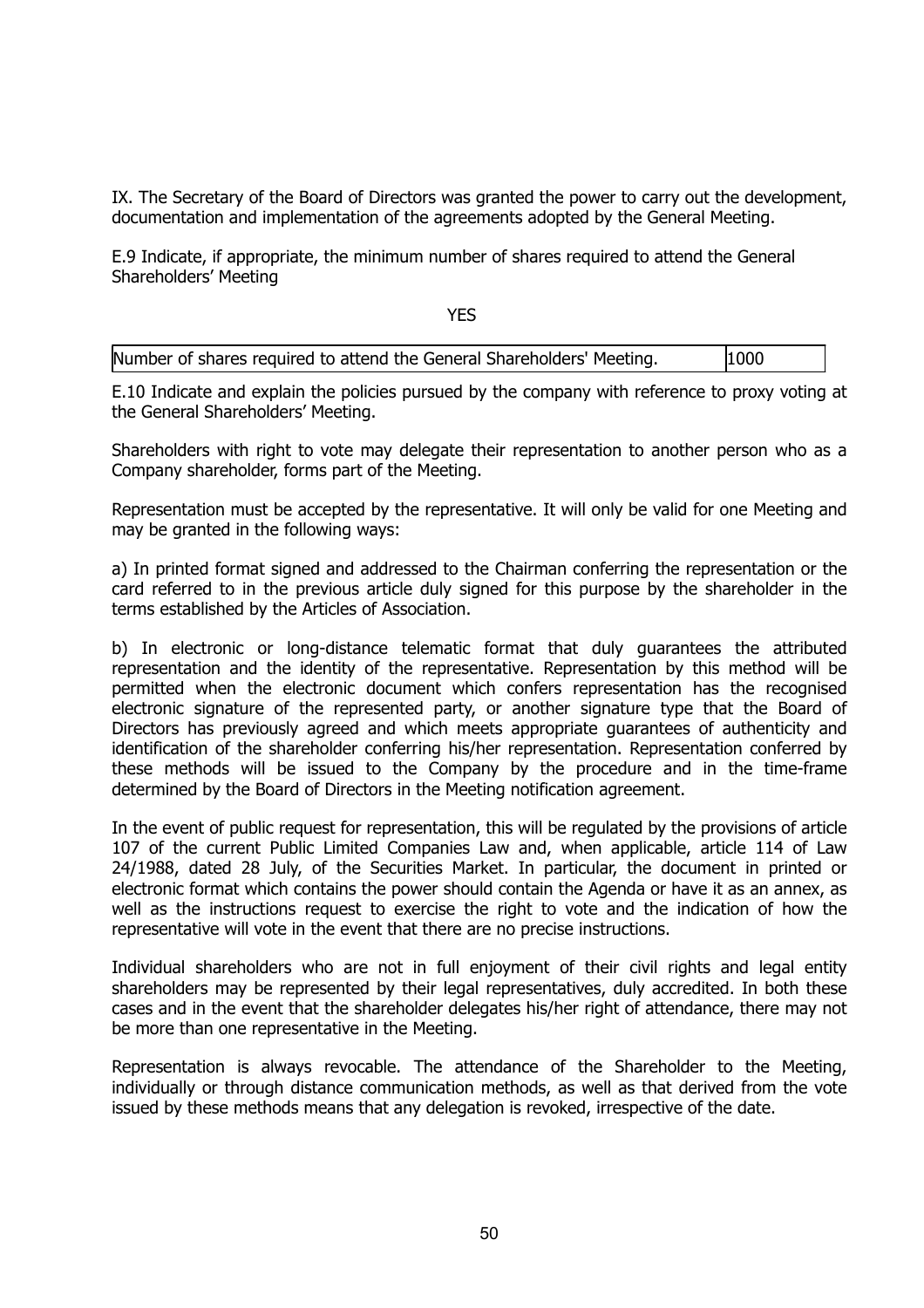IX. The Secretary of the Board of Directors was granted the power to carry out the development, documentation and implementation of the agreements adopted by the General Meeting.

E.9 Indicate, if appropriate, the minimum number of shares required to attend the General Shareholders' Meeting

YES

| Number of shares required to attend the General Shareholders' Meeting. | 1000 |
|---|---|

E.10 Indicate and explain the policies pursued by the company with reference to proxy voting at the General Shareholders' Meeting.

Shareholders with right to vote may delegate their representation to another person who as a Company shareholder, forms part of the Meeting.

Representation must be accepted by the representative. It will only be valid for one Meeting and may be granted in the following ways:

a) In printed format signed and addressed to the Chairman conferring the representation or the card referred to in the previous article duly signed for this purpose by the shareholder in the terms established by the Articles of Association.

b) In electronic or long-distance telematic format that duly guarantees the attributed representation and the identity of the representative. Representation by this method will be permitted when the electronic document which confers representation has the recognised electronic signature of the represented party, or another signature type that the Board of Directors has previously agreed and which meets appropriate guarantees of authenticity and identification of the shareholder conferring his/her representation. Representation conferred by these methods will be issued to the Company by the procedure and in the time-frame determined by the Board of Directors in the Meeting notification agreement.

In the event of public request for representation, this will be regulated by the provisions of article 107 of the current Public Limited Companies Law and, when applicable, article 114 of Law 24/1988, dated 28 July, of the Securities Market. In particular, the document in printed or electronic format which contains the power should contain the Agenda or have it as an annex, as well as the instructions request to exercise the right to vote and the indication of how the representative will vote in the event that there are no precise instructions.

Individual shareholders who are not in full enjoyment of their civil rights and legal entity shareholders may be represented by their legal representatives, duly accredited. In both these cases and in the event that the shareholder delegates his/her right of attendance, there may not be more than one representative in the Meeting.

Representation is always revocable. The attendance of the Shareholder to the Meeting, individually or through distance communication methods, as well as that derived from the vote issued by these methods means that any delegation is revoked, irrespective of the date.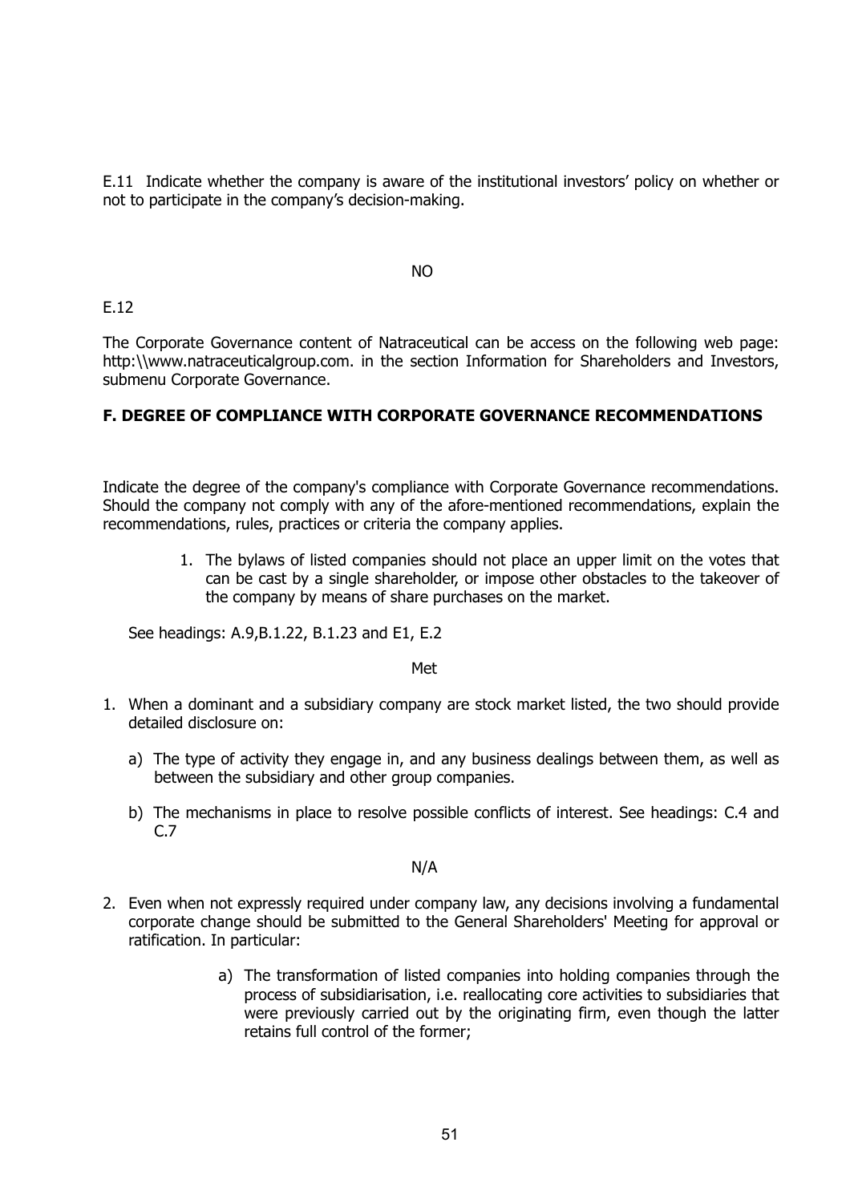E.11 Indicate whether the company is aware of the institutional investors' policy on whether or not to participate in the company's decision-making.

NO

E.12

The Corporate Governance content of Natraceutical can be access on the following web page: http:\\www.natraceuticalgroup.com. in the section Information for Shareholders and Investors, submenu Corporate Governance.

**F. DEGREE OF COMPLIANCE WITH CORPORATE GOVERNANCE RECOMMENDATIONS**

Indicate the degree of the company's compliance with Corporate Governance recommendations. Should the company not comply with any of the afore-mentioned recommendations, explain the recommendations, rules, practices or criteria the company applies.

1. The bylaws of listed companies should not place an upper limit on the votes that can be cast by a single shareholder, or impose other obstacles to the takeover of the company by means of share purchases on the market.

See headings: A.9,B.1.22, B.1.23 and E1, E.2

Met

1. When a dominant and a subsidiary company are stock market listed, the two should provide detailed disclosure on:
   a) The type of activity they engage in, and any business dealings between them, as well as between the subsidiary and other group companies.
   b) The mechanisms in place to resolve possible conflicts of interest. See headings: C.4 and C.7

N/A

2. Even when not expressly required under company law, any decisions involving a fundamental corporate change should be submitted to the General Shareholders' Meeting for approval or ratification. In particular:
   a) The transformation of listed companies into holding companies through the process of subsidiarisation, i.e. reallocating core activities to subsidiaries that were previously carried out by the originating firm, even though the latter retains full control of the former;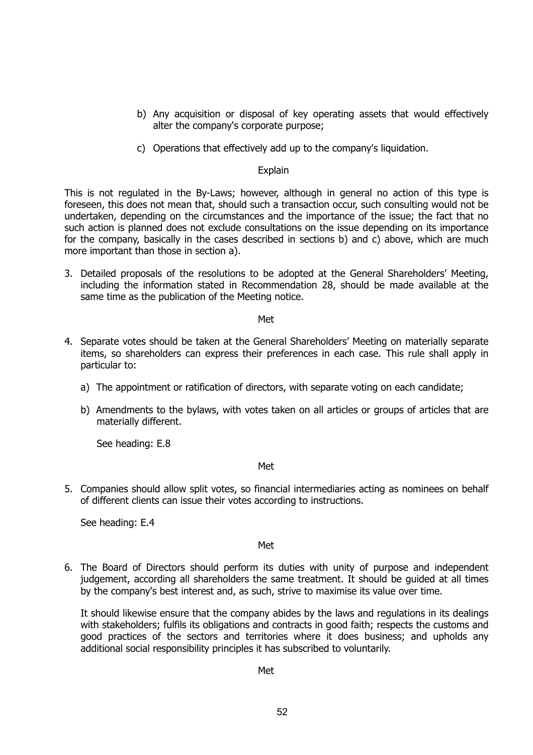b) Any acquisition or disposal of key operating assets that would effectively alter the company's corporate purpose;

c) Operations that effectively add up to the company's liquidation.

Explain

This is not regulated in the By-Laws; however, although in general no action of this type is foreseen, this does not mean that, should such a transaction occur, such consulting would not be undertaken, depending on the circumstances and the importance of the issue; the fact that no such action is planned does not exclude consultations on the issue depending on its importance for the company, basically in the cases described in sections b) and c) above, which are much more important than those in section a).

3. Detailed proposals of the resolutions to be adopted at the General Shareholders' Meeting, including the information stated in Recommendation 28, should be made available at the same time as the publication of the Meeting notice.

Met

4. Separate votes should be taken at the General Shareholders' Meeting on materially separate items, so shareholders can express their preferences in each case. This rule shall apply in particular to:

   a) The appointment or ratification of directors, with separate voting on each candidate;

   b) Amendments to the bylaws, with votes taken on all articles or groups of articles that are materially different.

   See heading: E.8

Met

5. Companies should allow split votes, so financial intermediaries acting as nominees on behalf of different clients can issue their votes according to instructions.

   See heading: E.4

Met

6. The Board of Directors should perform its duties with unity of purpose and independent judgement, according all shareholders the same treatment. It should be guided at all times by the company's best interest and, as such, strive to maximise its value over time.

   It should likewise ensure that the company abides by the laws and regulations in its dealings with stakeholders; fulfils its obligations and contracts in good faith; respects the customs and good practices of the sectors and territories where it does business; and upholds any additional social responsibility principles it has subscribed to voluntarily.

Met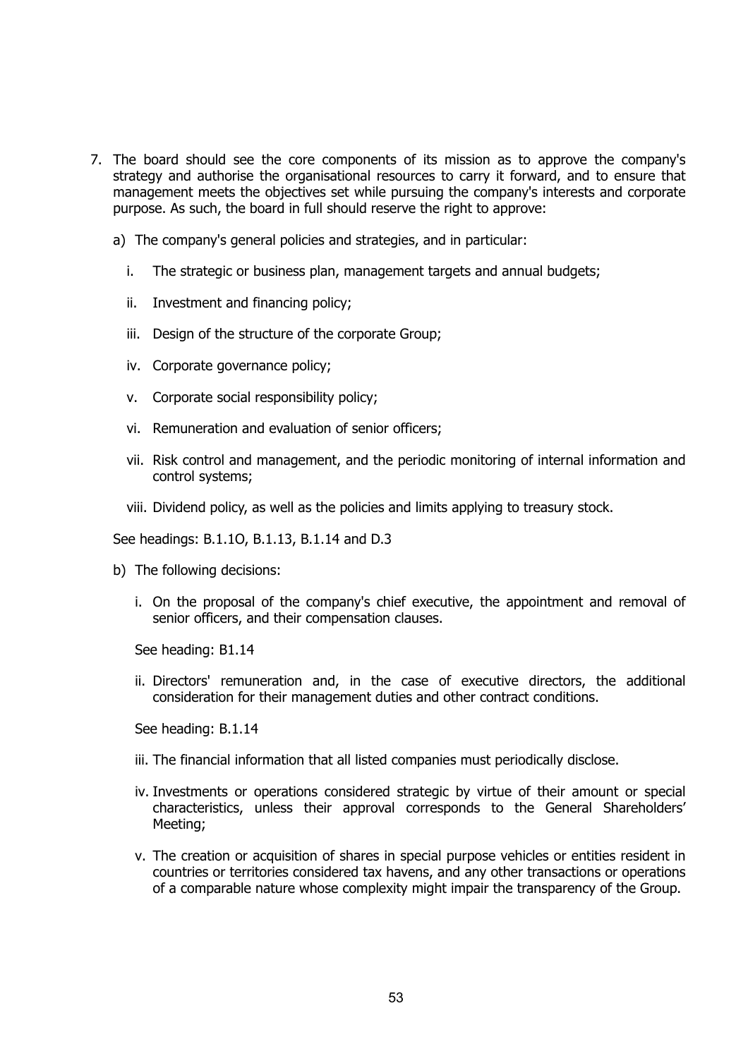7. The board should see the core components of its mission as to approve the company's strategy and authorise the organisational resources to carry it forward, and to ensure that management meets the objectives set while pursuing the company's interests and corporate purpose. As such, the board in full should reserve the right to approve:

   a) The company's general policies and strategies, and in particular:

      i. The strategic or business plan, management targets and annual budgets;

      ii. Investment and financing policy;

      iii. Design of the structure of the corporate Group;

      iv. Corporate governance policy;

      v. Corporate social responsibility policy;

      vi. Remuneration and evaluation of senior officers;

      vii. Risk control and management, and the periodic monitoring of internal information and control systems;

      viii. Dividend policy, as well as the policies and limits applying to treasury stock.

   See headings: B.1.1O, B.1.13, B.1.14 and D.3

   b) The following decisions:

      i. On the proposal of the company's chief executive, the appointment and removal of senior officers, and their compensation clauses.

      See heading: B1.14

      ii. Directors' remuneration and, in the case of executive directors, the additional consideration for their management duties and other contract conditions.

      See heading: B.1.14

      iii. The financial information that all listed companies must periodically disclose.

      iv. Investments or operations considered strategic by virtue of their amount or special characteristics, unless their approval corresponds to the General Shareholders' Meeting;

      v. The creation or acquisition of shares in special purpose vehicles or entities resident in countries or territories considered tax havens, and any other transactions or operations of a comparable nature whose complexity might impair the transparency of the Group.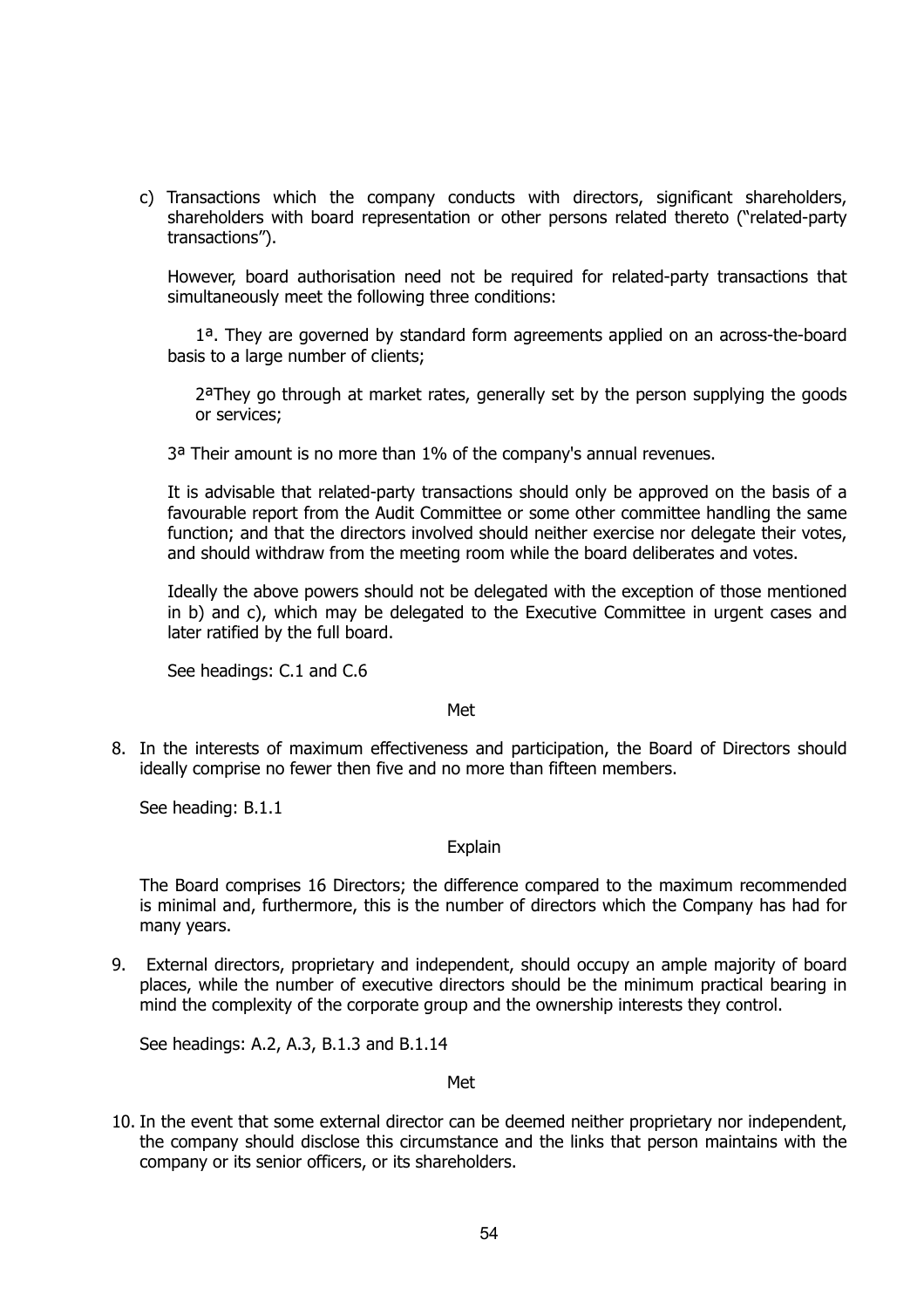c) Transactions which the company conducts with directors, significant shareholders, shareholders with board representation or other persons related thereto ("related-party transactions").

However, board authorisation need not be required for related-party transactions that simultaneously meet the following three conditions:

1ª. They are governed by standard form agreements applied on an across-the-board basis to a large number of clients;

2ªThey go through at market rates, generally set by the person supplying the goods or services;

3ª Their amount is no more than 1% of the company's annual revenues.

It is advisable that related-party transactions should only be approved on the basis of a favourable report from the Audit Committee or some other committee handling the same function; and that the directors involved should neither exercise nor delegate their votes, and should withdraw from the meeting room while the board deliberates and votes.

Ideally the above powers should not be delegated with the exception of those mentioned in b) and c), which may be delegated to the Executive Committee in urgent cases and later ratified by the full board.

See headings: C.1 and C.6

Met

8. In the interests of maximum effectiveness and participation, the Board of Directors should ideally comprise no fewer then five and no more than fifteen members.

See heading: B.1.1

Explain

The Board comprises 16 Directors; the difference compared to the maximum recommended is minimal and, furthermore, this is the number of directors which the Company has had for many years.

9. External directors, proprietary and independent, should occupy an ample majority of board places, while the number of executive directors should be the minimum practical bearing in mind the complexity of the corporate group and the ownership interests they control.

See headings: A.2, A.3, B.1.3 and B.1.14

Met

10. In the event that some external director can be deemed neither proprietary nor independent, the company should disclose this circumstance and the links that person maintains with the company or its senior officers, or its shareholders.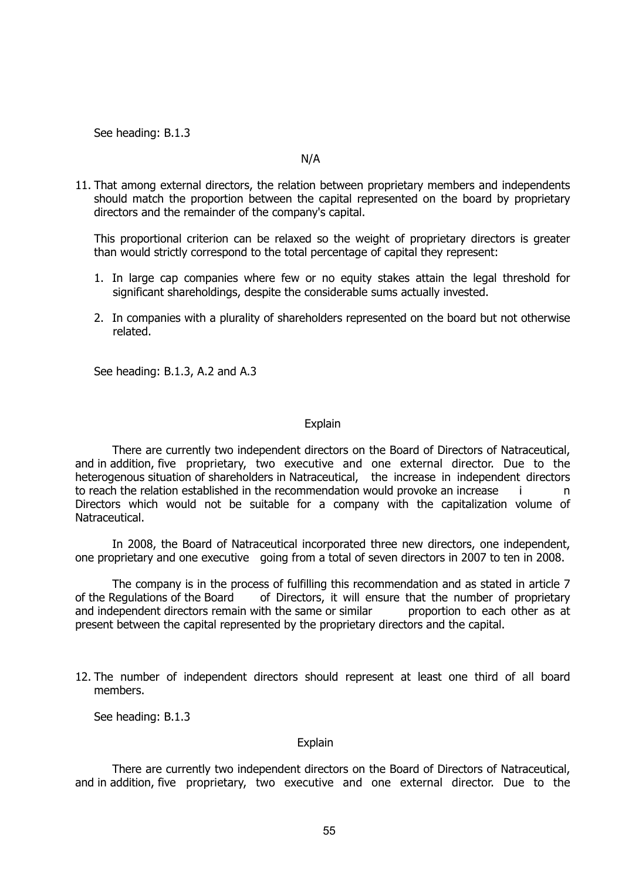See heading: B.1.3

N/A

11. That among external directors, the relation between proprietary members and independents should match the proportion between the capital represented on the board by proprietary directors and the remainder of the company's capital.

   This proportional criterion can be relaxed so the weight of proprietary directors is greater than would strictly correspond to the total percentage of capital they represent:

   1. In large cap companies where few or no equity stakes attain the legal threshold for significant shareholdings, despite the considerable sums actually invested.

   2. In companies with a plurality of shareholders represented on the board but not otherwise related.

   See heading: B.1.3, A.2 and A.3

Explain

There are currently two independent directors on the Board of Directors of Natraceutical, and in addition, five proprietary, two executive and one external director. Due to the heterogenous situation of shareholders in Natraceutical, the increase in independent directors to reach the relation established in the recommendation would provoke an increase in Directors which would not be suitable for a company with the capitalization volume of Natraceutical.

In 2008, the Board of Natraceutical incorporated three new directors, one independent, one proprietary and one executive going from a total of seven directors in 2007 to ten in 2008.

The company is in the process of fulfilling this recommendation and as stated in article 7 of the Regulations of the Board of Directors, it will ensure that the number of proprietary and independent directors remain with the same or similar proportion to each other as at present between the capital represented by the proprietary directors and the capital.

12. The number of independent directors should represent at least one third of all board members.

   See heading: B.1.3

Explain

There are currently two independent directors on the Board of Directors of Natraceutical, and in addition, five proprietary, two executive and one external director. Due to the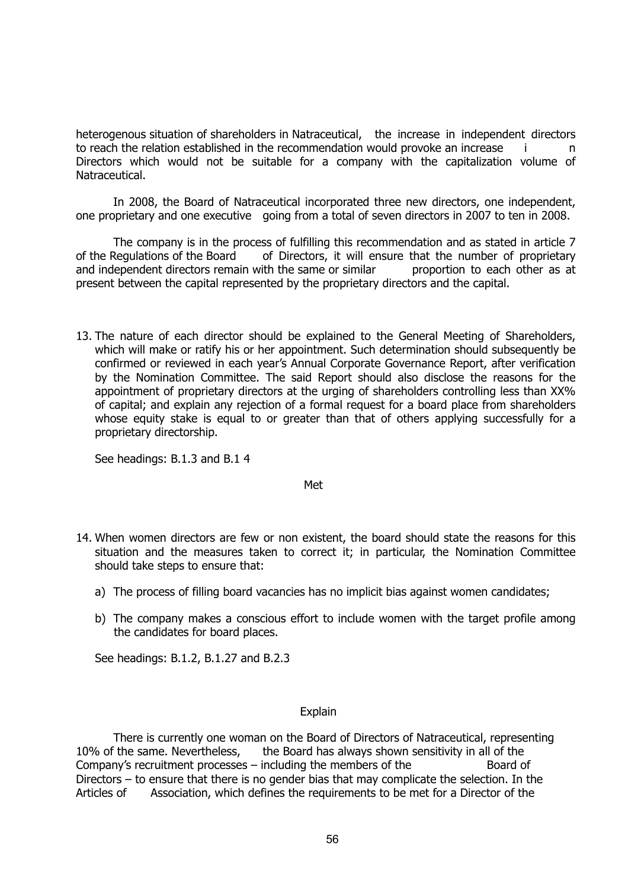heterogenous situation of shareholders in Natraceutical, the increase in independent directors to reach the relation established in the recommendation would provoke an increase in Directors which would not be suitable for a company with the capitalization volume of Natraceutical.

In 2008, the Board of Natraceutical incorporated three new directors, one independent, one proprietary and one executive going from a total of seven directors in 2007 to ten in 2008.

The company is in the process of fulfilling this recommendation and as stated in article 7 of the Regulations of the Board of Directors, it will ensure that the number of proprietary and independent directors remain with the same or similar proportion to each other as at present between the capital represented by the proprietary directors and the capital.

13. The nature of each director should be explained to the General Meeting of Shareholders, which will make or ratify his or her appointment. Such determination should subsequently be confirmed or reviewed in each year's Annual Corporate Governance Report, after verification by the Nomination Committee. The said Report should also disclose the reasons for the appointment of proprietary directors at the urging of shareholders controlling less than XX% of capital; and explain any rejection of a formal request for a board place from shareholders whose equity stake is equal to or greater than that of others applying successfully for a proprietary directorship.

    See headings: B.1.3 and B.1 4

Met

14. When women directors are few or non existent, the board should state the reasons for this situation and the measures taken to correct it; in particular, the Nomination Committee should take steps to ensure that:

    a) The process of filling board vacancies has no implicit bias against women candidates;

    b) The company makes a conscious effort to include women with the target profile among the candidates for board places.

    See headings: B.1.2, B.1.27 and B.2.3

Explain

There is currently one woman on the Board of Directors of Natraceutical, representing 10% of the same. Nevertheless, the Board has always shown sensitivity in all of the Company's recruitment processes – including the members of the Board of Directors – to ensure that there is no gender bias that may complicate the selection. In the Articles of Association, which defines the requirements to be met for a Director of the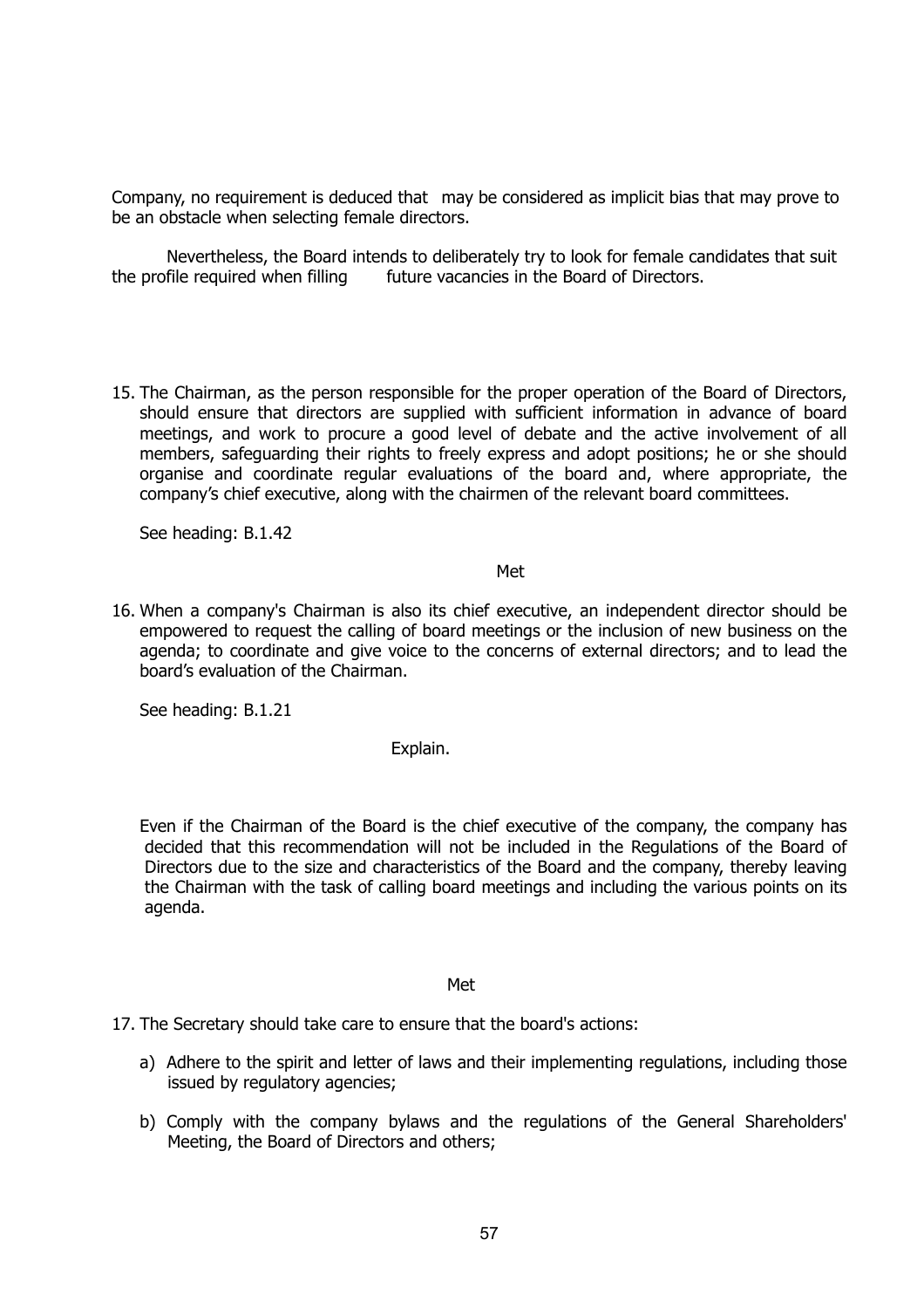Company, no requirement is deduced that may be considered as implicit bias that may prove to be an obstacle when selecting female directors.

Nevertheless, the Board intends to deliberately try to look for female candidates that suit the profile required when filling future vacancies in the Board of Directors.

15. The Chairman, as the person responsible for the proper operation of the Board of Directors, should ensure that directors are supplied with sufficient information in advance of board meetings, and work to procure a good level of debate and the active involvement of all members, safeguarding their rights to freely express and adopt positions; he or she should organise and coordinate regular evaluations of the board and, where appropriate, the company's chief executive, along with the chairmen of the relevant board committees.

    See heading: B.1.42

    Met

16. When a company's Chairman is also its chief executive, an independent director should be empowered to request the calling of board meetings or the inclusion of new business on the agenda; to coordinate and give voice to the concerns of external directors; and to lead the board's evaluation of the Chairman.

    See heading: B.1.21

    Explain.

    Even if the Chairman of the Board is the chief executive of the company, the company has decided that this recommendation will not be included in the Regulations of the Board of Directors due to the size and characteristics of the Board and the company, thereby leaving the Chairman with the task of calling board meetings and including the various points on its agenda.

    Met

17. The Secretary should take care to ensure that the board's actions:

    a) Adhere to the spirit and letter of laws and their implementing regulations, including those issued by regulatory agencies;

    b) Comply with the company bylaws and the regulations of the General Shareholders' Meeting, the Board of Directors and others;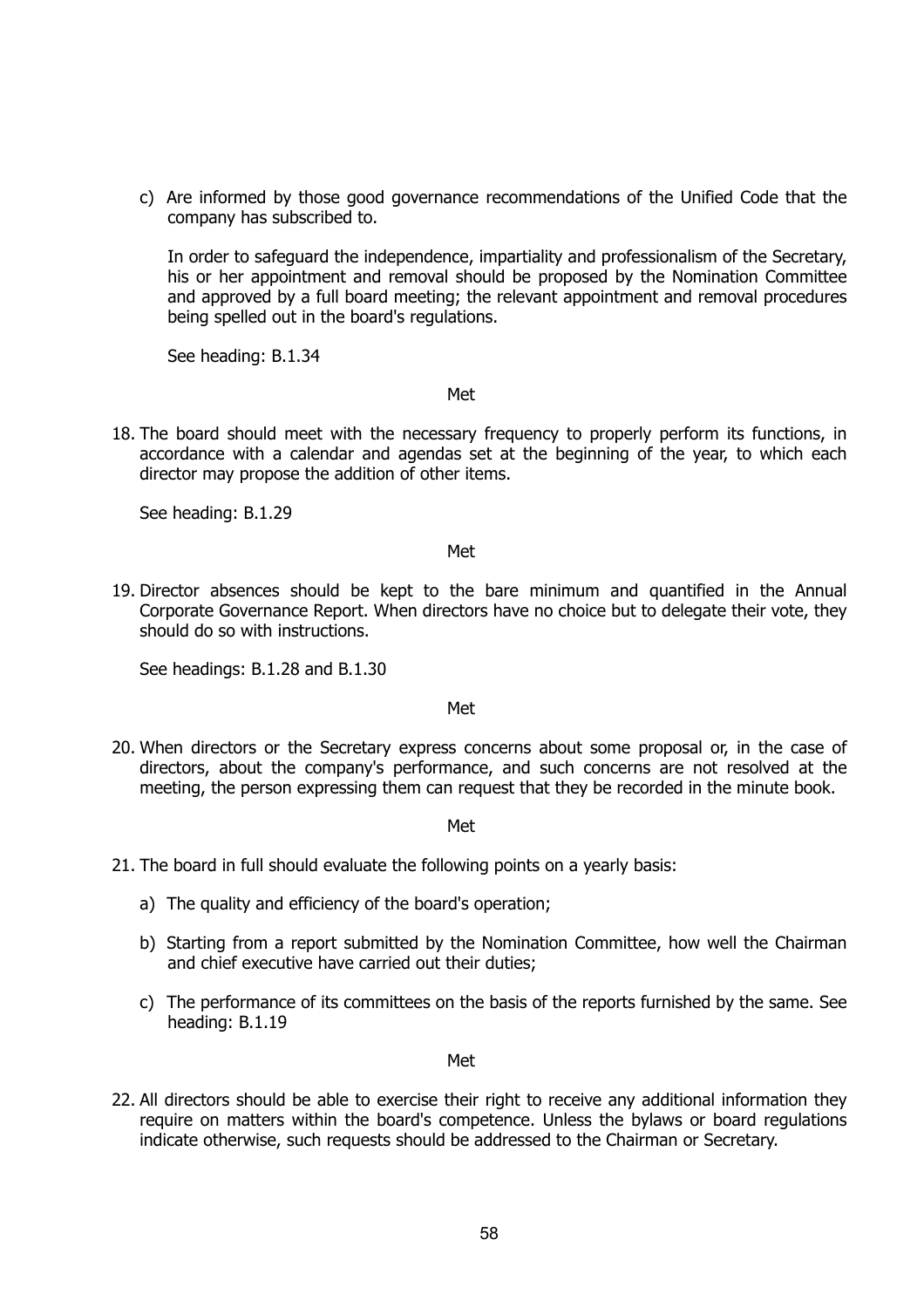c) Are informed by those good governance recommendations of the Unified Code that the company has subscribed to.

   In order to safeguard the independence, impartiality and professionalism of the Secretary, his or her appointment and removal should be proposed by the Nomination Committee and approved by a full board meeting; the relevant appointment and removal procedures being spelled out in the board's regulations.

   See heading: B.1.34

Met

18. The board should meet with the necessary frequency to properly perform its functions, in accordance with a calendar and agendas set at the beginning of the year, to which each director may propose the addition of other items.

    See heading: B.1.29

Met

19. Director absences should be kept to the bare minimum and quantified in the Annual Corporate Governance Report. When directors have no choice but to delegate their vote, they should do so with instructions.

    See headings: B.1.28 and B.1.30

Met

20. When directors or the Secretary express concerns about some proposal or, in the case of directors, about the company's performance, and such concerns are not resolved at the meeting, the person expressing them can request that they be recorded in the minute book.

Met

21. The board in full should evaluate the following points on a yearly basis:

    a) The quality and efficiency of the board's operation;

    b) Starting from a report submitted by the Nomination Committee, how well the Chairman and chief executive have carried out their duties;

    c) The performance of its committees on the basis of the reports furnished by the same. See heading: B.1.19

Met

22. All directors should be able to exercise their right to receive any additional information they require on matters within the board's competence. Unless the bylaws or board regulations indicate otherwise, such requests should be addressed to the Chairman or Secretary.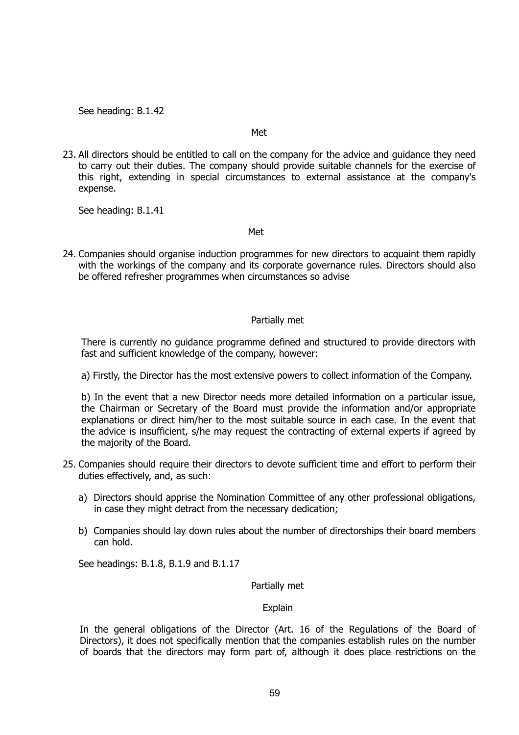See heading: B.1.42

Met

23. All directors should be entitled to call on the company for the advice and guidance they need to carry out their duties. The company should provide suitable channels for the exercise of this right, extending in special circumstances to external assistance at the company's expense.

    See heading: B.1.41

Met

24. Companies should organise induction programmes for new directors to acquaint them rapidly with the workings of the company and its corporate governance rules. Directors should also be offered refresher programmes when circumstances so advise

Partially met

There is currently no guidance programme defined and structured to provide directors with fast and sufficient knowledge of the company, however:

a) Firstly, the Director has the most extensive powers to collect information of the Company.

b) In the event that a new Director needs more detailed information on a particular issue, the Chairman or Secretary of the Board must provide the information and/or appropriate explanations or direct him/her to the most suitable source in each case. In the event that the advice is insufficient, s/he may request the contracting of external experts if agreed by the majority of the Board.

25. Companies should require their directors to devote sufficient time and effort to perform their duties effectively, and, as such:

    a) Directors should apprise the Nomination Committee of any other professional obligations, in case they might detract from the necessary dedication;

    b) Companies should lay down rules about the number of directorships their board members can hold.

    See headings: B.1.8, B.1.9 and B.1.17

Partially met

Explain

In the general obligations of the Director (Art. 16 of the Regulations of the Board of Directors), it does not specifically mention that the companies establish rules on the number of boards that the directors may form part of, although it does place restrictions on the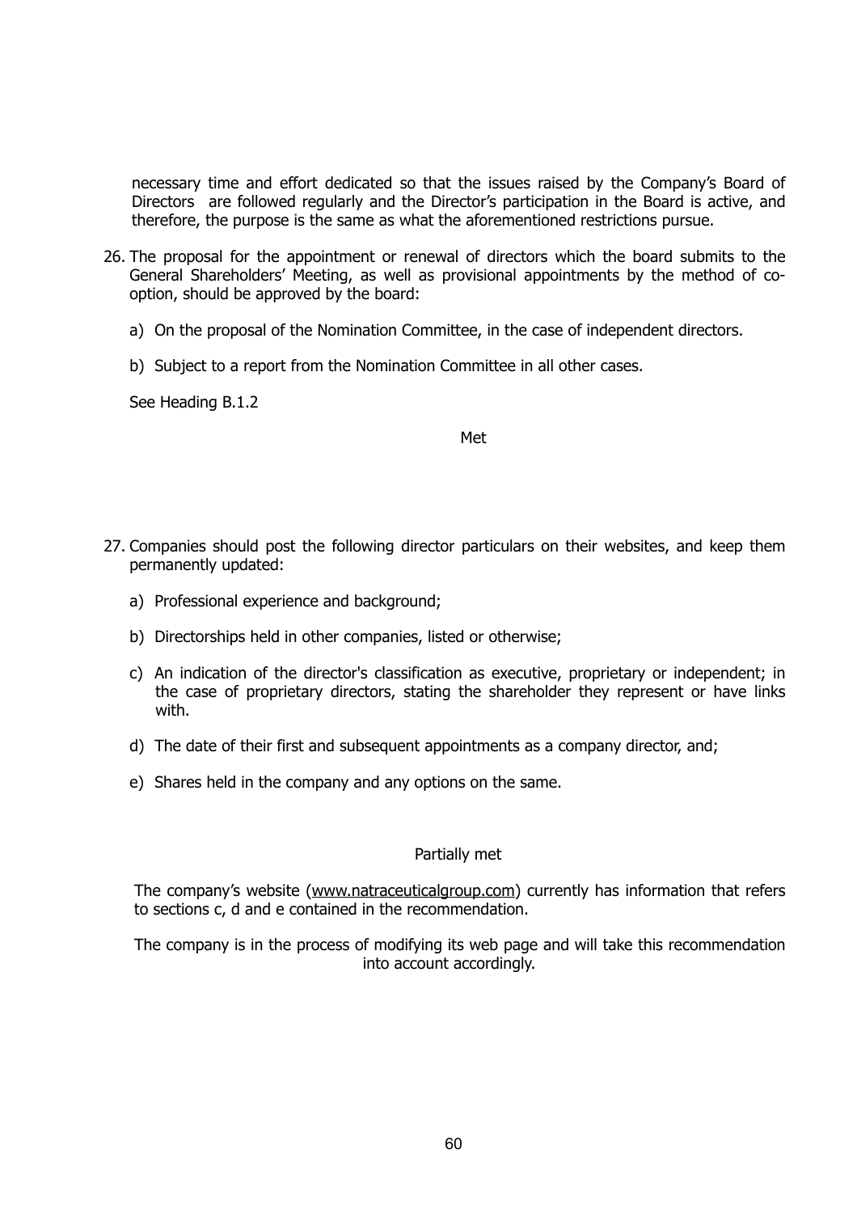necessary time and effort dedicated so that the issues raised by the Company's Board of Directors are followed regularly and the Director's participation in the Board is active, and therefore, the purpose is the same as what the aforementioned restrictions pursue.

26. The proposal for the appointment or renewal of directors which the board submits to the General Shareholders' Meeting, as well as provisional appointments by the method of co-option, should be approved by the board:

    a) On the proposal of the Nomination Committee, in the case of independent directors.

    b) Subject to a report from the Nomination Committee in all other cases.

    See Heading B.1.2

Met

27. Companies should post the following director particulars on their websites, and keep them permanently updated:

    a) Professional experience and background;

    b) Directorships held in other companies, listed or otherwise;

    c) An indication of the director's classification as executive, proprietary or independent; in the case of proprietary directors, stating the shareholder they represent or have links with.

    d) The date of their first and subsequent appointments as a company director, and;

    e) Shares held in the company and any options on the same.

Partially met

The company's website (www.natraceuticalgroup.com) currently has information that refers to sections c, d and e contained in the recommendation.

The company is in the process of modifying its web page and will take this recommendation into account accordingly.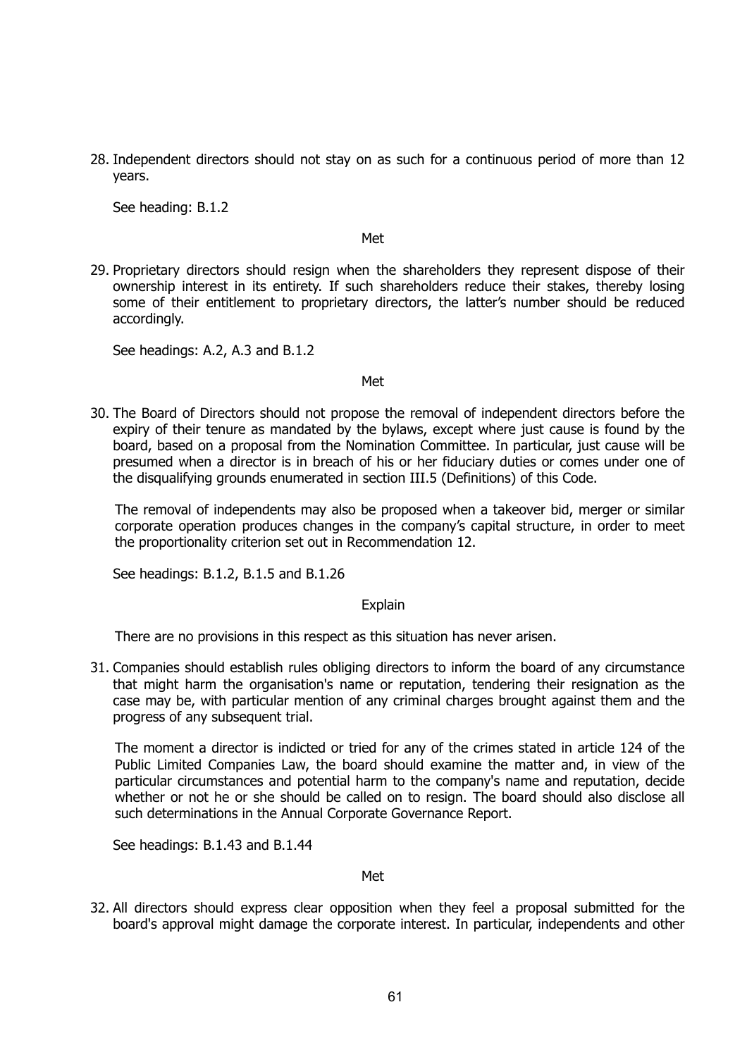28. Independent directors should not stay on as such for a continuous period of more than 12 years.

    See heading: B.1.2

    Met

29. Proprietary directors should resign when the shareholders they represent dispose of their ownership interest in its entirety. If such shareholders reduce their stakes, thereby losing some of their entitlement to proprietary directors, the latter's number should be reduced accordingly.

    See headings: A.2, A.3 and B.1.2

    Met

30. The Board of Directors should not propose the removal of independent directors before the expiry of their tenure as mandated by the bylaws, except where just cause is found by the board, based on a proposal from the Nomination Committee. In particular, just cause will be presumed when a director is in breach of his or her fiduciary duties or comes under one of the disqualifying grounds enumerated in section III.5 (Definitions) of this Code.

    The removal of independents may also be proposed when a takeover bid, merger or similar corporate operation produces changes in the company's capital structure, in order to meet the proportionality criterion set out in Recommendation 12.

    See headings: B.1.2, B.1.5 and B.1.26

    Explain

    There are no provisions in this respect as this situation has never arisen.

31. Companies should establish rules obliging directors to inform the board of any circumstance that might harm the organisation's name or reputation, tendering their resignation as the case may be, with particular mention of any criminal charges brought against them and the progress of any subsequent trial.

    The moment a director is indicted or tried for any of the crimes stated in article 124 of the Public Limited Companies Law, the board should examine the matter and, in view of the particular circumstances and potential harm to the company's name and reputation, decide whether or not he or she should be called on to resign. The board should also disclose all such determinations in the Annual Corporate Governance Report.

    See headings: B.1.43 and B.1.44

    Met

32. All directors should express clear opposition when they feel a proposal submitted for the board's approval might damage the corporate interest. In particular, independents and other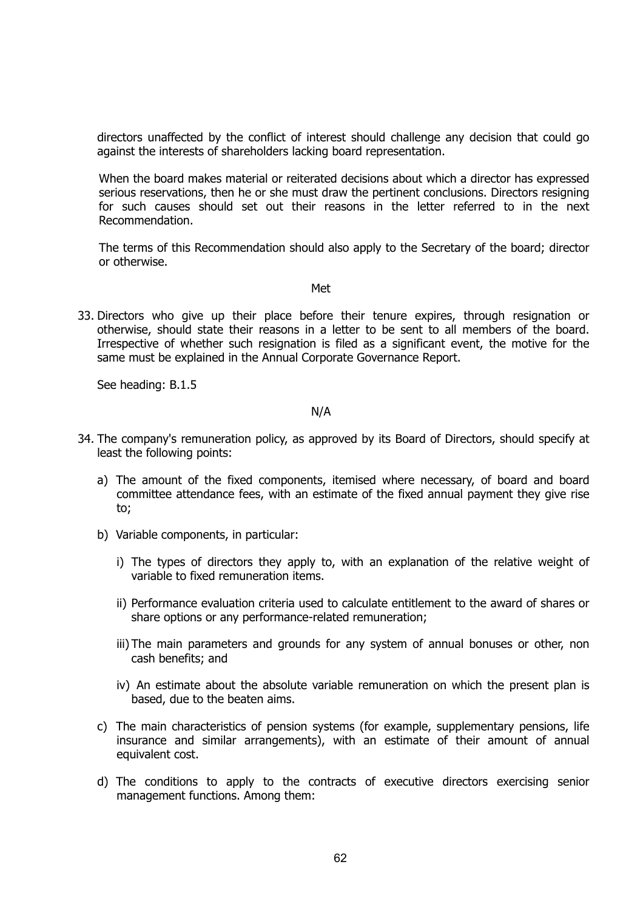directors unaffected by the conflict of interest should challenge any decision that could go against the interests of shareholders lacking board representation.

When the board makes material or reiterated decisions about which a director has expressed serious reservations, then he or she must draw the pertinent conclusions. Directors resigning for such causes should set out their reasons in the letter referred to in the next Recommendation.

The terms of this Recommendation should also apply to the Secretary of the board; director or otherwise.

Met

33. Directors who give up their place before their tenure expires, through resignation or otherwise, should state their reasons in a letter to be sent to all members of the board. Irrespective of whether such resignation is filed as a significant event, the motive for the same must be explained in the Annual Corporate Governance Report.

See heading: B.1.5

N/A

34. The company's remuneration policy, as approved by its Board of Directors, should specify at least the following points:

    a) The amount of the fixed components, itemised where necessary, of board and board committee attendance fees, with an estimate of the fixed annual payment they give rise to;

    b) Variable components, in particular:

        i) The types of directors they apply to, with an explanation of the relative weight of variable to fixed remuneration items.

        ii) Performance evaluation criteria used to calculate entitlement to the award of shares or share options or any performance-related remuneration;

        iii) The main parameters and grounds for any system of annual bonuses or other, non cash benefits; and

        iv) An estimate about the absolute variable remuneration on which the present plan is based, due to the beaten aims.

    c) The main characteristics of pension systems (for example, supplementary pensions, life insurance and similar arrangements), with an estimate of their amount of annual equivalent cost.

    d) The conditions to apply to the contracts of executive directors exercising senior management functions. Among them: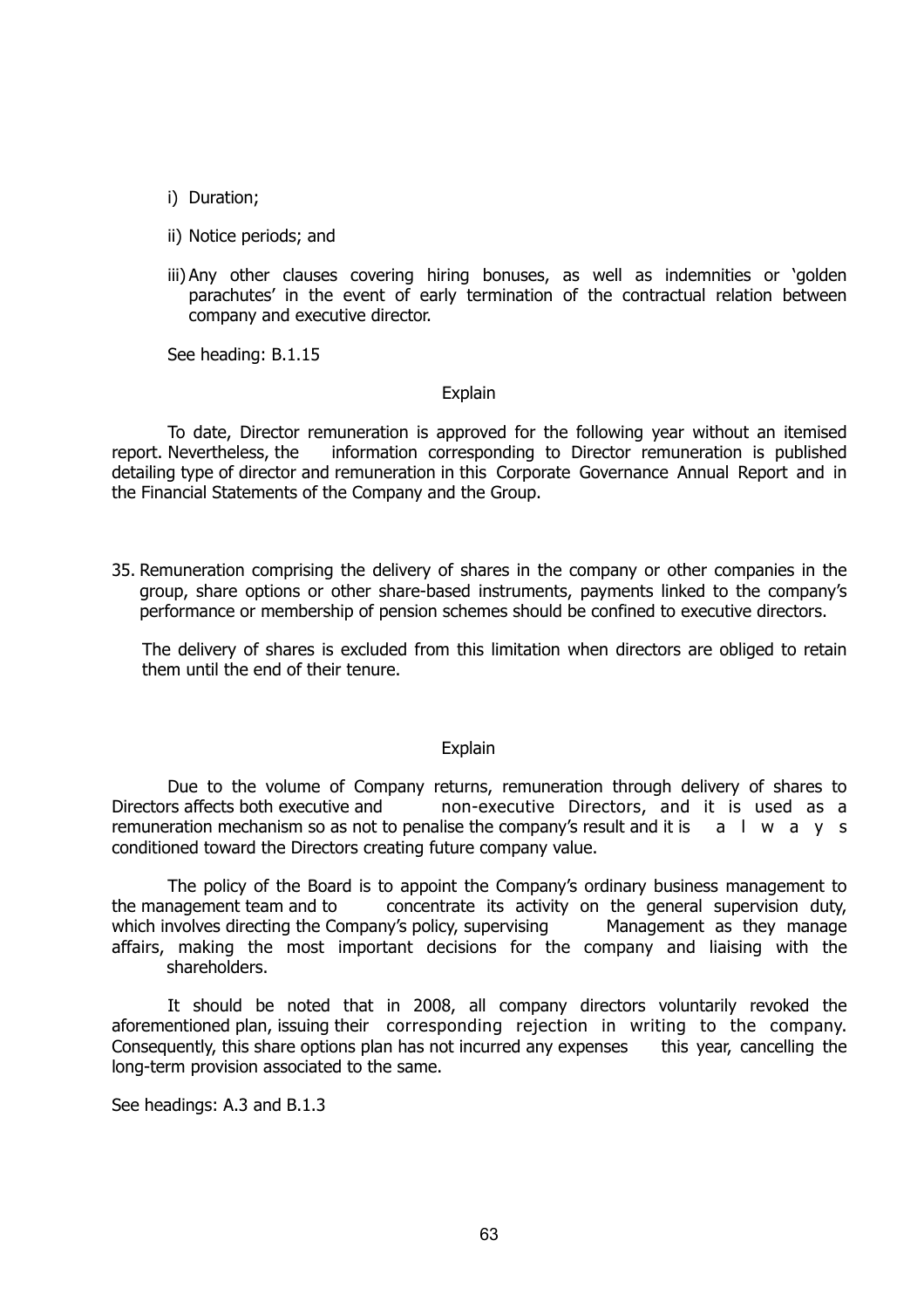i) Duration;

ii) Notice periods; and

iii) Any other clauses covering hiring bonuses, as well as indemnities or 'golden parachutes' in the event of early termination of the contractual relation between company and executive director.

See heading: B.1.15

Explain

To date, Director remuneration is approved for the following year without an itemised report. Nevertheless, the information corresponding to Director remuneration is published detailing type of director and remuneration in this Corporate Governance Annual Report and in the Financial Statements of the Company and the Group.

35. Remuneration comprising the delivery of shares in the company or other companies in the group, share options or other share-based instruments, payments linked to the company's performance or membership of pension schemes should be confined to executive directors.

    The delivery of shares is excluded from this limitation when directors are obliged to retain them until the end of their tenure.

Explain

Due to the volume of Company returns, remuneration through delivery of shares to Directors affects both executive and non-executive Directors, and it is used as a remuneration mechanism so as not to penalise the company's result and it is always conditioned toward the Directors creating future company value.

The policy of the Board is to appoint the Company's ordinary business management to the management team and to concentrate its activity on the general supervision duty, which involves directing the Company's policy, supervising Management as they manage affairs, making the most important decisions for the company and liaising with the shareholders.

It should be noted that in 2008, all company directors voluntarily revoked the aforementioned plan, issuing their corresponding rejection in writing to the company. Consequently, this share options plan has not incurred any expenses this year, cancelling the long-term provision associated to the same.

See headings: A.3 and B.1.3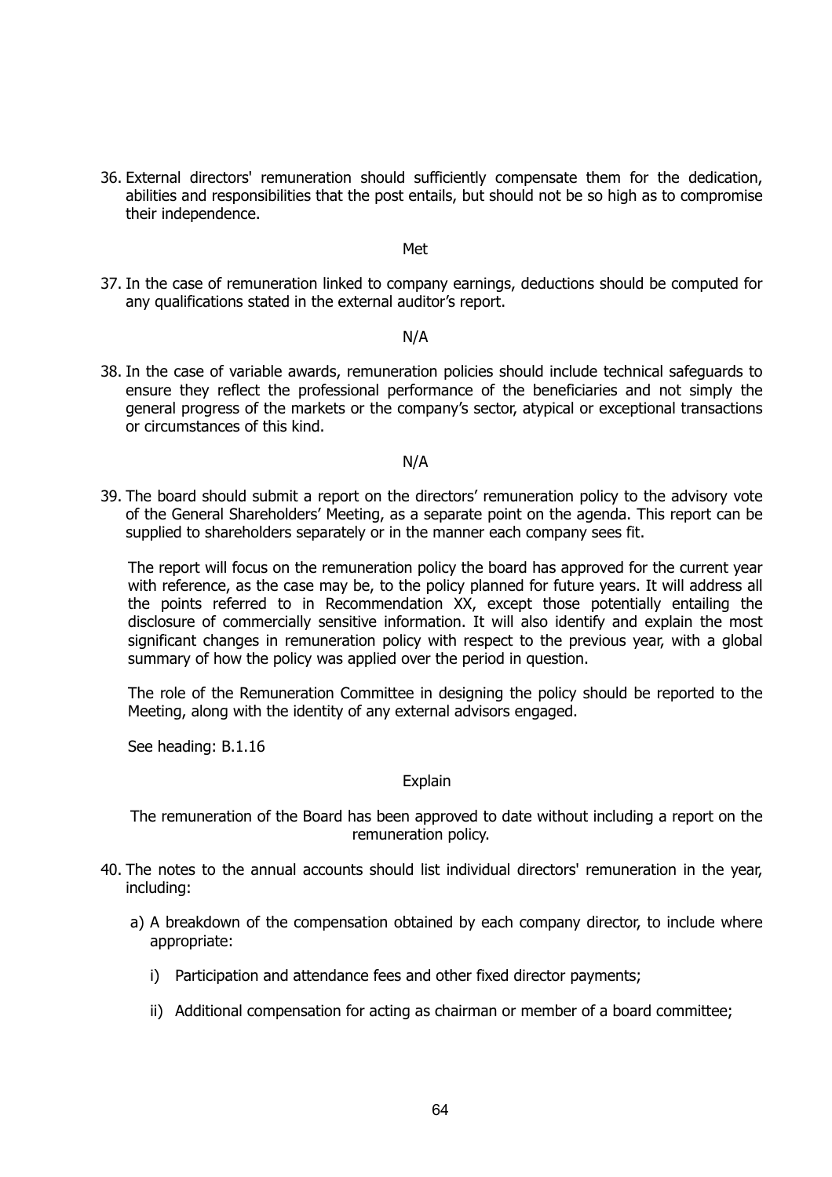36. External directors' remuneration should sufficiently compensate them for the dedication, abilities and responsibilities that the post entails, but should not be so high as to compromise their independence.

Met

37. In the case of remuneration linked to company earnings, deductions should be computed for any qualifications stated in the external auditor's report.

N/A

38. In the case of variable awards, remuneration policies should include technical safeguards to ensure they reflect the professional performance of the beneficiaries and not simply the general progress of the markets or the company's sector, atypical or exceptional transactions or circumstances of this kind.

N/A

39. The board should submit a report on the directors' remuneration policy to the advisory vote of the General Shareholders' Meeting, as a separate point on the agenda. This report can be supplied to shareholders separately or in the manner each company sees fit.

    The report will focus on the remuneration policy the board has approved for the current year with reference, as the case may be, to the policy planned for future years. It will address all the points referred to in Recommendation XX, except those potentially entailing the disclosure of commercially sensitive information. It will also identify and explain the most significant changes in remuneration policy with respect to the previous year, with a global summary of how the policy was applied over the period in question.

    The role of the Remuneration Committee in designing the policy should be reported to the Meeting, along with the identity of any external advisors engaged.

    See heading: B.1.16

Explain

The remuneration of the Board has been approved to date without including a report on the remuneration policy.

40. The notes to the annual accounts should list individual directors' remuneration in the year, including:

    a) A breakdown of the compensation obtained by each company director, to include where appropriate:

        i) Participation and attendance fees and other fixed director payments;

        ii) Additional compensation for acting as chairman or member of a board committee;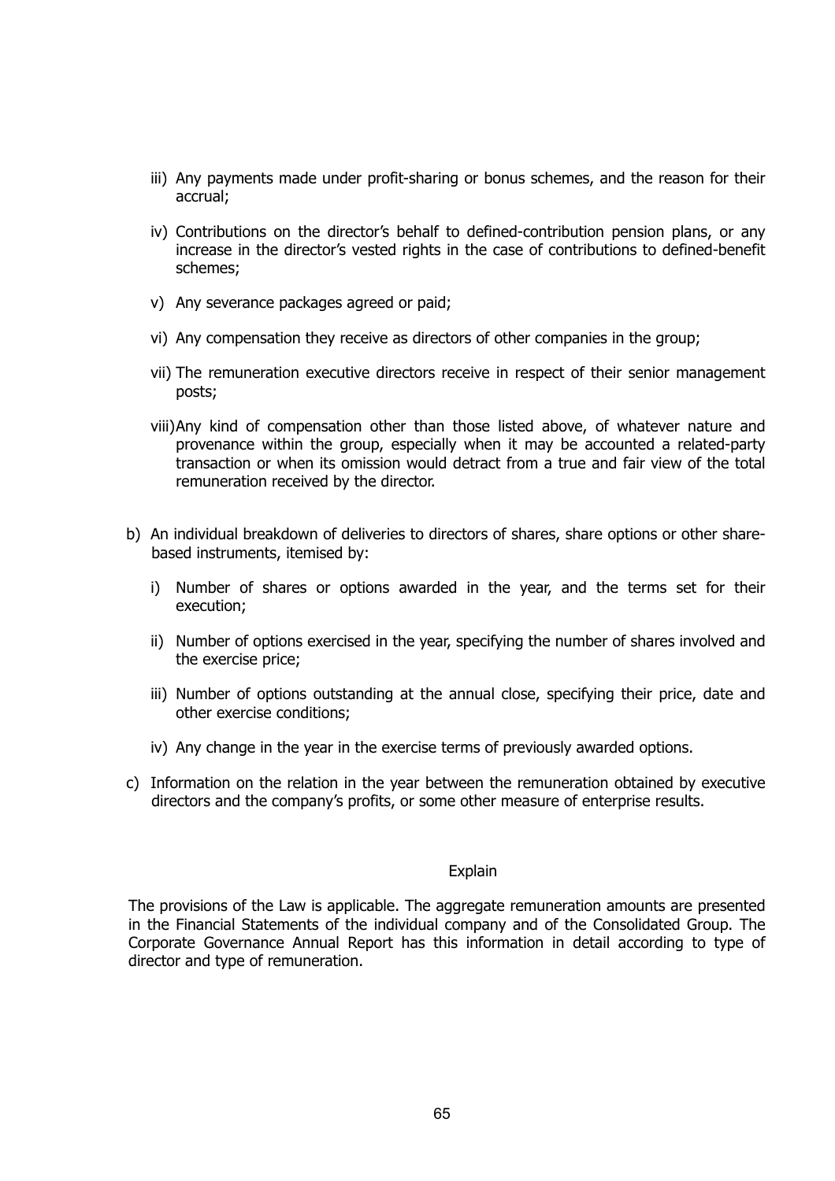iii) Any payments made under profit-sharing or bonus schemes, and the reason for their accrual;

iv) Contributions on the director's behalf to defined-contribution pension plans, or any increase in the director's vested rights in the case of contributions to defined-benefit schemes;

v) Any severance packages agreed or paid;

vi) Any compensation they receive as directors of other companies in the group;

vii) The remuneration executive directors receive in respect of their senior management posts;

viii) Any kind of compensation other than those listed above, of whatever nature and provenance within the group, especially when it may be accounted a related-party transaction or when its omission would detract from a true and fair view of the total remuneration received by the director.

b) An individual breakdown of deliveries to directors of shares, share options or other share-based instruments, itemised by:

   i) Number of shares or options awarded in the year, and the terms set for their execution;

   ii) Number of options exercised in the year, specifying the number of shares involved and the exercise price;

   iii) Number of options outstanding at the annual close, specifying their price, date and other exercise conditions;

   iv) Any change in the year in the exercise terms of previously awarded options.

c) Information on the relation in the year between the remuneration obtained by executive directors and the company's profits, or some other measure of enterprise results.

Explain

The provisions of the Law is applicable. The aggregate remuneration amounts are presented in the Financial Statements of the individual company and of the Consolidated Group. The Corporate Governance Annual Report has this information in detail according to type of director and type of remuneration.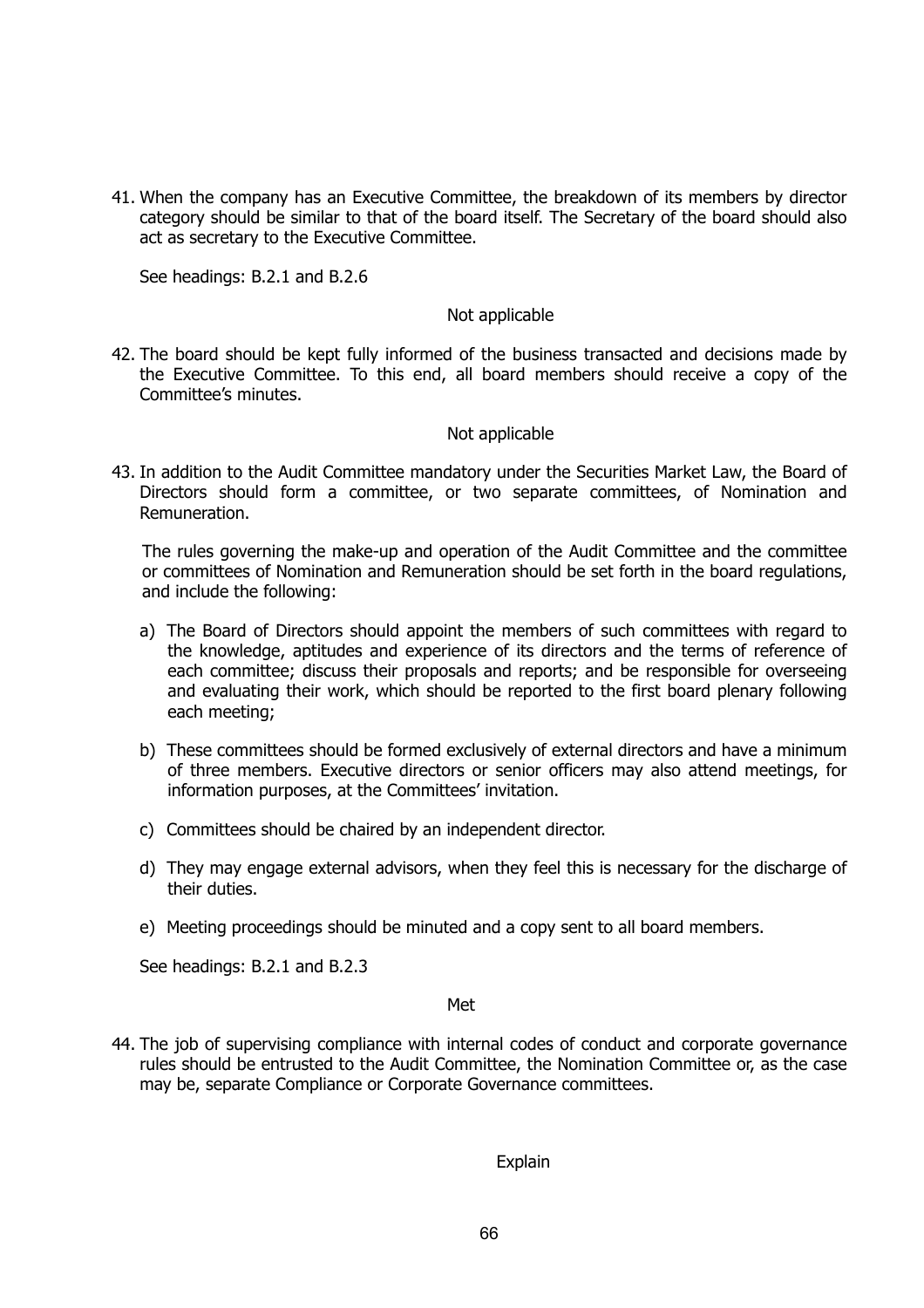41. When the company has an Executive Committee, the breakdown of its members by director category should be similar to that of the board itself. The Secretary of the board should also act as secretary to the Executive Committee.

    See headings: B.2.1 and B.2.6

    Not applicable

42. The board should be kept fully informed of the business transacted and decisions made by the Executive Committee. To this end, all board members should receive a copy of the Committee's minutes.

    Not applicable

43. In addition to the Audit Committee mandatory under the Securities Market Law, the Board of Directors should form a committee, or two separate committees, of Nomination and Remuneration.

    The rules governing the make-up and operation of the Audit Committee and the committee or committees of Nomination and Remuneration should be set forth in the board regulations, and include the following:

    a) The Board of Directors should appoint the members of such committees with regard to the knowledge, aptitudes and experience of its directors and the terms of reference of each committee; discuss their proposals and reports; and be responsible for overseeing and evaluating their work, which should be reported to the first board plenary following each meeting;

    b) These committees should be formed exclusively of external directors and have a minimum of three members. Executive directors or senior officers may also attend meetings, for information purposes, at the Committees' invitation.

    c) Committees should be chaired by an independent director.

    d) They may engage external advisors, when they feel this is necessary for the discharge of their duties.

    e) Meeting proceedings should be minuted and a copy sent to all board members.

    See headings: B.2.1 and B.2.3

    Met

44. The job of supervising compliance with internal codes of conduct and corporate governance rules should be entrusted to the Audit Committee, the Nomination Committee or, as the case may be, separate Compliance or Corporate Governance committees.

    Explain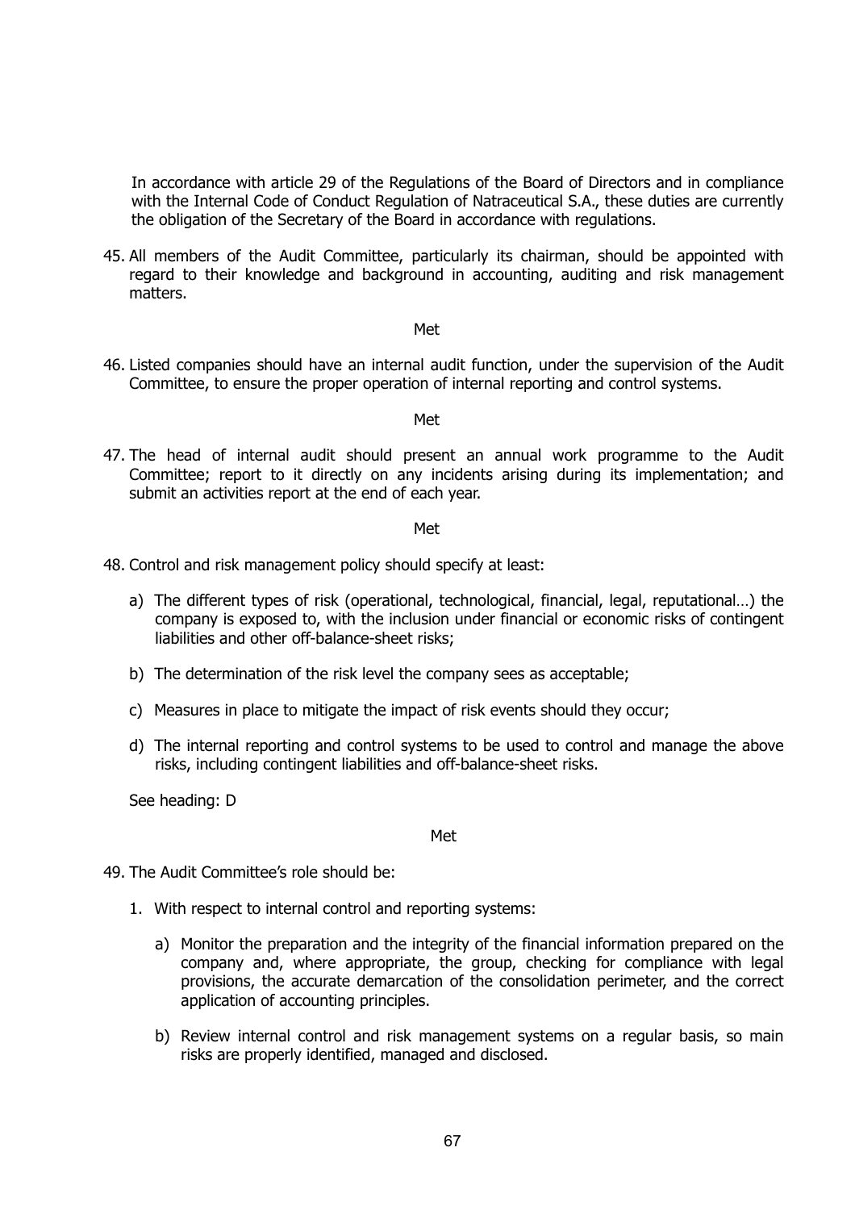In accordance with article 29 of the Regulations of the Board of Directors and in compliance with the Internal Code of Conduct Regulation of Natraceutical S.A., these duties are currently the obligation of the Secretary of the Board in accordance with regulations.

45. All members of the Audit Committee, particularly its chairman, should be appointed with regard to their knowledge and background in accounting, auditing and risk management matters.

Met

46. Listed companies should have an internal audit function, under the supervision of the Audit Committee, to ensure the proper operation of internal reporting and control systems.

Met

47. The head of internal audit should present an annual work programme to the Audit Committee; report to it directly on any incidents arising during its implementation; and submit an activities report at the end of each year.

Met

48. Control and risk management policy should specify at least:

    a) The different types of risk (operational, technological, financial, legal, reputational…) the company is exposed to, with the inclusion under financial or economic risks of contingent liabilities and other off-balance-sheet risks;

    b) The determination of the risk level the company sees as acceptable;

    c) Measures in place to mitigate the impact of risk events should they occur;

    d) The internal reporting and control systems to be used to control and manage the above risks, including contingent liabilities and off-balance-sheet risks.

    See heading: D

Met

49. The Audit Committee's role should be:

    1. With respect to internal control and reporting systems:

        a) Monitor the preparation and the integrity of the financial information prepared on the company and, where appropriate, the group, checking for compliance with legal provisions, the accurate demarcation of the consolidation perimeter, and the correct application of accounting principles.

        b) Review internal control and risk management systems on a regular basis, so main risks are properly identified, managed and disclosed.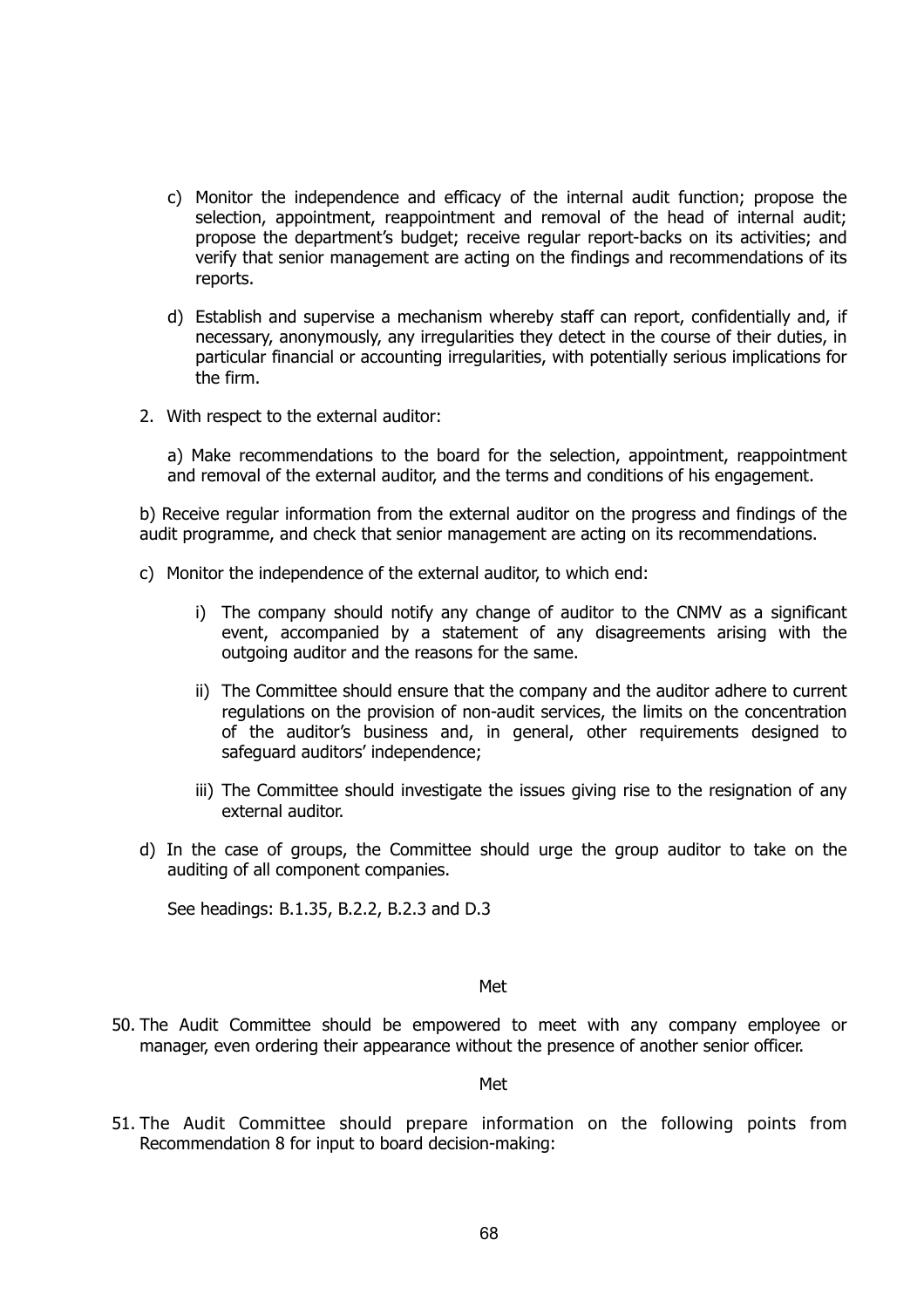c) Monitor the independence and efficacy of the internal audit function; propose the selection, appointment, reappointment and removal of the head of internal audit; propose the department's budget; receive regular report-backs on its activities; and verify that senior management are acting on the findings and recommendations of its reports.

d) Establish and supervise a mechanism whereby staff can report, confidentially and, if necessary, anonymously, any irregularities they detect in the course of their duties, in particular financial or accounting irregularities, with potentially serious implications for the firm.

2. With respect to the external auditor:

a) Make recommendations to the board for the selection, appointment, reappointment and removal of the external auditor, and the terms and conditions of his engagement.

b) Receive regular information from the external auditor on the progress and findings of the audit programme, and check that senior management are acting on its recommendations.

c) Monitor the independence of the external auditor, to which end:

   i) The company should notify any change of auditor to the CNMV as a significant event, accompanied by a statement of any disagreements arising with the outgoing auditor and the reasons for the same.

   ii) The Committee should ensure that the company and the auditor adhere to current regulations on the provision of non-audit services, the limits on the concentration of the auditor's business and, in general, other requirements designed to safeguard auditors' independence;

   iii) The Committee should investigate the issues giving rise to the resignation of any external auditor.

d) In the case of groups, the Committee should urge the group auditor to take on the auditing of all component companies.

See headings: B.1.35, B.2.2, B.2.3 and D.3

Met

50. The Audit Committee should be empowered to meet with any company employee or manager, even ordering their appearance without the presence of another senior officer.

Met

51. The Audit Committee should prepare information on the following points from Recommendation 8 for input to board decision-making: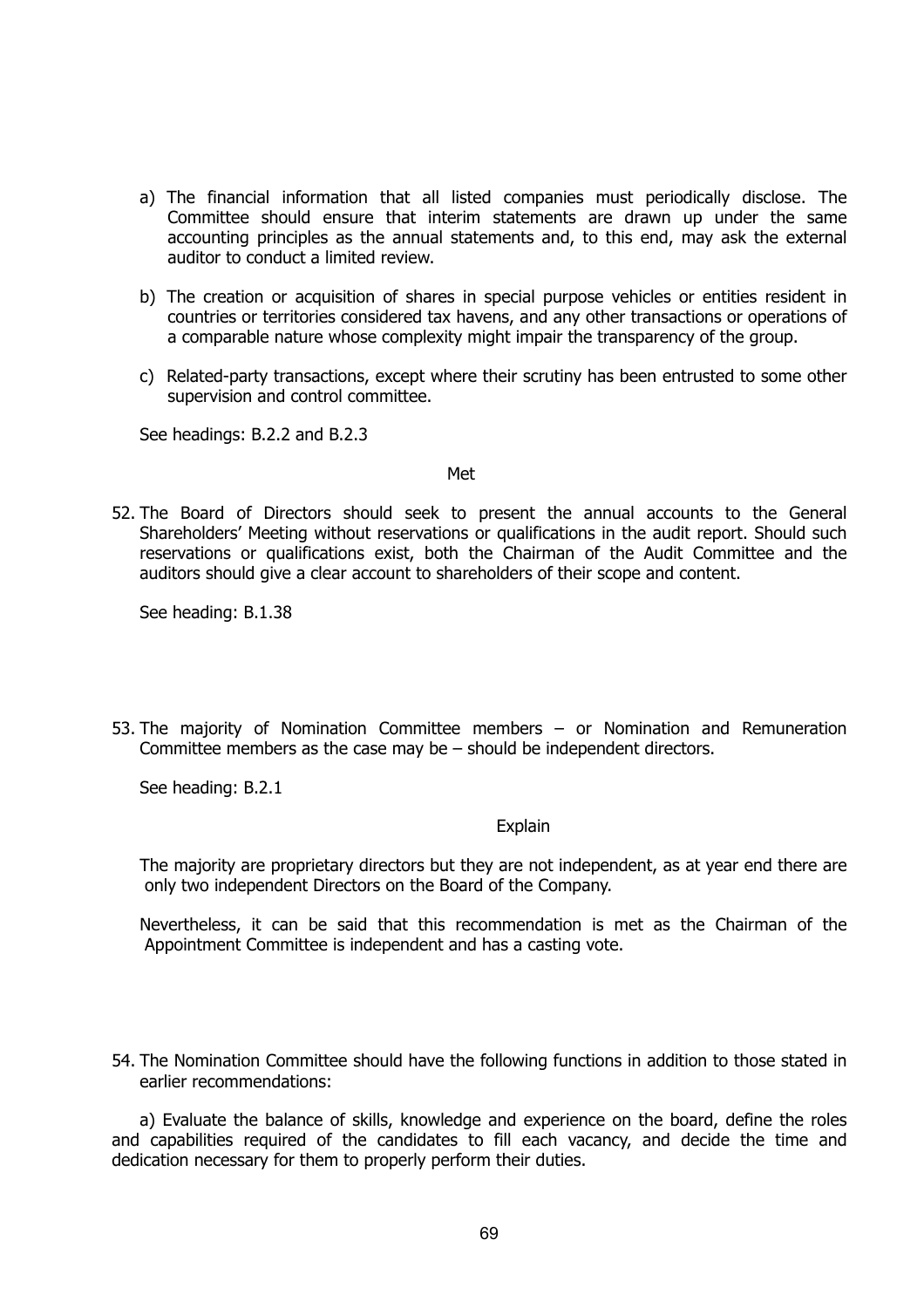a) The financial information that all listed companies must periodically disclose. The Committee should ensure that interim statements are drawn up under the same accounting principles as the annual statements and, to this end, may ask the external auditor to conduct a limited review.

b) The creation or acquisition of shares in special purpose vehicles or entities resident in countries or territories considered tax havens, and any other transactions or operations of a comparable nature whose complexity might impair the transparency of the group.

c) Related-party transactions, except where their scrutiny has been entrusted to some other supervision and control committee.

See headings: B.2.2 and B.2.3

Met

52. The Board of Directors should seek to present the annual accounts to the General Shareholders' Meeting without reservations or qualifications in the audit report. Should such reservations or qualifications exist, both the Chairman of the Audit Committee and the auditors should give a clear account to shareholders of their scope and content.

See heading: B.1.38

53. The majority of Nomination Committee members – or Nomination and Remuneration Committee members as the case may be – should be independent directors.

See heading: B.2.1

Explain

The majority are proprietary directors but they are not independent, as at year end there are only two independent Directors on the Board of the Company.

Nevertheless, it can be said that this recommendation is met as the Chairman of the Appointment Committee is independent and has a casting vote.

54. The Nomination Committee should have the following functions in addition to those stated in earlier recommendations:

a) Evaluate the balance of skills, knowledge and experience on the board, define the roles and capabilities required of the candidates to fill each vacancy, and decide the time and dedication necessary for them to properly perform their duties.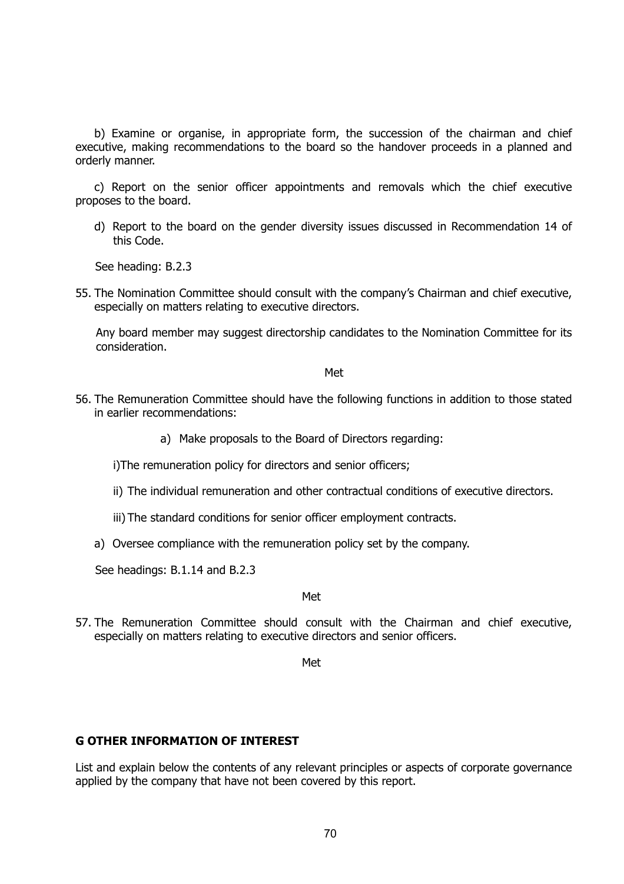b) Examine or organise, in appropriate form, the succession of the chairman and chief executive, making recommendations to the board so the handover proceeds in a planned and orderly manner.

c) Report on the senior officer appointments and removals which the chief executive proposes to the board.

d) Report to the board on the gender diversity issues discussed in Recommendation 14 of this Code.

See heading: B.2.3

55. The Nomination Committee should consult with the company's Chairman and chief executive, especially on matters relating to executive directors.

    Any board member may suggest directorship candidates to the Nomination Committee for its consideration.

Met

56. The Remuneration Committee should have the following functions in addition to those stated in earlier recommendations:

    a) Make proposals to the Board of Directors regarding:

    i)The remuneration policy for directors and senior officers;

    ii) The individual remuneration and other contractual conditions of executive directors.

    iii) The standard conditions for senior officer employment contracts.

    a) Oversee compliance with the remuneration policy set by the company.

    See headings: B.1.14 and B.2.3

Met

57. The Remuneration Committee should consult with the Chairman and chief executive, especially on matters relating to executive directors and senior officers.

Met

**G OTHER INFORMATION OF INTEREST**

List and explain below the contents of any relevant principles or aspects of corporate governance applied by the company that have not been covered by this report.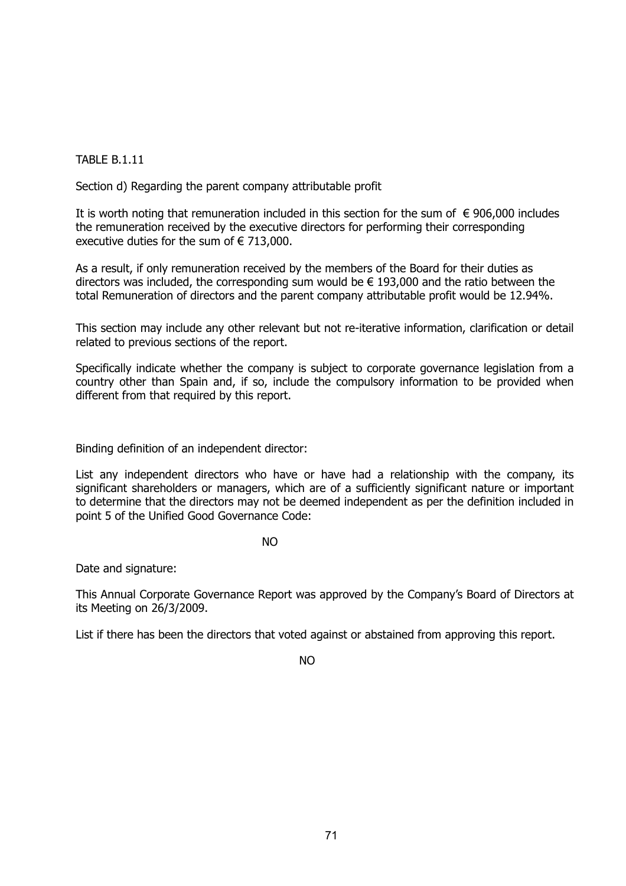TABLE B.1.11

Section d) Regarding the parent company attributable profit

It is worth noting that remuneration included in this section for the sum of € 906,000 includes the remuneration received by the executive directors for performing their corresponding executive duties for the sum of € 713,000.

As a result, if only remuneration received by the members of the Board for their duties as directors was included, the corresponding sum would be € 193,000 and the ratio between the total Remuneration of directors and the parent company attributable profit would be 12.94%.

This section may include any other relevant but not re-iterative information, clarification or detail related to previous sections of the report.

Specifically indicate whether the company is subject to corporate governance legislation from a country other than Spain and, if so, include the compulsory information to be provided when different from that required by this report.

Binding definition of an independent director:

List any independent directors who have or have had a relationship with the company, its significant shareholders or managers, which are of a sufficiently significant nature or important to determine that the directors may not be deemed independent as per the definition included in point 5 of the Unified Good Governance Code:

NO

Date and signature:

This Annual Corporate Governance Report was approved by the Company's Board of Directors at its Meeting on 26/3/2009.

List if there has been the directors that voted against or abstained from approving this report.

NO